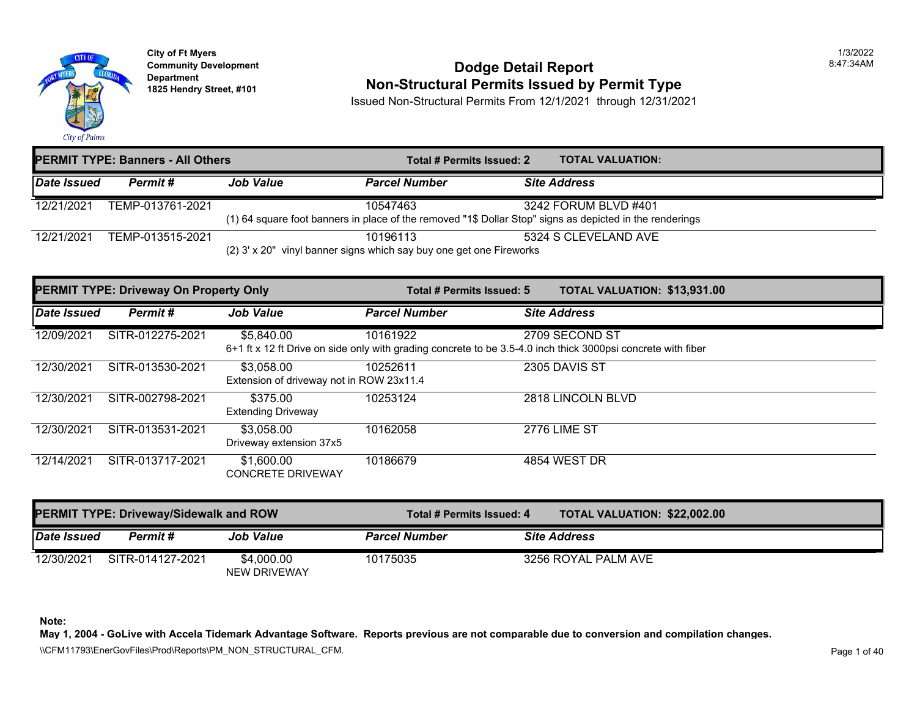City of Ft Myers
Community Development Department
1825 Hendry Street, #101

1/3/2022
8:47:34AM

# Dodge Detail Report
## Non-Structural Permits Issued by Permit Type

Issued Non-Structural Permits From 12/1/2021 through 12/31/2021

**PERMIT TYPE: Banners - All Others** | **Total # Permits Issued: 2** | **TOTAL VALUATION:**

| Date Issued | Permit # | Job Value | Parcel Number | Site Address |
|---|---|---|---|---|
| 12/21/2021 | TEMP-013761-2021 | | 10547463 | 3242 FORUM BLVD #401 |
| | | (1) 64 square foot banners in place of the removed "1$ Dollar Stop" signs as depicted in the renderings | | |
| 12/21/2021 | TEMP-013515-2021 | | 10196113 | 5324 S CLEVELAND AVE |
| | | (2) 3' x 20" vinyl banner signs which say buy one get one Fireworks | | |

**PERMIT TYPE: Driveway On Property Only** | **Total # Permits Issued: 5** | **TOTAL VALUATION: $13,931.00**

| Date Issued | Permit # | Job Value | Parcel Number | Site Address |
|---|---|---|---|---|
| 12/09/2021 | SITR-012275-2021 | $5,840.00 | 10161922 | 2709 SECOND ST |
| | | 6+1 ft x 12 ft Drive on side only with grading concrete to be 3.5-4.0 inch thick 3000psi concrete with fiber | | |
| 12/30/2021 | SITR-013530-2021 | $3,058.00 | 10252611 | 2305 DAVIS ST |
| | | Extension of driveway not in ROW 23x11.4 | | |
| 12/30/2021 | SITR-002798-2021 | $375.00 | 10253124 | 2818 LINCOLN BLVD |
| | | Extending Driveway | | |
| 12/30/2021 | SITR-013531-2021 | $3,058.00 | 10162058 | 2776 LIME ST |
| | | Driveway extension 37x5 | | |
| 12/14/2021 | SITR-013717-2021 | $1,600.00 | 10186679 | 4854 WEST DR |
| | | CONCRETE DRIVEWAY | | |

**PERMIT TYPE: Driveway/Sidewalk and ROW** | **Total # Permits Issued: 4** | **TOTAL VALUATION: $22,002.00**

| Date Issued | Permit # | Job Value | Parcel Number | Site Address |
|---|---|---|---|---|
| 12/30/2021 | SITR-014127-2021 | $4,000.00 | 10175035 | 3256 ROYAL PALM AVE |
| | | NEW DRIVEWAY | | |

**Note:**
**May 1, 2004 - GoLive with Accela Tidemark Advantage Software. Reports previous are not comparable due to conversion and compilation changes.**

\\CFM11793\EnerGovFiles\Prod\Reports\PM_NON_STRUCTURAL_CFM.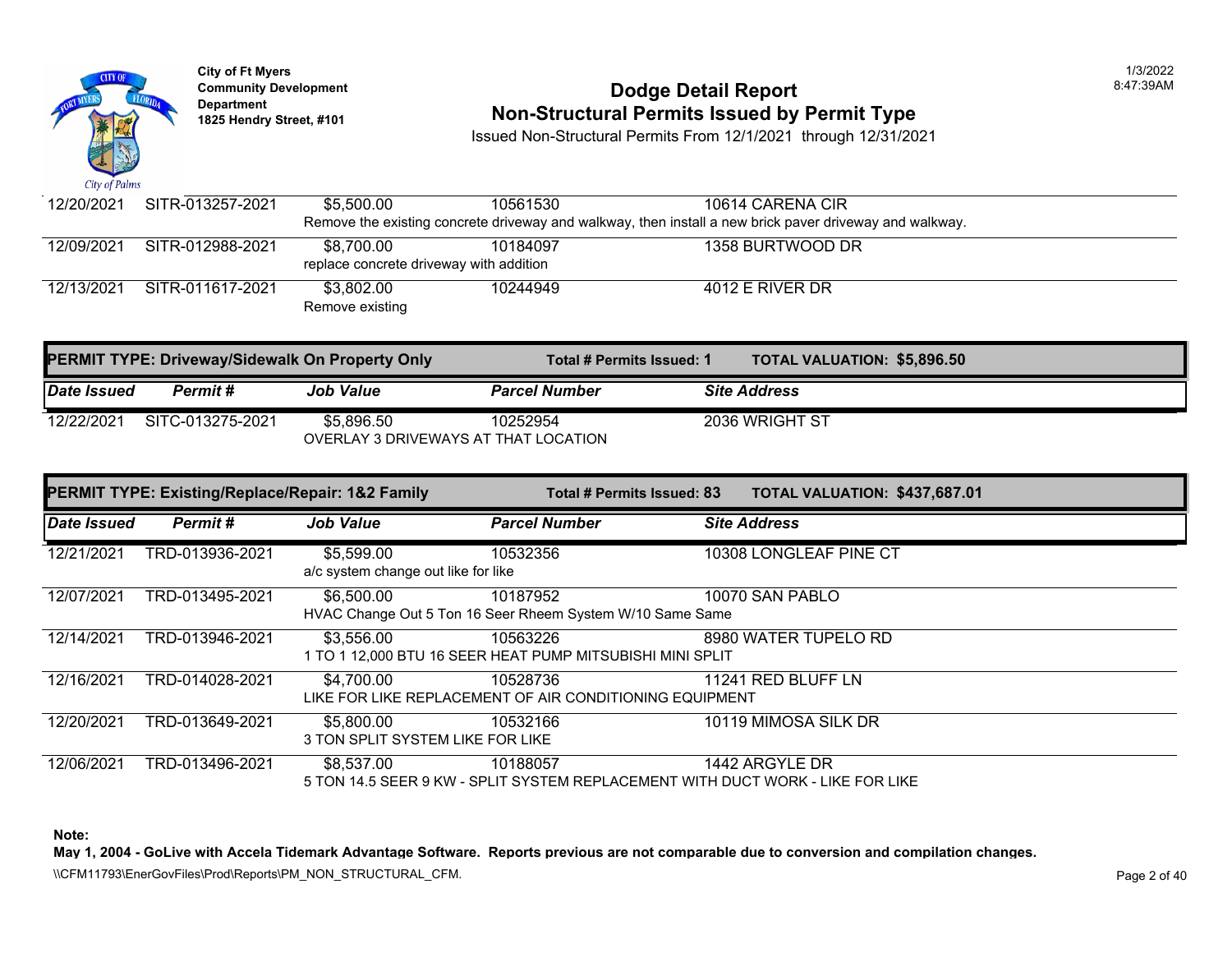| | | | | |
|---|---|---|---|---|
| 12/20/2021 | SITR-013257-2021 | $5,500.00 | 10561530 | 10614 CARENA CIR |
| | | Remove the existing concrete driveway and walkway, then install a new brick paver driveway and walkway. | | |
| 12/09/2021 | SITR-012988-2021 | $8,700.00 | 10184097 | 1358 BURTWOOD DR |
| | | replace concrete driveway with addition | | |
| 12/13/2021 | SITR-011617-2021 | $3,802.00 | 10244949 | 4012 E RIVER DR |
| | | Remove existing | | |

**PERMIT TYPE: Driveway/Sidewalk On Property Only** — **Total # Permits Issued: 1** — **TOTAL VALUATION: $5,896.50**

| *Date Issued* | *Permit #* | *Job Value* | *Parcel Number* | *Site Address* |
|---|---|---|---|---|
| 12/22/2021 | SITC-013275-2021 | $5,896.50 | 10252954 | 2036 WRIGHT ST |
| | | OVERLAY 3 DRIVEWAYS AT THAT LOCATION | | |

**PERMIT TYPE: Existing/Replace/Repair: 1&2 Family** — **Total # Permits Issued: 83** — **TOTAL VALUATION: $437,687.01**

| *Date Issued* | *Permit #* | *Job Value* | *Parcel Number* | *Site Address* |
|---|---|---|---|---|
| 12/21/2021 | TRD-013936-2021 | $5,599.00 | 10532356 | 10308 LONGLEAF PINE CT |
| | | a/c system change out like for like | | |
| 12/07/2021 | TRD-013495-2021 | $6,500.00 | 10187952 | 10070 SAN PABLO |
| | | HVAC Change Out 5 Ton 16 Seer Rheem System W/10 Same Same | | |
| 12/14/2021 | TRD-013946-2021 | $3,556.00 | 10563226 | 8980 WATER TUPELO RD |
| | | 1 TO 1 12,000 BTU 16 SEER HEAT PUMP MITSUBISHI MINI SPLIT | | |
| 12/16/2021 | TRD-014028-2021 | $4,700.00 | 10528736 | 11241 RED BLUFF LN |
| | | LIKE FOR LIKE REPLACEMENT OF AIR CONDITIONING EQUIPMENT | | |
| 12/20/2021 | TRD-013649-2021 | $5,800.00 | 10532166 | 10119 MIMOSA SILK DR |
| | | 3 TON SPLIT SYSTEM LIKE FOR LIKE | | |
| 12/06/2021 | TRD-013496-2021 | $8,537.00 | 10188057 | 1442 ARGYLE DR |
| | | 5 TON 14.5 SEER 9 KW - SPLIT SYSTEM REPLACEMENT WITH DUCT WORK - LIKE FOR LIKE | | |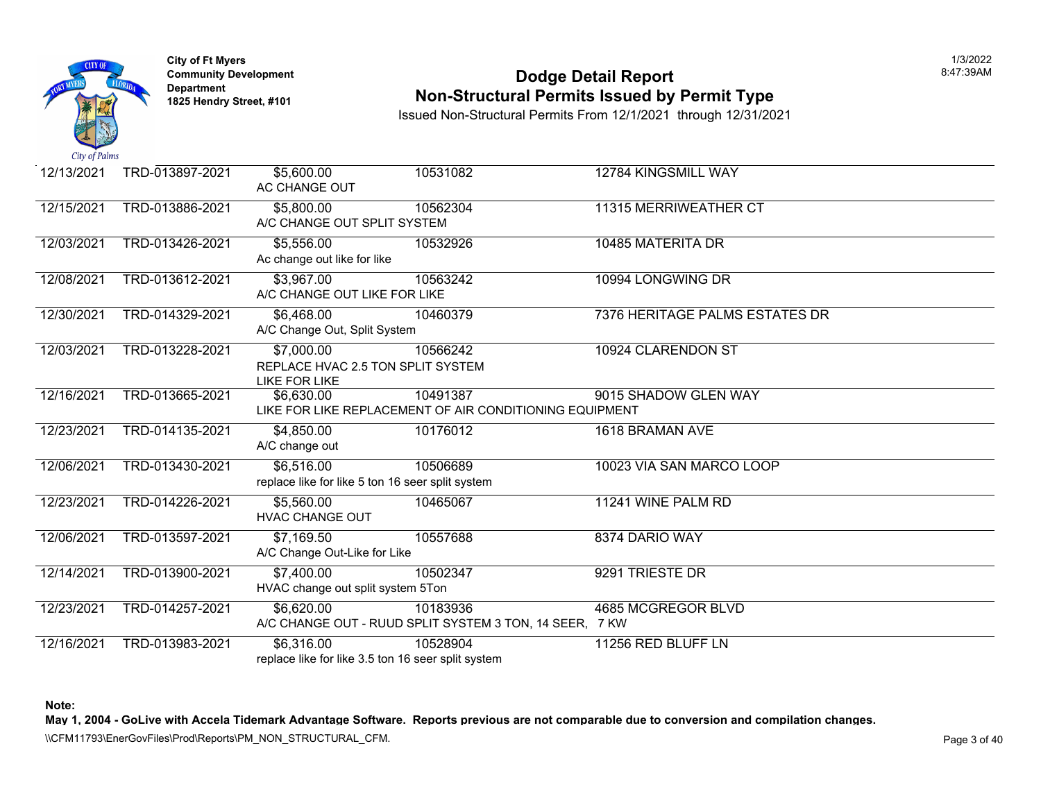City of Ft Myers
Community Development Department
1825 Hendry Street, #101

# Dodge Detail Report
## Non-Structural Permits Issued by Permit Type

Issued Non-Structural Permits From 12/1/2021 through 12/31/2021

| Date | Permit # | Value / Description | Parcel | Address |
|---|---|---|---|---|
| 12/13/2021 | TRD-013897-2021 | $5,600.00<br>AC CHANGE OUT | 10531082 | 12784 KINGSMILL WAY |
| 12/15/2021 | TRD-013886-2021 | $5,800.00<br>A/C CHANGE OUT SPLIT SYSTEM | 10562304 | 11315 MERRIWEATHER CT |
| 12/03/2021 | TRD-013426-2021 | $5,556.00<br>Ac change out like for like | 10532926 | 10485 MATERITA DR |
| 12/08/2021 | TRD-013612-2021 | $3,967.00<br>A/C CHANGE OUT LIKE FOR LIKE | 10563242 | 10994 LONGWING DR |
| 12/30/2021 | TRD-014329-2021 | $6,468.00<br>A/C Change Out, Split System | 10460379 | 7376 HERITAGE PALMS ESTATES DR |
| 12/03/2021 | TRD-013228-2021 | $7,000.00<br>REPLACE HVAC 2.5 TON SPLIT SYSTEM LIKE FOR LIKE | 10566242 | 10924 CLARENDON ST |
| 12/16/2021 | TRD-013665-2021 | $6,630.00<br>LIKE FOR LIKE REPLACEMENT OF AIR CONDITIONING EQUIPMENT | 10491387 | 9015 SHADOW GLEN WAY |
| 12/23/2021 | TRD-014135-2021 | $4,850.00<br>A/C change out | 10176012 | 1618 BRAMAN AVE |
| 12/06/2021 | TRD-013430-2021 | $6,516.00<br>replace like for like 5 ton 16 seer split system | 10506689 | 10023 VIA SAN MARCO LOOP |
| 12/23/2021 | TRD-014226-2021 | $5,560.00<br>HVAC CHANGE OUT | 10465067 | 11241 WINE PALM RD |
| 12/06/2021 | TRD-013597-2021 | $7,169.50<br>A/C Change Out-Like for Like | 10557688 | 8374 DARIO WAY |
| 12/14/2021 | TRD-013900-2021 | $7,400.00<br>HVAC change out split system 5Ton | 10502347 | 9291 TRIESTE DR |
| 12/23/2021 | TRD-014257-2021 | $6,620.00<br>A/C CHANGE OUT - RUUD SPLIT SYSTEM 3 TON, 14 SEER, 7 KW | 10183936 | 4685 MCGREGOR BLVD |
| 12/16/2021 | TRD-013983-2021 | $6,316.00<br>replace like for like 3.5 ton 16 seer split system | 10528904 | 11256 RED BLUFF LN |

**Note:**
**May 1, 2004 - GoLive with Accela Tidemark Advantage Software. Reports previous are not comparable due to conversion and compilation changes.**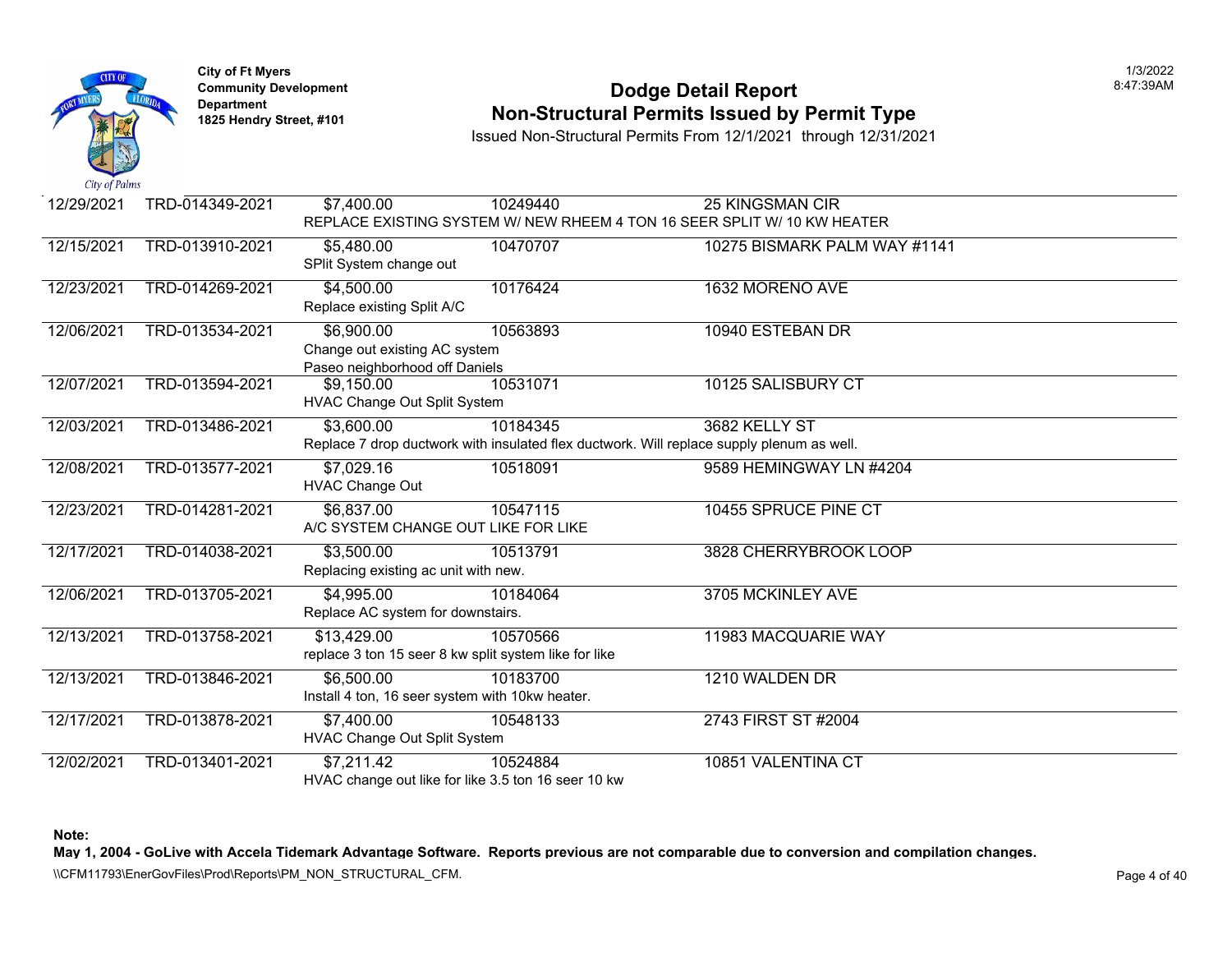City of Ft Myers
Community Development Department
1825 Hendry Street, #101

# Dodge Detail Report
## Non-Structural Permits Issued by Permit Type

Issued Non-Structural Permits From 12/1/2021 through 12/31/2021

1/3/2022
8:47:39AM

| Date | Permit Number | Valuation | Parcel | Address |
|---|---|---|---|---|
| 12/29/2021 | TRD-014349-2021 | $7,400.00 | 10249440 | 25 KINGSMAN CIR |
| | | REPLACE EXISTING SYSTEM W/ NEW RHEEM 4 TON 16 SEER SPLIT W/ 10 KW HEATER | | |
| 12/15/2021 | TRD-013910-2021 | $5,480.00 | 10470707 | 10275 BISMARK PALM WAY #1141 |
| | | SPlit System change out | | |
| 12/23/2021 | TRD-014269-2021 | $4,500.00 | 10176424 | 1632 MORENO AVE |
| | | Replace existing Split A/C | | |
| 12/06/2021 | TRD-013534-2021 | $6,900.00 | 10563893 | 10940 ESTEBAN DR |
| | | Change out existing AC system Paseo neighborhood off Daniels | | |
| 12/07/2021 | TRD-013594-2021 | $9,150.00 | 10531071 | 10125 SALISBURY CT |
| | | HVAC Change Out Split System | | |
| 12/03/2021 | TRD-013486-2021 | $3,600.00 | 10184345 | 3682 KELLY ST |
| | | Replace 7 drop ductwork with insulated flex ductwork. Will replace supply plenum as well. | | |
| 12/08/2021 | TRD-013577-2021 | $7,029.16 | 10518091 | 9589 HEMINGWAY LN #4204 |
| | | HVAC Change Out | | |
| 12/23/2021 | TRD-014281-2021 | $6,837.00 | 10547115 | 10455 SPRUCE PINE CT |
| | | A/C SYSTEM CHANGE OUT LIKE FOR LIKE | | |
| 12/17/2021 | TRD-014038-2021 | $3,500.00 | 10513791 | 3828 CHERRYBROOK LOOP |
| | | Replacing existing ac unit with new. | | |
| 12/06/2021 | TRD-013705-2021 | $4,995.00 | 10184064 | 3705 MCKINLEY AVE |
| | | Replace AC system for downstairs. | | |
| 12/13/2021 | TRD-013758-2021 | $13,429.00 | 10570566 | 11983 MACQUARIE WAY |
| | | replace 3 ton 15 seer 8 kw split system like for like | | |
| 12/13/2021 | TRD-013846-2021 | $6,500.00 | 10183700 | 1210 WALDEN DR |
| | | Install 4 ton, 16 seer system with 10kw heater. | | |
| 12/17/2021 | TRD-013878-2021 | $7,400.00 | 10548133 | 2743 FIRST ST #2004 |
| | | HVAC Change Out Split System | | |
| 12/02/2021 | TRD-013401-2021 | $7,211.42 | 10524884 | 10851 VALENTINA CT |
| | | HVAC change out like for like 3.5 ton 16 seer 10 kw | | |

**Note:**

**May 1, 2004 - GoLive with Accela Tidemark Advantage Software. Reports previous are not comparable due to conversion and compilation changes.**

\\CFM11793\EnerGovFiles\Prod\Reports\PM_NON_STRUCTURAL_CFM.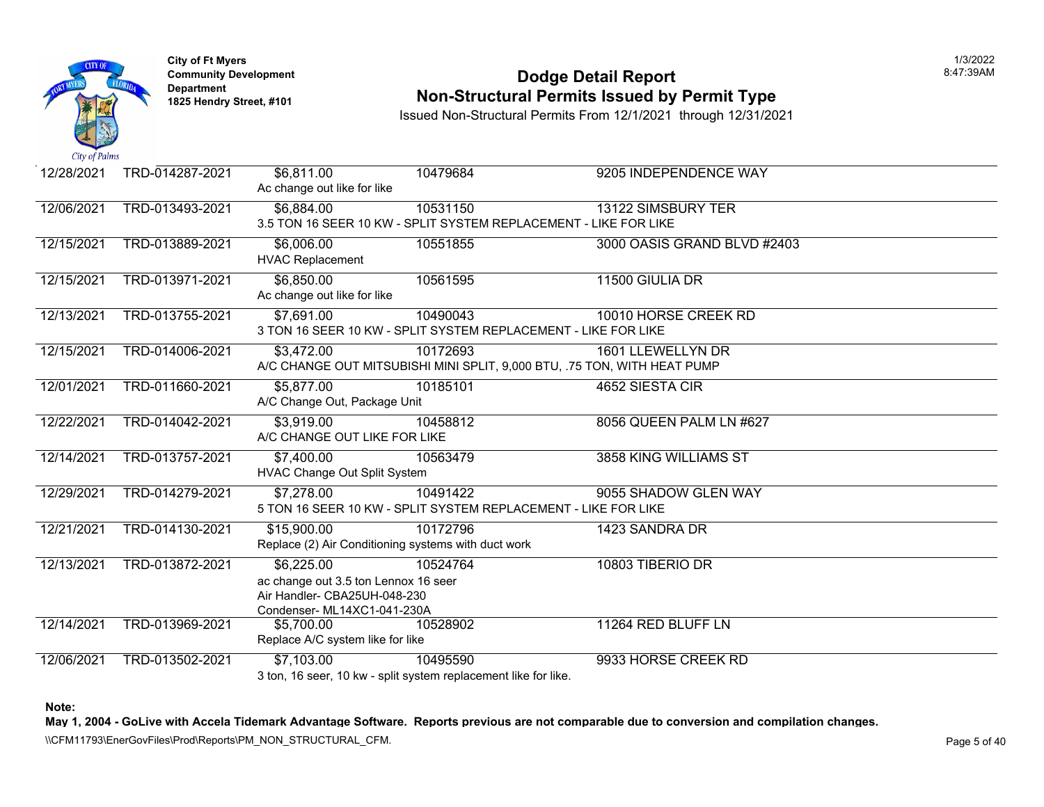City of Ft Myers
Community Development Department
1825 Hendry Street, #101

# Dodge Detail Report
## Non-Structural Permits Issued by Permit Type

Issued Non-Structural Permits From 12/1/2021 through 12/31/2021

| Date | Permit Number | Valuation / Description | Parcel | Address |
|---|---|---|---|---|
| 12/28/2021 | TRD-014287-2021 | $6,811.00<br>Ac change out like for like | 10479684 | 9205 INDEPENDENCE WAY |
| 12/06/2021 | TRD-013493-2021 | $6,884.00<br>3.5 TON 16 SEER 10 KW - SPLIT SYSTEM REPLACEMENT - LIKE FOR LIKE | 10531150 | 13122 SIMSBURY TER |
| 12/15/2021 | TRD-013889-2021 | $6,006.00<br>HVAC Replacement | 10551855 | 3000 OASIS GRAND BLVD #2403 |
| 12/15/2021 | TRD-013971-2021 | $6,850.00<br>Ac change out like for like | 10561595 | 11500 GIULIA DR |
| 12/13/2021 | TRD-013755-2021 | $7,691.00<br>3 TON 16 SEER 10 KW - SPLIT SYSTEM REPLACEMENT - LIKE FOR LIKE | 10490043 | 10010 HORSE CREEK RD |
| 12/15/2021 | TRD-014006-2021 | $3,472.00<br>A/C CHANGE OUT MITSUBISHI MINI SPLIT, 9,000 BTU, .75 TON, WITH HEAT PUMP | 10172693 | 1601 LLEWELLYN DR |
| 12/01/2021 | TRD-011660-2021 | $5,877.00<br>A/C Change Out, Package Unit | 10185101 | 4652 SIESTA CIR |
| 12/22/2021 | TRD-014042-2021 | $3,919.00<br>A/C CHANGE OUT LIKE FOR LIKE | 10458812 | 8056 QUEEN PALM LN #627 |
| 12/14/2021 | TRD-013757-2021 | $7,400.00<br>HVAC Change Out Split System | 10563479 | 3858 KING WILLIAMS ST |
| 12/29/2021 | TRD-014279-2021 | $7,278.00<br>5 TON 16 SEER 10 KW - SPLIT SYSTEM REPLACEMENT - LIKE FOR LIKE | 10491422 | 9055 SHADOW GLEN WAY |
| 12/21/2021 | TRD-014130-2021 | $15,900.00<br>Replace (2) Air Conditioning systems with duct work | 10172796 | 1423 SANDRA DR |
| 12/13/2021 | TRD-013872-2021 | $6,225.00<br>ac change out 3.5 ton Lennox 16 seer<br>Air Handler- CBA25UH-048-230<br>Condenser- ML14XC1-041-230A | 10524764 | 10803 TIBERIO DR |
| 12/14/2021 | TRD-013969-2021 | $5,700.00<br>Replace A/C system like for like | 10528902 | 11264 RED BLUFF LN |
| 12/06/2021 | TRD-013502-2021 | $7,103.00<br>3 ton, 16 seer, 10 kw - split system replacement like for like. | 10495590 | 9933 HORSE CREEK RD |

**Note:**
**May 1, 2004 - GoLive with Accela Tidemark Advantage Software. Reports previous are not comparable due to conversion and compilation changes.**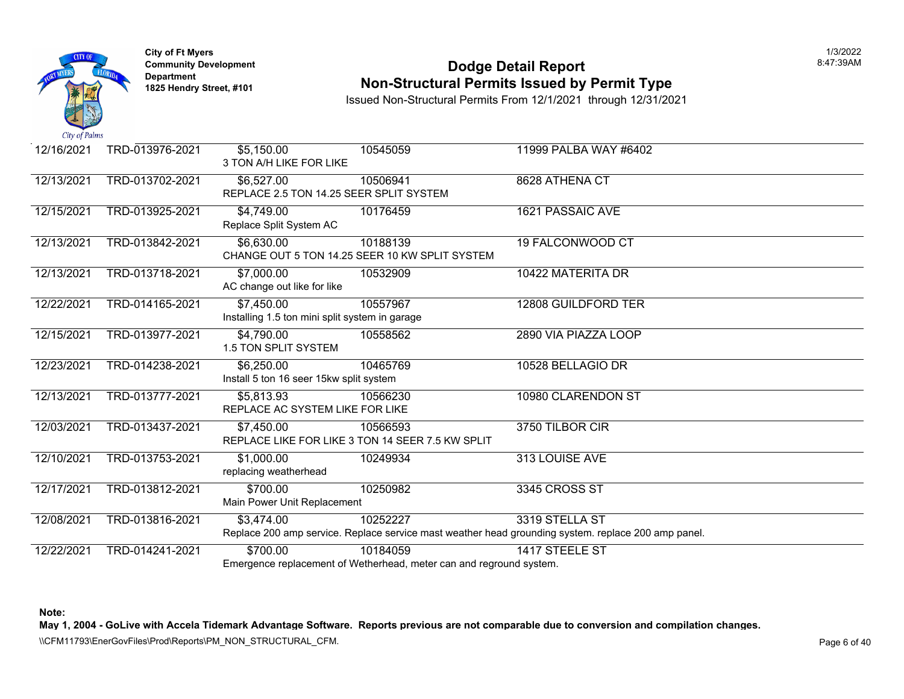City of Ft Myers
Community Development Department
1825 Hendry Street, #101

# Dodge Detail Report
## Non-Structural Permits Issued by Permit Type

Issued Non-Structural Permits From 12/1/2021 through 12/31/2021

| Date | Permit # | Valuation | Parcel | Address |
|---|---|---|---|---|
| 12/16/2021 | TRD-013976-2021 | $5,150.00 | 10545059 | 11999 PALBA WAY #6402 |
| | | 3 TON A/H LIKE FOR LIKE | | |
| 12/13/2021 | TRD-013702-2021 | $6,527.00 | 10506941 | 8628 ATHENA CT |
| | | REPLACE 2.5 TON 14.25 SEER SPLIT SYSTEM | | |
| 12/15/2021 | TRD-013925-2021 | $4,749.00 | 10176459 | 1621 PASSAIC AVE |
| | | Replace Split System AC | | |
| 12/13/2021 | TRD-013842-2021 | $6,630.00 | 10188139 | 19 FALCONWOOD CT |
| | | CHANGE OUT 5 TON 14.25 SEER 10 KW SPLIT SYSTEM | | |
| 12/13/2021 | TRD-013718-2021 | $7,000.00 | 10532909 | 10422 MATERITA DR |
| | | AC change out like for like | | |
| 12/22/2021 | TRD-014165-2021 | $7,450.00 | 10557967 | 12808 GUILDFORD TER |
| | | Installing 1.5 ton mini split system in garage | | |
| 12/15/2021 | TRD-013977-2021 | $4,790.00 | 10558562 | 2890 VIA PIAZZA LOOP |
| | | 1.5 TON SPLIT SYSTEM | | |
| 12/23/2021 | TRD-014238-2021 | $6,250.00 | 10465769 | 10528 BELLAGIO DR |
| | | Install 5 ton 16 seer 15kw split system | | |
| 12/13/2021 | TRD-013777-2021 | $5,813.93 | 10566230 | 10980 CLARENDON ST |
| | | REPLACE AC SYSTEM LIKE FOR LIKE | | |
| 12/03/2021 | TRD-013437-2021 | $7,450.00 | 10566593 | 3750 TILBOR CIR |
| | | REPLACE LIKE FOR LIKE 3 TON 14 SEER 7.5 KW SPLIT | | |
| 12/10/2021 | TRD-013753-2021 | $1,000.00 | 10249934 | 313 LOUISE AVE |
| | | replacing weatherhead | | |
| 12/17/2021 | TRD-013812-2021 | $700.00 | 10250982 | 3345 CROSS ST |
| | | Main Power Unit Replacement | | |
| 12/08/2021 | TRD-013816-2021 | $3,474.00 | 10252227 | 3319 STELLA ST |
| | | Replace 200 amp service. Replace service mast weather head grounding system. replace 200 amp panel. | | |
| 12/22/2021 | TRD-014241-2021 | $700.00 | 10184059 | 1417 STEELE ST |
| | | Emergence replacement of Wetherhead, meter can and reground system. | | |

**Note:**
**May 1, 2004 - GoLive with Accela Tidemark Advantage Software. Reports previous are not comparable due to conversion and compilation changes.**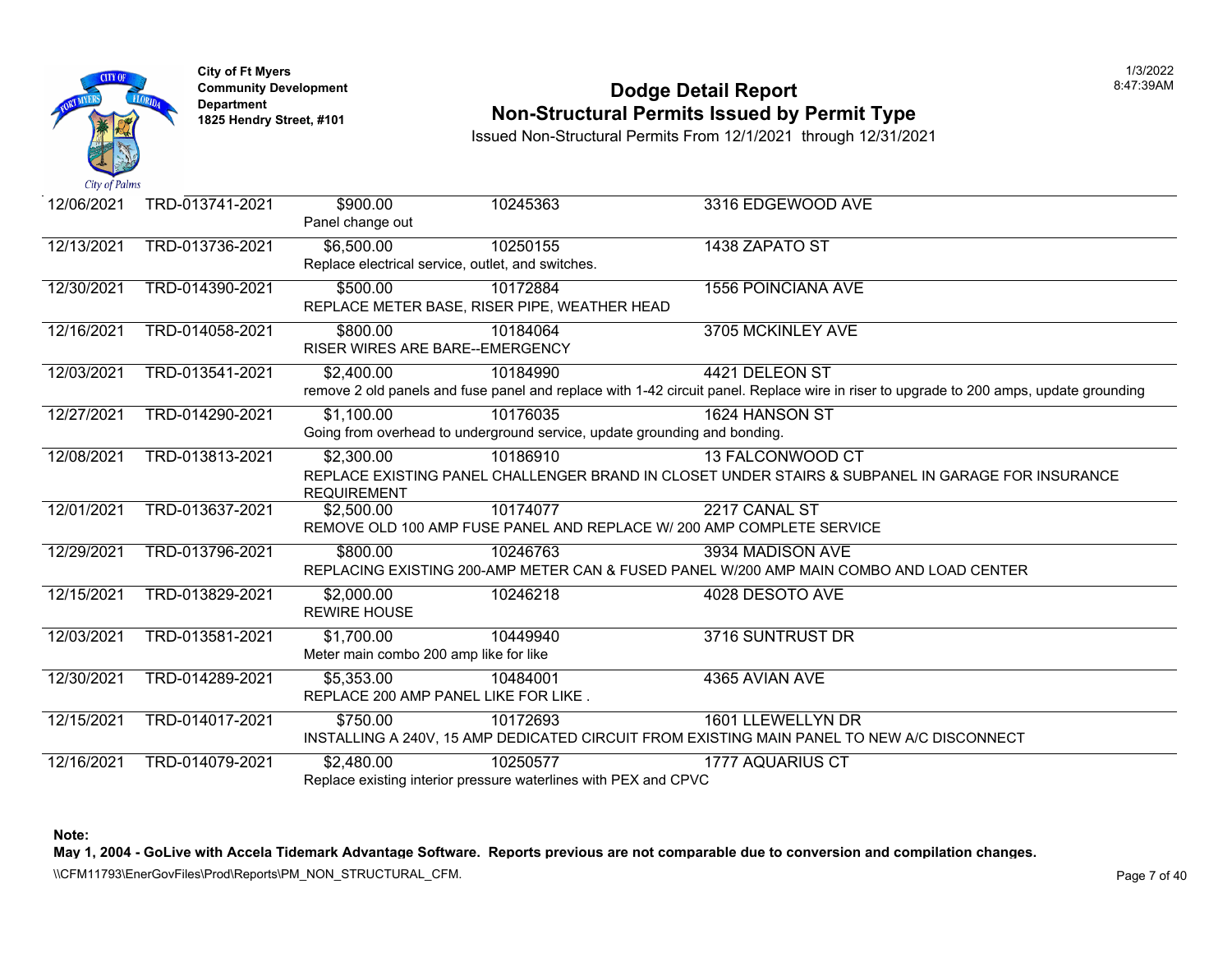**City of Ft Myers**
**Community Development Department**
**1825 Hendry Street, #101**

# Dodge Detail Report

## Non-Structural Permits Issued by Permit Type

Issued Non-Structural Permits From 12/1/2021 through 12/31/2021

| Date | Permit Number | Valuation / Description | Parcel | Address |
|---|---|---|---|---|
| 12/06/2021 | TRD-013741-2021 | $900.00<br>Panel change out | 10245363 | 3316 EDGEWOOD AVE |
| 12/13/2021 | TRD-013736-2021 | $6,500.00<br>Replace electrical service, outlet, and switches. | 10250155 | 1438 ZAPATO ST |
| 12/30/2021 | TRD-014390-2021 | $500.00<br>REPLACE METER BASE, RISER PIPE, WEATHER HEAD | 10172884 | 1556 POINCIANA AVE |
| 12/16/2021 | TRD-014058-2021 | $800.00<br>RISER WIRES ARE BARE--EMERGENCY | 10184064 | 3705 MCKINLEY AVE |
| 12/03/2021 | TRD-013541-2021 | $2,400.00<br>remove 2 old panels and fuse panel and replace with 1-42 circuit panel. Replace wire in riser to upgrade to 200 amps, update grounding | 10184990 | 4421 DELEON ST |
| 12/27/2021 | TRD-014290-2021 | $1,100.00<br>Going from overhead to underground service, update grounding and bonding. | 10176035 | 1624 HANSON ST |
| 12/08/2021 | TRD-013813-2021 | $2,300.00<br>REPLACE EXISTING PANEL CHALLENGER BRAND IN CLOSET UNDER STAIRS & SUBPANEL IN GARAGE FOR INSURANCE REQUIREMENT | 10186910 | 13 FALCONWOOD CT |
| 12/01/2021 | TRD-013637-2021 | $2,500.00<br>REMOVE OLD 100 AMP FUSE PANEL AND REPLACE W/ 200 AMP COMPLETE SERVICE | 10174077 | 2217 CANAL ST |
| 12/29/2021 | TRD-013796-2021 | $800.00<br>REPLACING EXISTING 200-AMP METER CAN & FUSED PANEL W/200 AMP MAIN COMBO AND LOAD CENTER | 10246763 | 3934 MADISON AVE |
| 12/15/2021 | TRD-013829-2021 | $2,000.00<br>REWIRE HOUSE | 10246218 | 4028 DESOTO AVE |
| 12/03/2021 | TRD-013581-2021 | $1,700.00<br>Meter main combo 200 amp like for like | 10449940 | 3716 SUNTRUST DR |
| 12/30/2021 | TRD-014289-2021 | $5,353.00<br>REPLACE 200 AMP PANEL LIKE FOR LIKE . | 10484001 | 4365 AVIAN AVE |
| 12/15/2021 | TRD-014017-2021 | $750.00<br>INSTALLING A 240V, 15 AMP DEDICATED CIRCUIT FROM EXISTING MAIN PANEL TO NEW A/C DISCONNECT | 10172693 | 1601 LLEWELLYN DR |
| 12/16/2021 | TRD-014079-2021 | $2,480.00<br>Replace existing interior pressure waterlines with PEX and CPVC | 10250577 | 1777 AQUARIUS CT |

**Note:**
**May 1, 2004 - GoLive with Accela Tidemark Advantage Software. Reports previous are not comparable due to conversion and compilation changes.**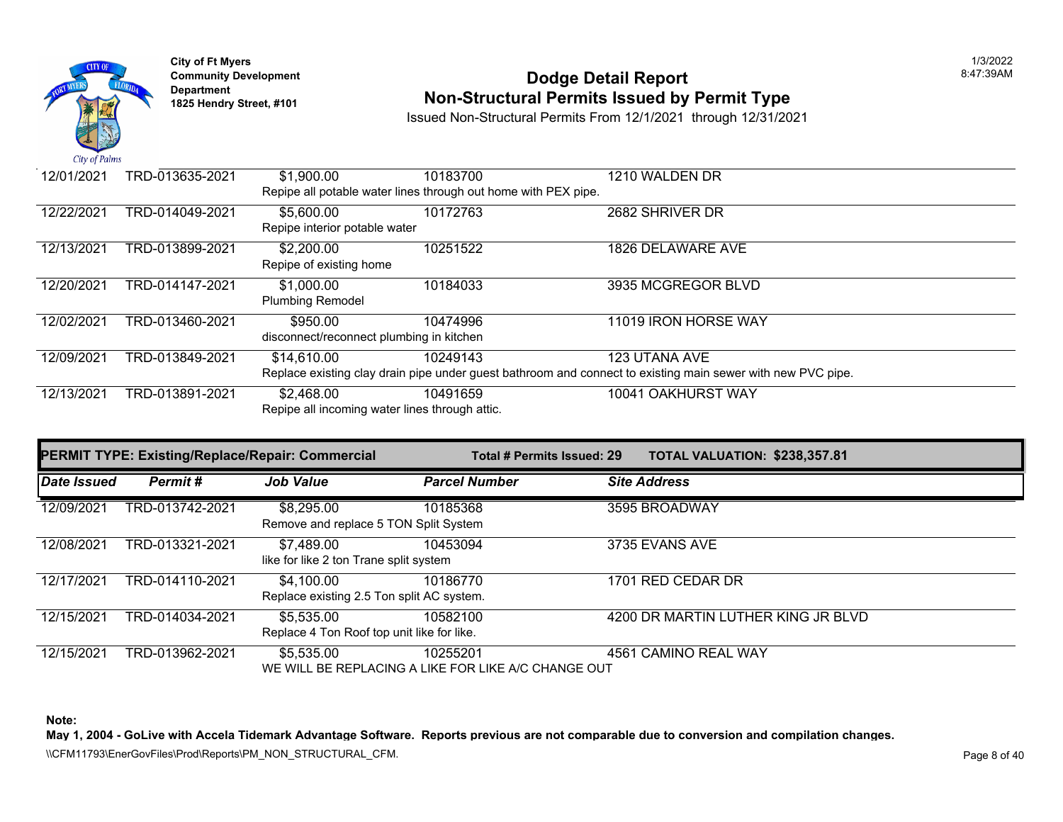| Date Issued | Permit # | Job Value | Parcel Number | Site Address |
|---|---|---|---|---|
| 12/01/2021 | TRD-013635-2021 | $1,900.00 | 10183700 | 1210 WALDEN DR |
| | | Repipe all potable water lines through out home with PEX pipe. | | |
| 12/22/2021 | TRD-014049-2021 | $5,600.00 | 10172763 | 2682 SHRIVER DR |
| | | Repipe interior potable water | | |
| 12/13/2021 | TRD-013899-2021 | $2,200.00 | 10251522 | 1826 DELAWARE AVE |
| | | Repipe of existing home | | |
| 12/20/2021 | TRD-014147-2021 | $1,000.00 | 10184033 | 3935 MCGREGOR BLVD |
| | | Plumbing Remodel | | |
| 12/02/2021 | TRD-013460-2021 | $950.00 | 10474996 | 11019 IRON HORSE WAY |
| | | disconnect/reconnect plumbing in kitchen | | |
| 12/09/2021 | TRD-013849-2021 | $14,610.00 | 10249143 | 123 UTANA AVE |
| | | Replace existing clay drain pipe under guest bathroom and connect to existing main sewer with new PVC pipe. | | |
| 12/13/2021 | TRD-013891-2021 | $2,468.00 | 10491659 | 10041 OAKHURST WAY |
| | | Repipe all incoming water lines through attic. | | |

**PERMIT TYPE: Existing/Replace/Repair: Commercial** — **Total # Permits Issued: 29** — **TOTAL VALUATION: $238,357.81**

| Date Issued | Permit # | Job Value | Parcel Number | Site Address |
|---|---|---|---|---|
| 12/09/2021 | TRD-013742-2021 | $8,295.00 | 10185368 | 3595 BROADWAY |
| | | Remove and replace 5 TON Split System | | |
| 12/08/2021 | TRD-013321-2021 | $7,489.00 | 10453094 | 3735 EVANS AVE |
| | | like for like 2 ton Trane split system | | |
| 12/17/2021 | TRD-014110-2021 | $4,100.00 | 10186770 | 1701 RED CEDAR DR |
| | | Replace existing 2.5 Ton split AC system. | | |
| 12/15/2021 | TRD-014034-2021 | $5,535.00 | 10582100 | 4200 DR MARTIN LUTHER KING JR BLVD |
| | | Replace 4 Ton Roof top unit like for like. | | |
| 12/15/2021 | TRD-013962-2021 | $5,535.00 | 10255201 | 4561 CAMINO REAL WAY |
| | | WE WILL BE REPLACING A LIKE FOR LIKE A/C CHANGE OUT | | |

**Note:**
**May 1, 2004 - GoLive with Accela Tidemark Advantage Software. Reports previous are not comparable due to conversion and compilation changes.**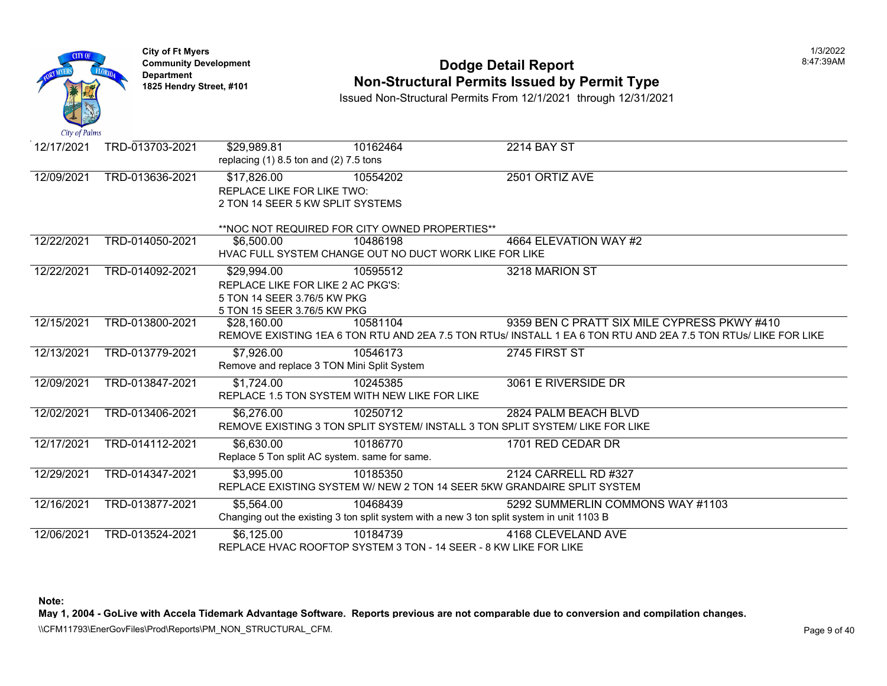# Dodge Detail Report

## Non-Structural Permits Issued by Permit Type

Issued Non-Structural Permits From 12/1/2021 through 12/31/2021

City of Ft Myers
Community Development Department
1825 Hendry Street, #101

1/3/2022
8:47:39AM

| Date | Permit Number | Valuation | Parcel | Address |
|---|---|---|---|---|
| 12/17/2021 | TRD-013703-2021 | $29,989.81 | 10162464 | 2214 BAY ST |
| | | replacing (1) 8.5 ton and (2) 7.5 tons | | |
| 12/09/2021 | TRD-013636-2021 | $17,826.00 | 10554202 | 2501 ORTIZ AVE |
| | | REPLACE LIKE FOR LIKE TWO:<br>2 TON 14 SEER 5 KW SPLIT SYSTEMS<br><br>**NOC NOT REQUIRED FOR CITY OWNED PROPERTIES** | | |
| 12/22/2021 | TRD-014050-2021 | $6,500.00 | 10486198 | 4664 ELEVATION WAY #2 |
| | | HVAC FULL SYSTEM CHANGE OUT NO DUCT WORK LIKE FOR LIKE | | |
| 12/22/2021 | TRD-014092-2021 | $29,994.00 | 10595512 | 3218 MARION ST |
| | | REPLACE LIKE FOR LIKE 2 AC PKG'S:<br>5 TON 14 SEER 3.76/5 KW PKG<br>5 TON 15 SEER 3.76/5 KW PKG | | |
| 12/15/2021 | TRD-013800-2021 | $28,160.00 | 10581104 | 9359 BEN C PRATT SIX MILE CYPRESS PKWY #410 |
| | | REMOVE EXISTING 1EA 6 TON RTU AND 2EA 7.5 TON RTUs/ INSTALL 1 EA 6 TON RTU AND 2EA 7.5 TON RTUs/ LIKE FOR LIKE | | |
| 12/13/2021 | TRD-013779-2021 | $7,926.00 | 10546173 | 2745 FIRST ST |
| | | Remove and replace 3 TON Mini Split System | | |
| 12/09/2021 | TRD-013847-2021 | $1,724.00 | 10245385 | 3061 E RIVERSIDE DR |
| | | REPLACE 1.5 TON SYSTEM WITH NEW LIKE FOR LIKE | | |
| 12/02/2021 | TRD-013406-2021 | $6,276.00 | 10250712 | 2824 PALM BEACH BLVD |
| | | REMOVE EXISTING 3 TON SPLIT SYSTEM/ INSTALL 3 TON SPLIT SYSTEM/ LIKE FOR LIKE | | |
| 12/17/2021 | TRD-014112-2021 | $6,630.00 | 10186770 | 1701 RED CEDAR DR |
| | | Replace 5 Ton split AC system. same for same. | | |
| 12/29/2021 | TRD-014347-2021 | $3,995.00 | 10185350 | 2124 CARRELL RD #327 |
| | | REPLACE EXISTING SYSTEM W/ NEW 2 TON 14 SEER 5KW GRANDAIRE SPLIT SYSTEM | | |
| 12/16/2021 | TRD-013877-2021 | $5,564.00 | 10468439 | 5292 SUMMERLIN COMMONS WAY #1103 |
| | | Changing out the existing 3 ton split system with a new 3 ton split system in unit 1103 B | | |
| 12/06/2021 | TRD-013524-2021 | $6,125.00 | 10184739 | 4168 CLEVELAND AVE |
| | | REPLACE HVAC ROOFTOP SYSTEM 3 TON - 14 SEER - 8 KW LIKE FOR LIKE | | |

**Note:**
**May 1, 2004 - GoLive with Accela Tidemark Advantage Software. Reports previous are not comparable due to conversion and compilation changes.**

\\CFM11793\EnerGovFiles\Prod\Reports\PM_NON_STRUCTURAL_CFM.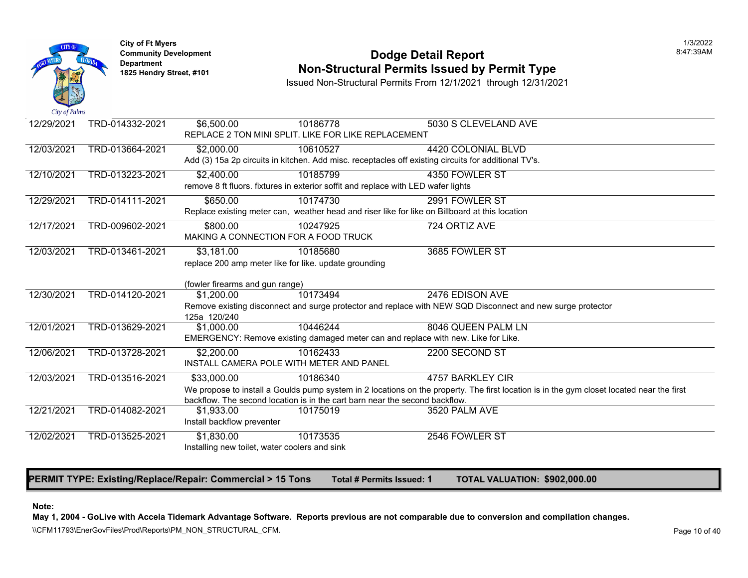| Issued Date | Permit # | Valuation | Parcel | Address |
|---|---|---|---|---|
| 12/29/2021 | TRD-014332-2021 | $6,500.00 | 10186778 | 5030 S CLEVELAND AVE |
| | | REPLACE 2 TON MINI SPLIT. LIKE FOR LIKE REPLACEMENT | | |
| 12/03/2021 | TRD-013664-2021 | $2,000.00 | 10610527 | 4420 COLONIAL BLVD |
| | | Add (3) 15a 2p circuits in kitchen. Add misc. receptacles off existing circuits for additional TV's. | | |
| 12/10/2021 | TRD-013223-2021 | $2,400.00 | 10185799 | 4350 FOWLER ST |
| | | remove 8 ft fluors. fixtures in exterior soffit and replace with LED wafer lights | | |
| 12/29/2021 | TRD-014111-2021 | $650.00 | 10174730 | 2991 FOWLER ST |
| | | Replace existing meter can, weather head and riser like for like on Billboard at this location | | |
| 12/17/2021 | TRD-009602-2021 | $800.00 | 10247925 | 724 ORTIZ AVE |
| | | MAKING A CONNECTION FOR A FOOD TRUCK | | |
| 12/03/2021 | TRD-013461-2021 | $3,181.00 | 10185680 | 3685 FOWLER ST |
| | | replace 200 amp meter like for like. update grounding (fowler firearms and gun range) | | |
| 12/30/2021 | TRD-014120-2021 | $1,200.00 | 10173494 | 2476 EDISON AVE |
| | | Remove existing disconnect and surge protector and replace with NEW SQD Disconnect and new surge protector 125a 120/240 | | |
| 12/01/2021 | TRD-013629-2021 | $1,000.00 | 10446244 | 8046 QUEEN PALM LN |
| | | EMERGENCY: Remove existing damaged meter can and replace with new. Like for Like. | | |
| 12/06/2021 | TRD-013728-2021 | $2,200.00 | 10162433 | 2200 SECOND ST |
| | | INSTALL CAMERA POLE WITH METER AND PANEL | | |
| 12/03/2021 | TRD-013516-2021 | $33,000.00 | 10186340 | 4757 BARKLEY CIR |
| | | We propose to install a Goulds pump system in 2 locations on the property. The first location is in the gym closet located near the first backflow. The second location is in the cart barn near the second backflow. | | |
| 12/21/2021 | TRD-014082-2021 | $1,933.00 | 10175019 | 3520 PALM AVE |
| | | Install backflow preventer | | |
| 12/02/2021 | TRD-013525-2021 | $1,830.00 | 10173535 | 2546 FOWLER ST |
| | | Installing new toilet, water coolers and sink | | |

**PERMIT TYPE: Existing/Replace/Repair: Commercial > 15 Tons** — **Total # Permits Issued: 1** — **TOTAL VALUATION: $902,000.00**

**Note:**
**May 1, 2004 - GoLive with Accela Tidemark Advantage Software. Reports previous are not comparable due to conversion and compilation changes.**

\\CFM11793\EnerGovFiles\Prod\Reports\PM_NON_STRUCTURAL_CFM.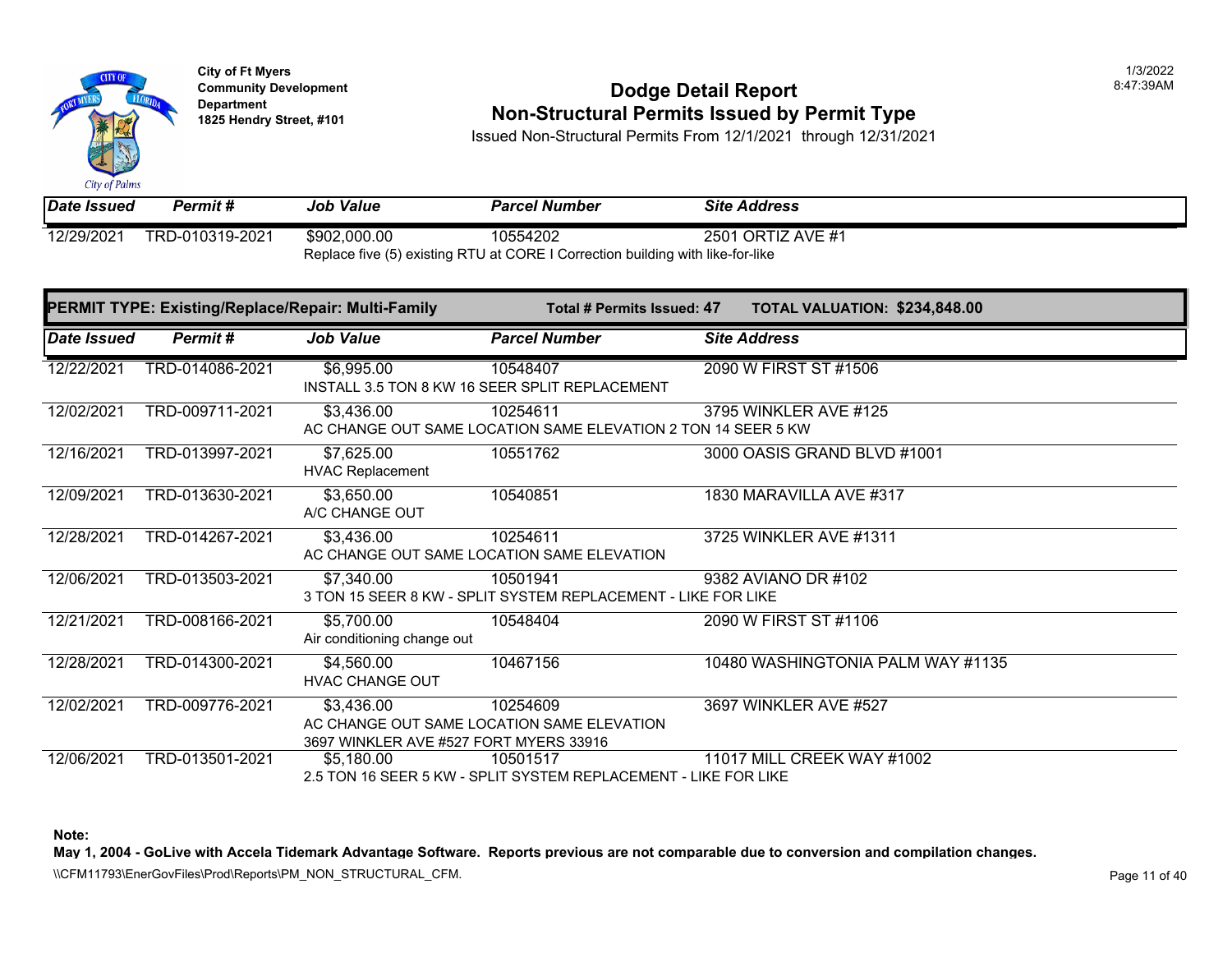**City of Ft Myers**
**Community Development Department**
**1825 Hendry Street, #101**

# Dodge Detail Report
## Non-Structural Permits Issued by Permit Type

Issued Non-Structural Permits From 12/1/2021 through 12/31/2021

| Date Issued | Permit # | Job Value | Parcel Number | Site Address |
|---|---|---|---|---|
| 12/29/2021 | TRD-010319-2021 | $902,000.00 | 10554202 | 2501 ORTIZ AVE #1 |
| | | Replace five (5) existing RTU at CORE I Correction building with like-for-like | | |

**PERMIT TYPE: Existing/Replace/Repair: Multi-Family** — **Total # Permits Issued: 47** — **TOTAL VALUATION: $234,848.00**

| Date Issued | Permit # | Job Value | Parcel Number | Site Address |
|---|---|---|---|---|
| 12/22/2021 | TRD-014086-2021 | $6,995.00 | 10548407 | 2090 W FIRST ST #1506 |
| | | INSTALL 3.5 TON 8 KW 16 SEER SPLIT REPLACEMENT | | |
| 12/02/2021 | TRD-009711-2021 | $3,436.00 | 10254611 | 3795 WINKLER AVE #125 |
| | | AC CHANGE OUT SAME LOCATION SAME ELEVATION 2 TON 14 SEER 5 KW | | |
| 12/16/2021 | TRD-013997-2021 | $7,625.00 | 10551762 | 3000 OASIS GRAND BLVD #1001 |
| | | HVAC Replacement | | |
| 12/09/2021 | TRD-013630-2021 | $3,650.00 | 10540851 | 1830 MARAVILLA AVE #317 |
| | | A/C CHANGE OUT | | |
| 12/28/2021 | TRD-014267-2021 | $3,436.00 | 10254611 | 3725 WINKLER AVE #1311 |
| | | AC CHANGE OUT SAME LOCATION SAME ELEVATION | | |
| 12/06/2021 | TRD-013503-2021 | $7,340.00 | 10501941 | 9382 AVIANO DR #102 |
| | | 3 TON 15 SEER 8 KW - SPLIT SYSTEM REPLACEMENT - LIKE FOR LIKE | | |
| 12/21/2021 | TRD-008166-2021 | $5,700.00 | 10548404 | 2090 W FIRST ST #1106 |
| | | Air conditioning change out | | |
| 12/28/2021 | TRD-014300-2021 | $4,560.00 | 10467156 | 10480 WASHINGTONIA PALM WAY #1135 |
| | | HVAC CHANGE OUT | | |
| 12/02/2021 | TRD-009776-2021 | $3,436.00 | 10254609 | 3697 WINKLER AVE #527 |
| | | AC CHANGE OUT SAME LOCATION SAME ELEVATION<br>3697 WINKLER AVE #527 FORT MYERS 33916 | | |
| 12/06/2021 | TRD-013501-2021 | $5,180.00 | 10501517 | 11017 MILL CREEK WAY #1002 |
| | | 2.5 TON 16 SEER 5 KW - SPLIT SYSTEM REPLACEMENT - LIKE FOR LIKE | | |

**Note:**
**May 1, 2004 - GoLive with Accela Tidemark Advantage Software. Reports previous are not comparable due to conversion and compilation changes.**

\\CFM11793\EnerGovFiles\Prod\Reports\PM_NON_STRUCTURAL_CFM.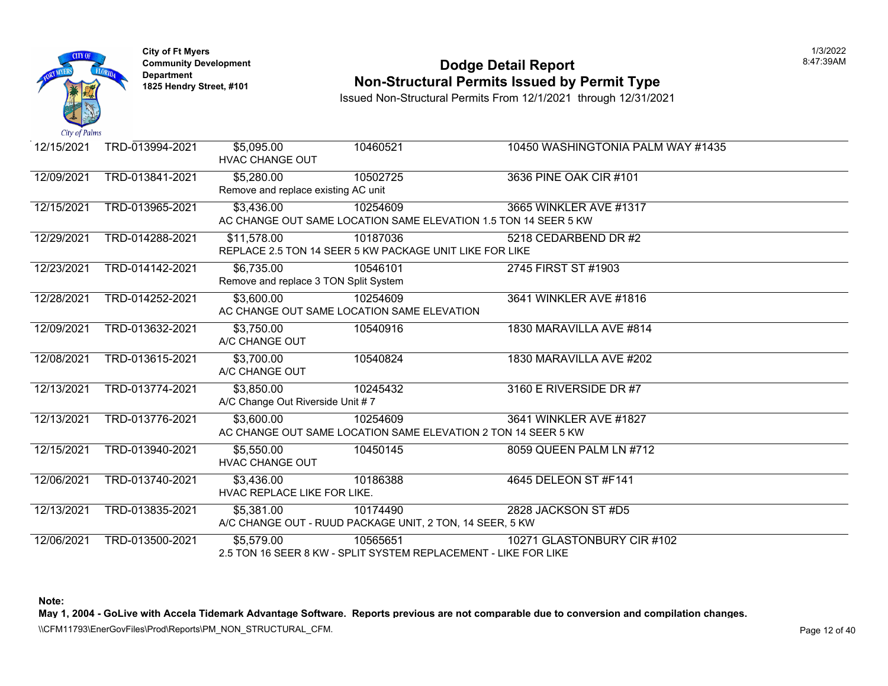City of Ft Myers
Community Development Department
1825 Hendry Street, #101

# Dodge Detail Report
## Non-Structural Permits Issued by Permit Type

Issued Non-Structural Permits From 12/1/2021 through 12/31/2021

| Date | Permit | Value | Parcel | Address |
|---|---|---|---|---|
| 12/15/2021 | TRD-013994-2021 | $5,095.00 | 10460521 | 10450 WASHINGTONIA PALM WAY #1435 |
| | | HVAC CHANGE OUT | | |
| 12/09/2021 | TRD-013841-2021 | $5,280.00 | 10502725 | 3636 PINE OAK CIR #101 |
| | | Remove and replace existing AC unit | | |
| 12/15/2021 | TRD-013965-2021 | $3,436.00 | 10254609 | 3665 WINKLER AVE #1317 |
| | | AC CHANGE OUT SAME LOCATION SAME ELEVATION 1.5 TON 14 SEER 5 KW | | |
| 12/29/2021 | TRD-014288-2021 | $11,578.00 | 10187036 | 5218 CEDARBEND DR #2 |
| | | REPLACE 2.5 TON 14 SEER 5 KW PACKAGE UNIT LIKE FOR LIKE | | |
| 12/23/2021 | TRD-014142-2021 | $6,735.00 | 10546101 | 2745 FIRST ST #1903 |
| | | Remove and replace 3 TON Split System | | |
| 12/28/2021 | TRD-014252-2021 | $3,600.00 | 10254609 | 3641 WINKLER AVE #1816 |
| | | AC CHANGE OUT SAME LOCATION SAME ELEVATION | | |
| 12/09/2021 | TRD-013632-2021 | $3,750.00 | 10540916 | 1830 MARAVILLA AVE #814 |
| | | A/C CHANGE OUT | | |
| 12/08/2021 | TRD-013615-2021 | $3,700.00 | 10540824 | 1830 MARAVILLA AVE #202 |
| | | A/C CHANGE OUT | | |
| 12/13/2021 | TRD-013774-2021 | $3,850.00 | 10245432 | 3160 E RIVERSIDE DR #7 |
| | | A/C Change Out Riverside Unit # 7 | | |
| 12/13/2021 | TRD-013776-2021 | $3,600.00 | 10254609 | 3641 WINKLER AVE #1827 |
| | | AC CHANGE OUT SAME LOCATION SAME ELEVATION 2 TON 14 SEER 5 KW | | |
| 12/15/2021 | TRD-013940-2021 | $5,550.00 | 10450145 | 8059 QUEEN PALM LN #712 |
| | | HVAC CHANGE OUT | | |
| 12/06/2021 | TRD-013740-2021 | $3,436.00 | 10186388 | 4645 DELEON ST #F141 |
| | | HVAC REPLACE LIKE FOR LIKE. | | |
| 12/13/2021 | TRD-013835-2021 | $5,381.00 | 10174490 | 2828 JACKSON ST #D5 |
| | | A/C CHANGE OUT - RUUD PACKAGE UNIT, 2 TON, 14 SEER, 5 KW | | |
| 12/06/2021 | TRD-013500-2021 | $5,579.00 | 10565651 | 10271 GLASTONBURY CIR #102 |
| | | 2.5 TON 16 SEER 8 KW - SPLIT SYSTEM REPLACEMENT - LIKE FOR LIKE | | |

**Note:**
**May 1, 2004 - GoLive with Accela Tidemark Advantage Software. Reports previous are not comparable due to conversion and compilation changes.**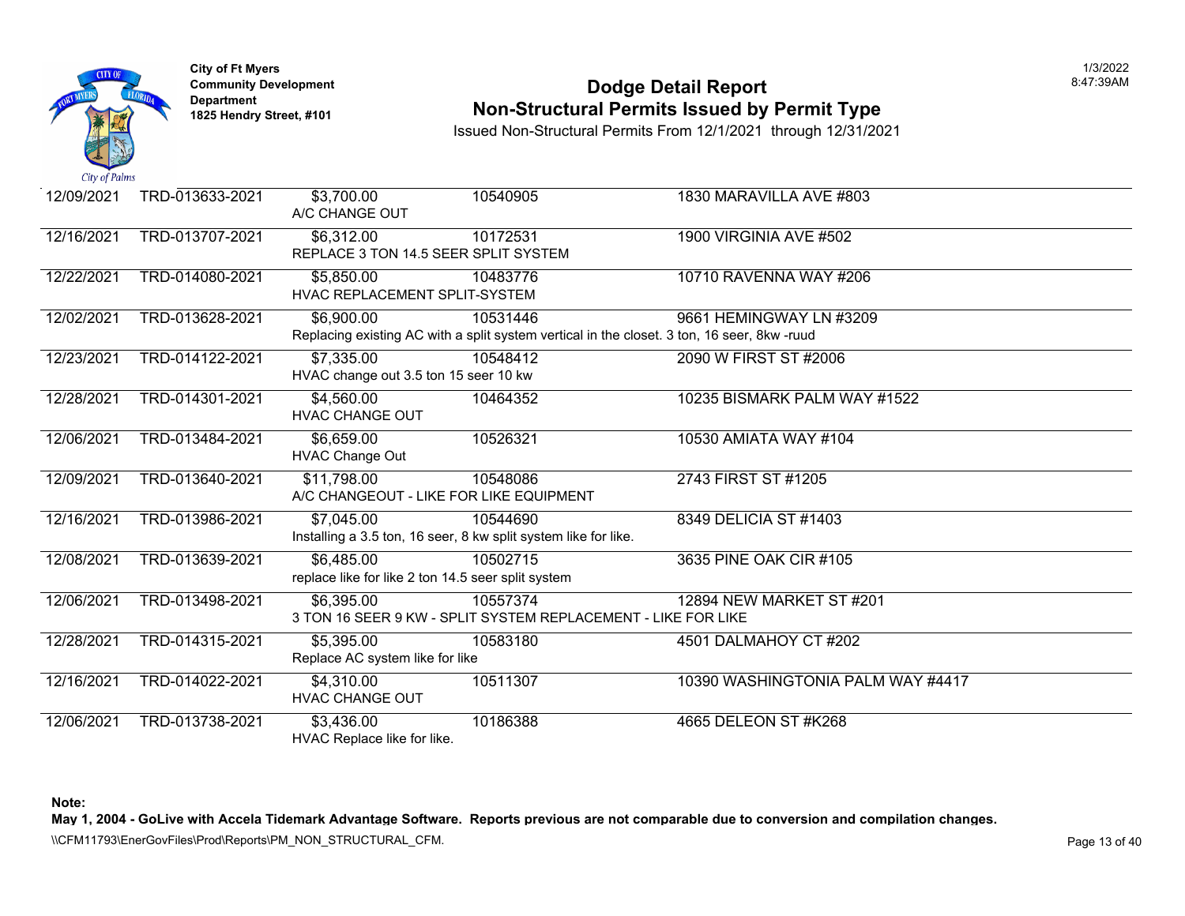City of Ft Myers
Community Development Department
1825 Hendry Street, #101

# Dodge Detail Report
## Non-Structural Permits Issued by Permit Type

Issued Non-Structural Permits From 12/1/2021 through 12/31/2021

| Date | Permit Number | Valuation / Description | Parcel | Address |
|---|---|---|---|---|
| 12/09/2021 | TRD-013633-2021 | $3,700.00<br>A/C CHANGE OUT | 10540905 | 1830 MARAVILLA AVE #803 |
| 12/16/2021 | TRD-013707-2021 | $6,312.00<br>REPLACE 3 TON 14.5 SEER SPLIT SYSTEM | 10172531 | 1900 VIRGINIA AVE #502 |
| 12/22/2021 | TRD-014080-2021 | $5,850.00<br>HVAC REPLACEMENT SPLIT-SYSTEM | 10483776 | 10710 RAVENNA WAY #206 |
| 12/02/2021 | TRD-013628-2021 | $6,900.00<br>Replacing existing AC with a split system vertical in the closet. 3 ton, 16 seer, 8kw -ruud | 10531446 | 9661 HEMINGWAY LN #3209 |
| 12/23/2021 | TRD-014122-2021 | $7,335.00<br>HVAC change out 3.5 ton 15 seer 10 kw | 10548412 | 2090 W FIRST ST #2006 |
| 12/28/2021 | TRD-014301-2021 | $4,560.00<br>HVAC CHANGE OUT | 10464352 | 10235 BISMARK PALM WAY #1522 |
| 12/06/2021 | TRD-013484-2021 | $6,659.00<br>HVAC Change Out | 10526321 | 10530 AMIATA WAY #104 |
| 12/09/2021 | TRD-013640-2021 | $11,798.00<br>A/C CHANGEOUT - LIKE FOR LIKE EQUIPMENT | 10548086 | 2743 FIRST ST #1205 |
| 12/16/2021 | TRD-013986-2021 | $7,045.00<br>Installing a 3.5 ton, 16 seer, 8 kw split system like for like. | 10544690 | 8349 DELICIA ST #1403 |
| 12/08/2021 | TRD-013639-2021 | $6,485.00<br>replace like for like 2 ton 14.5 seer split system | 10502715 | 3635 PINE OAK CIR #105 |
| 12/06/2021 | TRD-013498-2021 | $6,395.00<br>3 TON 16 SEER 9 KW - SPLIT SYSTEM REPLACEMENT - LIKE FOR LIKE | 10557374 | 12894 NEW MARKET ST #201 |
| 12/28/2021 | TRD-014315-2021 | $5,395.00<br>Replace AC system like for like | 10583180 | 4501 DALMAHOY CT #202 |
| 12/16/2021 | TRD-014022-2021 | $4,310.00<br>HVAC CHANGE OUT | 10511307 | 10390 WASHINGTONIA PALM WAY #4417 |
| 12/06/2021 | TRD-013738-2021 | $3,436.00<br>HVAC Replace like for like. | 10186388 | 4665 DELEON ST #K268 |

**Note:**
**May 1, 2004 - GoLive with Accela Tidemark Advantage Software. Reports previous are not comparable due to conversion and compilation changes.**

\\CFM11793\EnerGovFiles\Prod\Reports\PM_NON_STRUCTURAL_CFM.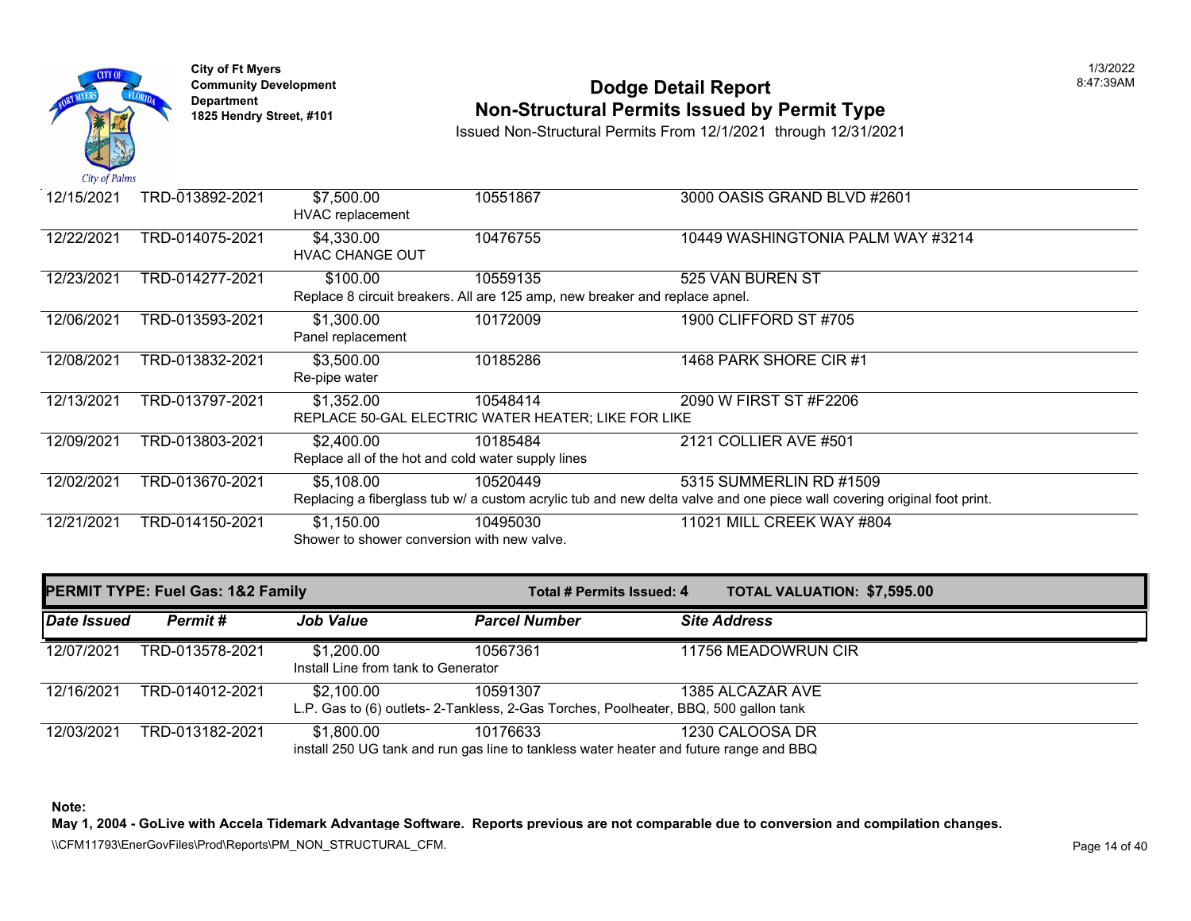| Date Issued | Permit # | Job Value | Parcel Number | Site Address |
|---|---|---|---|---|
| 12/15/2021 | TRD-013892-2021 | $7,500.00 | 10551867 | 3000 OASIS GRAND BLVD #2601 |
| | | HVAC replacement | | |
| 12/22/2021 | TRD-014075-2021 | $4,330.00 | 10476755 | 10449 WASHINGTONIA PALM WAY #3214 |
| | | HVAC CHANGE OUT | | |
| 12/23/2021 | TRD-014277-2021 | $100.00 | 10559135 | 525 VAN BUREN ST |
| | | Replace 8 circuit breakers. All are 125 amp, new breaker and replace apnel. | | |
| 12/06/2021 | TRD-013593-2021 | $1,300.00 | 10172009 | 1900 CLIFFORD ST #705 |
| | | Panel replacement | | |
| 12/08/2021 | TRD-013832-2021 | $3,500.00 | 10185286 | 1468 PARK SHORE CIR #1 |
| | | Re-pipe water | | |
| 12/13/2021 | TRD-013797-2021 | $1,352.00 | 10548414 | 2090 W FIRST ST #F2206 |
| | | REPLACE 50-GAL ELECTRIC WATER HEATER; LIKE FOR LIKE | | |
| 12/09/2021 | TRD-013803-2021 | $2,400.00 | 10185484 | 2121 COLLIER AVE #501 |
| | | Replace all of the hot and cold water supply lines | | |
| 12/02/2021 | TRD-013670-2021 | $5,108.00 | 10520449 | 5315 SUMMERLIN RD #1509 |
| | | Replacing a fiberglass tub w/ a custom acrylic tub and new delta valve and one piece wall covering original foot print. | | |
| 12/21/2021 | TRD-014150-2021 | $1,150.00 | 10495030 | 11021 MILL CREEK WAY #804 |
| | | Shower to shower conversion with new valve. | | |

**PERMIT TYPE: Fuel Gas: 1&2 Family** — **Total # Permits Issued: 4** — **TOTAL VALUATION: $7,595.00**

| Date Issued | Permit # | Job Value | Parcel Number | Site Address |
|---|---|---|---|---|
| 12/07/2021 | TRD-013578-2021 | $1,200.00 | 10567361 | 11756 MEADOWRUN CIR |
| | | Install Line from tank to Generator | | |
| 12/16/2021 | TRD-014012-2021 | $2,100.00 | 10591307 | 1385 ALCAZAR AVE |
| | | L.P. Gas to (6) outlets- 2-Tankless, 2-Gas Torches, Poolheater, BBQ, 500 gallon tank | | |
| 12/03/2021 | TRD-013182-2021 | $1,800.00 | 10176633 | 1230 CALOOSA DR |
| | | install 250 UG tank and run gas line to tankless water heater and future range and BBQ | | |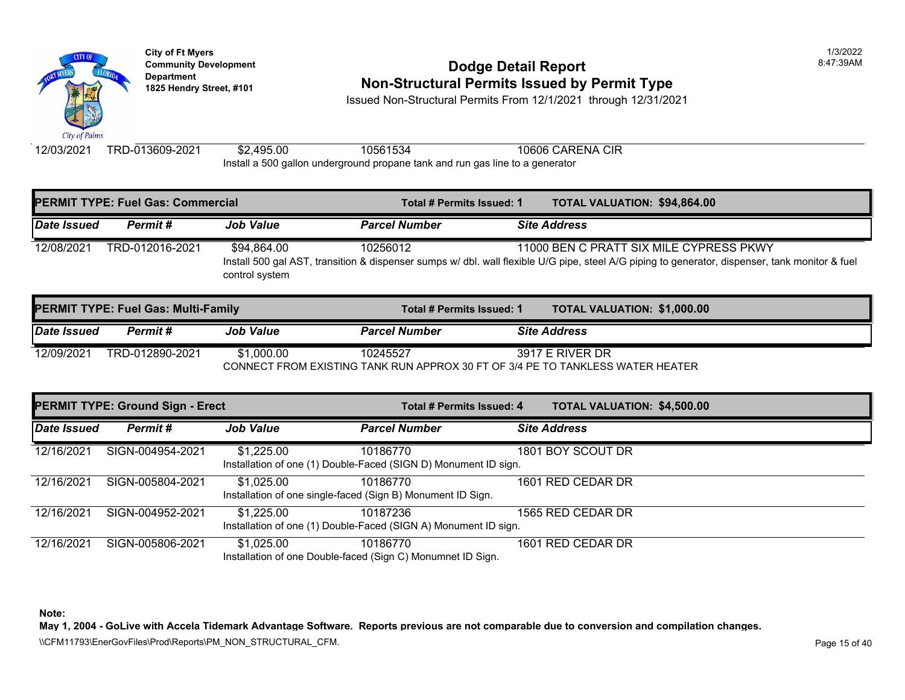| Date Issued | Permit # | Job Value | Parcel Number | Site Address |
|---|---|---|---|---|
| 12/03/2021 | TRD-013609-2021 | $2,495.00 | 10561534 | 10606 CARENA CIR |
| | | Install a 500 gallon underground propane tank and run gas line to a generator | | |

**PERMIT TYPE: Fuel Gas: Commercial** — **Total # Permits Issued: 1** — **TOTAL VALUATION: $94,864.00**

| Date Issued | Permit # | Job Value | Parcel Number | Site Address |
|---|---|---|---|---|
| 12/08/2021 | TRD-012016-2021 | $94,864.00 | 10256012 | 11000 BEN C PRATT SIX MILE CYPRESS PKWY |
| | | Install 500 gal AST, transition & dispenser sumps w/ dbl. wall flexible U/G pipe, steel A/G piping to generator, dispenser, tank monitor & fuel control system | | |

**PERMIT TYPE: Fuel Gas: Multi-Family** — **Total # Permits Issued: 1** — **TOTAL VALUATION: $1,000.00**

| Date Issued | Permit # | Job Value | Parcel Number | Site Address |
|---|---|---|---|---|
| 12/09/2021 | TRD-012890-2021 | $1,000.00 | 10245527 | 3917 E RIVER DR |
| | | CONNECT FROM EXISTING TANK RUN APPROX 30 FT OF 3/4 PE TO TANKLESS WATER HEATER | | |

**PERMIT TYPE: Ground Sign - Erect** — **Total # Permits Issued: 4** — **TOTAL VALUATION: $4,500.00**

| Date Issued | Permit # | Job Value | Parcel Number | Site Address |
|---|---|---|---|---|
| 12/16/2021 | SIGN-004954-2021 | $1,225.00 | 10186770 | 1801 BOY SCOUT DR |
| | | Installation of one (1) Double-Faced (SIGN D) Monument ID sign. | | |
| 12/16/2021 | SIGN-005804-2021 | $1,025.00 | 10186770 | 1601 RED CEDAR DR |
| | | Installation of one single-faced (Sign B) Monument ID Sign. | | |
| 12/16/2021 | SIGN-004952-2021 | $1,225.00 | 10187236 | 1565 RED CEDAR DR |
| | | Installation of one (1) Double-Faced (SIGN A) Monument ID sign. | | |
| 12/16/2021 | SIGN-005806-2021 | $1,025.00 | 10186770 | 1601 RED CEDAR DR |
| | | Installation of one Double-faced (Sign C) Monumnet ID Sign. | | |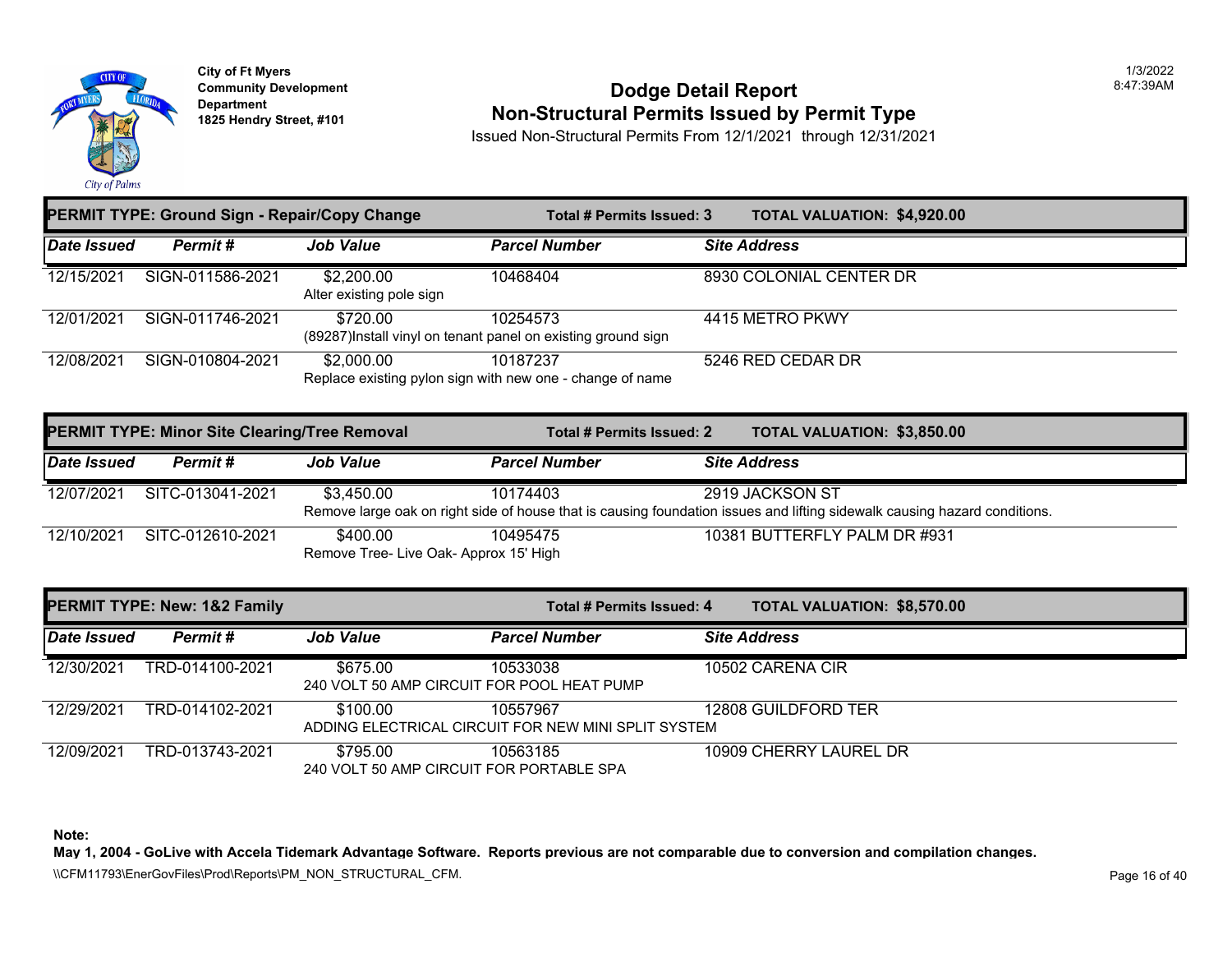City of Ft Myers
Community Development Department
1825 Hendry Street, #101

# Dodge Detail Report
## Non-Structural Permits Issued by Permit Type

Issued Non-Structural Permits From 12/1/2021 through 12/31/2021

1/3/2022
8:47:39AM

**PERMIT TYPE: Ground Sign - Repair/Copy Change** | **Total # Permits Issued: 3** | **TOTAL VALUATION: $4,920.00**

| Date Issued | Permit # | Job Value | Parcel Number | Site Address |
|---|---|---|---|---|
| 12/15/2021 | SIGN-011586-2021 | $2,200.00<br>Alter existing pole sign | 10468404 | 8930 COLONIAL CENTER DR |
| 12/01/2021 | SIGN-011746-2021 | $720.00<br>(89287)Install vinyl on tenant panel on existing ground sign | 10254573 | 4415 METRO PKWY |
| 12/08/2021 | SIGN-010804-2021 | $2,000.00<br>Replace existing pylon sign with new one - change of name | 10187237 | 5246 RED CEDAR DR |

**PERMIT TYPE: Minor Site Clearing/Tree Removal** | **Total # Permits Issued: 2** | **TOTAL VALUATION: $3,850.00**

| Date Issued | Permit # | Job Value | Parcel Number | Site Address |
|---|---|---|---|---|
| 12/07/2021 | SITC-013041-2021 | $3,450.00<br>Remove large oak on right side of house that is causing foundation issues and lifting sidewalk causing hazard conditions. | 10174403 | 2919 JACKSON ST |
| 12/10/2021 | SITC-012610-2021 | $400.00<br>Remove Tree- Live Oak- Approx 15' High | 10495475 | 10381 BUTTERFLY PALM DR #931 |

**PERMIT TYPE: New: 1&2 Family** | **Total # Permits Issued: 4** | **TOTAL VALUATION: $8,570.00**

| Date Issued | Permit # | Job Value | Parcel Number | Site Address |
|---|---|---|---|---|
| 12/30/2021 | TRD-014100-2021 | $675.00<br>240 VOLT 50 AMP CIRCUIT FOR POOL HEAT PUMP | 10533038 | 10502 CARENA CIR |
| 12/29/2021 | TRD-014102-2021 | $100.00<br>ADDING ELECTRICAL CIRCUIT FOR NEW MINI SPLIT SYSTEM | 10557967 | 12808 GUILDFORD TER |
| 12/09/2021 | TRD-013743-2021 | $795.00<br>240 VOLT 50 AMP CIRCUIT FOR PORTABLE SPA | 10563185 | 10909 CHERRY LAUREL DR |

**Note:**
**May 1, 2004 - GoLive with Accela Tidemark Advantage Software. Reports previous are not comparable due to conversion and compilation changes.**

\\CFM11793\EnerGovFiles\Prod\Reports\PM_NON_STRUCTURAL_CFM.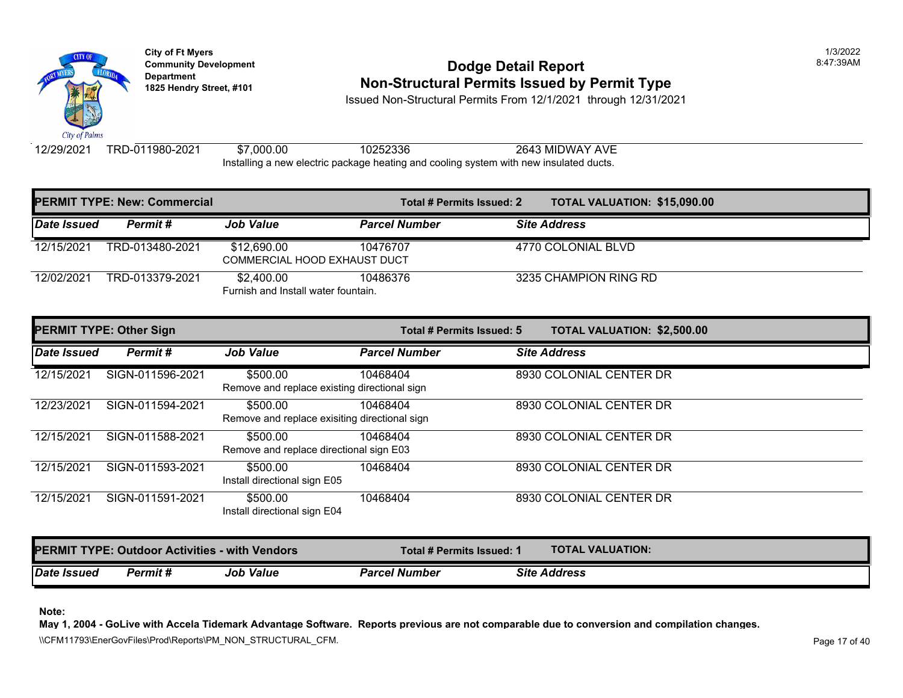City of Ft Myers
Community Development Department
1825 Hendry Street, #101

# Dodge Detail Report
## Non-Structural Permits Issued by Permit Type

Issued Non-Structural Permits From 12/1/2021 through 12/31/2021

| Date Issued | Permit # | Job Value | Parcel Number | Site Address |
|---|---|---|---|---|
| 12/29/2021 | TRD-011980-2021 | $7,000.00 | 10252336 | 2643 MIDWAY AVE |
| | | Installing a new electric package heating and cooling system with new insulated ducts. | | |

**PERMIT TYPE: New: Commercial** — **Total # Permits Issued: 2** — **TOTAL VALUATION: $15,090.00**

| *Date Issued* | *Permit #* | *Job Value* | *Parcel Number* | *Site Address* |
|---|---|---|---|---|
| 12/15/2021 | TRD-013480-2021 | $12,690.00 | 10476707 | 4770 COLONIAL BLVD |
| | | COMMERCIAL HOOD EXHAUST DUCT | | |
| 12/02/2021 | TRD-013379-2021 | $2,400.00 | 10486376 | 3235 CHAMPION RING RD |
| | | Furnish and Install water fountain. | | |

**PERMIT TYPE: Other Sign** — **Total # Permits Issued: 5** — **TOTAL VALUATION: $2,500.00**

| *Date Issued* | *Permit #* | *Job Value* | *Parcel Number* | *Site Address* |
|---|---|---|---|---|
| 12/15/2021 | SIGN-011596-2021 | $500.00 | 10468404 | 8930 COLONIAL CENTER DR |
| | | Remove and replace existing directional sign | | |
| 12/23/2021 | SIGN-011594-2021 | $500.00 | 10468404 | 8930 COLONIAL CENTER DR |
| | | Remove and replace exisiting directional sign | | |
| 12/15/2021 | SIGN-011588-2021 | $500.00 | 10468404 | 8930 COLONIAL CENTER DR |
| | | Remove and replace directional sign E03 | | |
| 12/15/2021 | SIGN-011593-2021 | $500.00 | 10468404 | 8930 COLONIAL CENTER DR |
| | | Install directional sign E05 | | |
| 12/15/2021 | SIGN-011591-2021 | $500.00 | 10468404 | 8930 COLONIAL CENTER DR |
| | | Install directional sign E04 | | |

**PERMIT TYPE: Outdoor Activities - with Vendors** — **Total # Permits Issued: 1** — **TOTAL VALUATION:**

| *Date Issued* | *Permit #* | *Job Value* | *Parcel Number* | *Site Address* |
|---|---|---|---|---|

**Note:**
**May 1, 2004 - GoLive with Accela Tidemark Advantage Software. Reports previous are not comparable due to conversion and compilation changes.**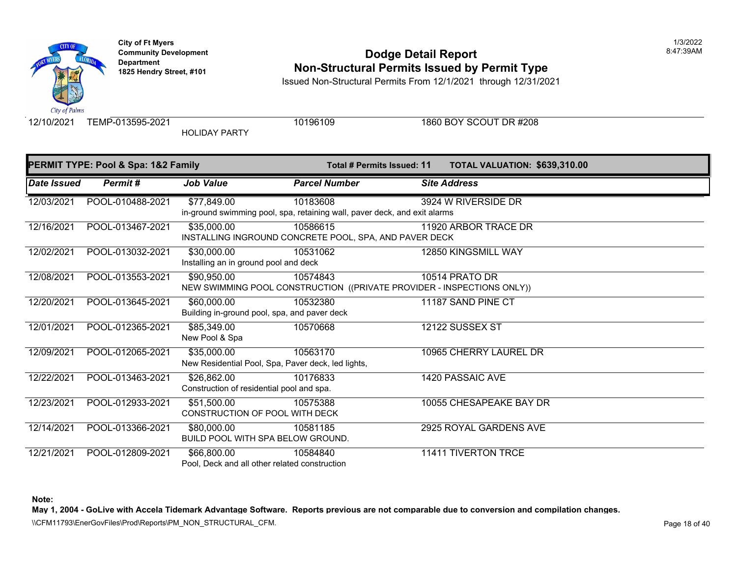| Date Issued | Permit # | Job Value | Parcel Number | Site Address |
|---|---|---|---|---|
| 12/10/2021 | TEMP-013595-2021 | | 10196109 | 1860 BOY SCOUT DR #208 |
| | | HOLIDAY PARTY | | |

**PERMIT TYPE: Pool & Spa: 1&2 Family** — **Total # Permits Issued: 11** — **TOTAL VALUATION: $639,310.00**

| Date Issued | Permit # | Job Value | Parcel Number | Site Address |
|---|---|---|---|---|
| 12/03/2021 | POOL-010488-2021 | $77,849.00 | 10183608 | 3924 W RIVERSIDE DR |
| | | in-ground swimming pool, spa, retaining wall, paver deck, and exit alarms | | |
| 12/16/2021 | POOL-013467-2021 | $35,000.00 | 10586615 | 11920 ARBOR TRACE DR |
| | | INSTALLING INGROUND CONCRETE POOL, SPA, AND PAVER DECK | | |
| 12/02/2021 | POOL-013032-2021 | $30,000.00 | 10531062 | 12850 KINGSMILL WAY |
| | | Installing an in ground pool and deck | | |
| 12/08/2021 | POOL-013553-2021 | $90,950.00 | 10574843 | 10514 PRATO DR |
| | | NEW SWIMMING POOL CONSTRUCTION ((PRIVATE PROVIDER - INSPECTIONS ONLY)) | | |
| 12/20/2021 | POOL-013645-2021 | $60,000.00 | 10532380 | 11187 SAND PINE CT |
| | | Building in-ground pool, spa, and paver deck | | |
| 12/01/2021 | POOL-012365-2021 | $85,349.00 | 10570668 | 12122 SUSSEX ST |
| | | New Pool & Spa | | |
| 12/09/2021 | POOL-012065-2021 | $35,000.00 | 10563170 | 10965 CHERRY LAUREL DR |
| | | New Residential Pool, Spa, Paver deck, led lights, | | |
| 12/22/2021 | POOL-013463-2021 | $26,862.00 | 10176833 | 1420 PASSAIC AVE |
| | | Construction of residential pool and spa. | | |
| 12/23/2021 | POOL-012933-2021 | $51,500.00 | 10575388 | 10055 CHESAPEAKE BAY DR |
| | | CONSTRUCTION OF POOL WITH DECK | | |
| 12/14/2021 | POOL-013366-2021 | $80,000.00 | 10581185 | 2925 ROYAL GARDENS AVE |
| | | BUILD POOL WITH SPA BELOW GROUND. | | |
| 12/21/2021 | POOL-012809-2021 | $66,800.00 | 10584840 | 11411 TIVERTON TRCE |
| | | Pool, Deck and all other related construction | | |

**Note:**
**May 1, 2004 - GoLive with Accela Tidemark Advantage Software. Reports previous are not comparable due to conversion and compilation changes.**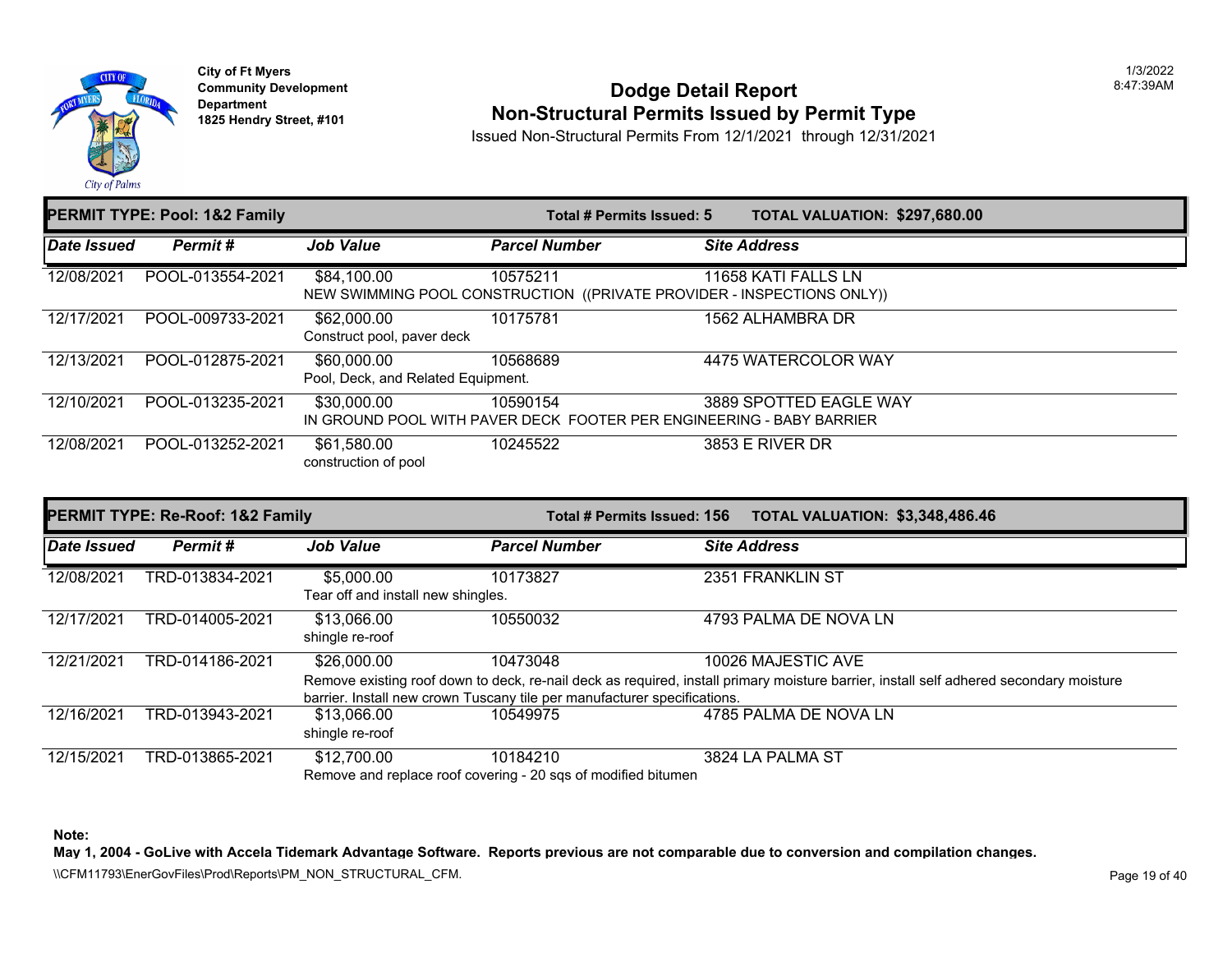**City of Ft Myers**
**Community Development Department**
**1825 Hendry Street, #101**

1/3/2022
8:47:39AM

# Dodge Detail Report
## Non-Structural Permits Issued by Permit Type

Issued Non-Structural Permits From 12/1/2021 through 12/31/2021

**PERMIT TYPE: Pool: 1&2 Family** — **Total # Permits Issued: 5** — **TOTAL VALUATION: $297,680.00**

| Date Issued | Permit # | Job Value | Parcel Number | Site Address |
|---|---|---|---|---|
| 12/08/2021 | POOL-013554-2021 | $84,100.00 | 10575211 | 11658 KATI FALLS LN |
| | | NEW SWIMMING POOL CONSTRUCTION ((PRIVATE PROVIDER - INSPECTIONS ONLY)) | | |
| 12/17/2021 | POOL-009733-2021 | $62,000.00 | 10175781 | 1562 ALHAMBRA DR |
| | | Construct pool, paver deck | | |
| 12/13/2021 | POOL-012875-2021 | $60,000.00 | 10568689 | 4475 WATERCOLOR WAY |
| | | Pool, Deck, and Related Equipment. | | |
| 12/10/2021 | POOL-013235-2021 | $30,000.00 | 10590154 | 3889 SPOTTED EAGLE WAY |
| | | IN GROUND POOL WITH PAVER DECK FOOTER PER ENGINEERING - BABY BARRIER | | |
| 12/08/2021 | POOL-013252-2021 | $61,580.00 | 10245522 | 3853 E RIVER DR |
| | | construction of pool | | |

**PERMIT TYPE: Re-Roof: 1&2 Family** — **Total # Permits Issued: 156** — **TOTAL VALUATION: $3,348,486.46**

| Date Issued | Permit # | Job Value | Parcel Number | Site Address |
|---|---|---|---|---|
| 12/08/2021 | TRD-013834-2021 | $5,000.00 | 10173827 | 2351 FRANKLIN ST |
| | | Tear off and install new shingles. | | |
| 12/17/2021 | TRD-014005-2021 | $13,066.00 | 10550032 | 4793 PALMA DE NOVA LN |
| | | shingle re-roof | | |
| 12/21/2021 | TRD-014186-2021 | $26,000.00 | 10473048 | 10026 MAJESTIC AVE |
| | | Remove existing roof down to deck, re-nail deck as required, install primary moisture barrier, install self adhered secondary moisture barrier. Install new crown Tuscany tile per manufacturer specifications. | | |
| 12/16/2021 | TRD-013943-2021 | $13,066.00 | 10549975 | 4785 PALMA DE NOVA LN |
| | | shingle re-roof | | |
| 12/15/2021 | TRD-013865-2021 | $12,700.00 | 10184210 | 3824 LA PALMA ST |
| | | Remove and replace roof covering - 20 sqs of modified bitumen | | |

**Note:**
**May 1, 2004 - GoLive with Accela Tidemark Advantage Software. Reports previous are not comparable due to conversion and compilation changes.**

\\CFM11793\EnerGovFiles\Prod\Reports\PM_NON_STRUCTURAL_CFM.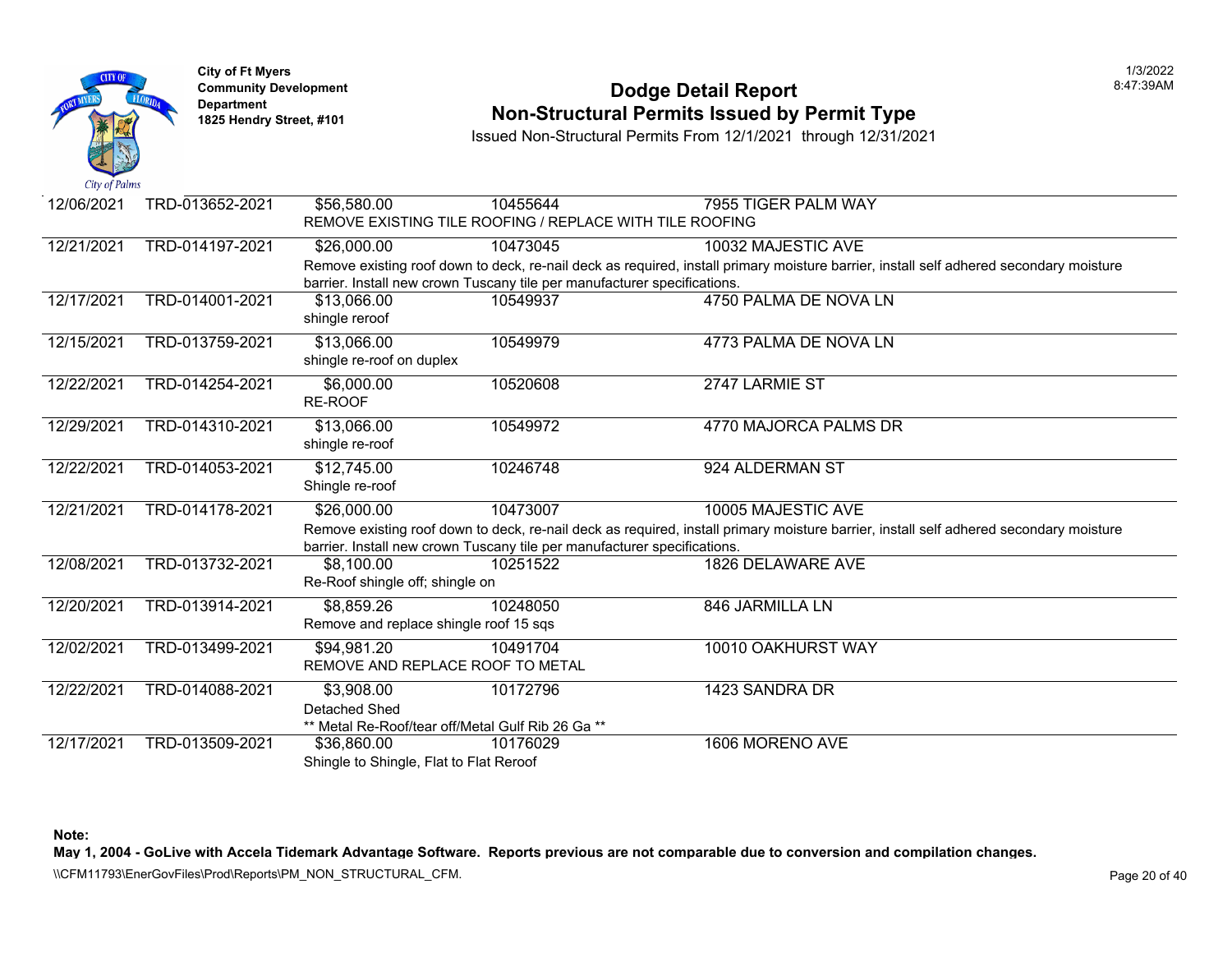City of Ft Myers
Community Development Department
1825 Hendry Street, #101

# Dodge Detail Report
## Non-Structural Permits Issued by Permit Type

Issued Non-Structural Permits From 12/1/2021 through 12/31/2021

1/3/2022
8:47:39AM

| Date | Permit Number | Valuation | Parcel | Address |
|---|---|---|---|---|
| 12/06/2021 | TRD-013652-2021 | $56,580.00 | 10455644 | 7955 TIGER PALM WAY |
| | | REMOVE EXISTING TILE ROOFING / REPLACE WITH TILE ROOFING | | |
| 12/21/2021 | TRD-014197-2021 | $26,000.00 | 10473045 | 10032 MAJESTIC AVE |
| | | Remove existing roof down to deck, re-nail deck as required, install primary moisture barrier, install self adhered secondary moisture barrier. Install new crown Tuscany tile per manufacturer specifications. | | |
| 12/17/2021 | TRD-014001-2021 | $13,066.00 | 10549937 | 4750 PALMA DE NOVA LN |
| | | shingle reroof | | |
| 12/15/2021 | TRD-013759-2021 | $13,066.00 | 10549979 | 4773 PALMA DE NOVA LN |
| | | shingle re-roof on duplex | | |
| 12/22/2021 | TRD-014254-2021 | $6,000.00 | 10520608 | 2747 LARMIE ST |
| | | RE-ROOF | | |
| 12/29/2021 | TRD-014310-2021 | $13,066.00 | 10549972 | 4770 MAJORCA PALMS DR |
| | | shingle re-roof | | |
| 12/22/2021 | TRD-014053-2021 | $12,745.00 | 10246748 | 924 ALDERMAN ST |
| | | Shingle re-roof | | |
| 12/21/2021 | TRD-014178-2021 | $26,000.00 | 10473007 | 10005 MAJESTIC AVE |
| | | Remove existing roof down to deck, re-nail deck as required, install primary moisture barrier, install self adhered secondary moisture barrier. Install new crown Tuscany tile per manufacturer specifications. | | |
| 12/08/2021 | TRD-013732-2021 | $8,100.00 | 10251522 | 1826 DELAWARE AVE |
| | | Re-Roof shingle off; shingle on | | |
| 12/20/2021 | TRD-013914-2021 | $8,859.26 | 10248050 | 846 JARMILLA LN |
| | | Remove and replace shingle roof 15 sqs | | |
| 12/02/2021 | TRD-013499-2021 | $94,981.20 | 10491704 | 10010 OAKHURST WAY |
| | | REMOVE AND REPLACE ROOF TO METAL | | |
| 12/22/2021 | TRD-014088-2021 | $3,908.00 | 10172796 | 1423 SANDRA DR |
| | | Detached Shed ** Metal Re-Roof/tear off/Metal Gulf Rib 26 Ga ** | | |
| 12/17/2021 | TRD-013509-2021 | $36,860.00 | 10176029 | 1606 MORENO AVE |
| | | Shingle to Shingle, Flat to Flat Reroof | | |

**Note:**
**May 1, 2004 - GoLive with Accela Tidemark Advantage Software. Reports previous are not comparable due to conversion and compilation changes.**

\\CFM11793\EnerGovFiles\Prod\Reports\PM_NON_STRUCTURAL_CFM.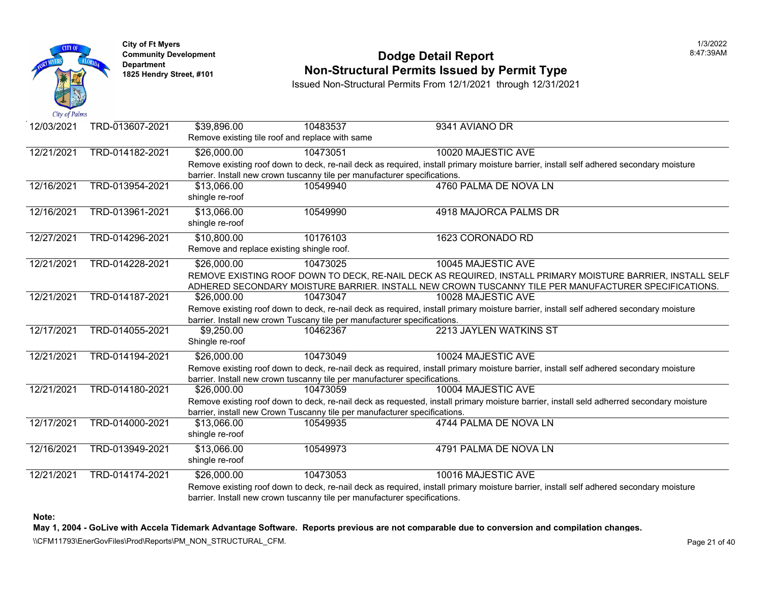**City of Ft Myers**
**Community Development Department**
**1825 Hendry Street, #101**

# Dodge Detail Report
## Non-Structural Permits Issued by Permit Type

Issued Non-Structural Permits From 12/1/2021 through 12/31/2021

| Date | Permit # | Value | Parcel | Address |
|---|---|---|---|---|
| 12/03/2021 | TRD-013607-2021 | $39,896.00 | 10483537 | 9341 AVIANO DR |
| | | Remove existing tile roof and replace with same | | |
| 12/21/2021 | TRD-014182-2021 | $26,000.00 | 10473051 | 10020 MAJESTIC AVE |
| | | Remove existing roof down to deck, re-nail deck as required, install primary moisture barrier, install self adhered secondary moisture barrier. Install new crown tuscanny tile per manufacturer specifications. | | |
| 12/16/2021 | TRD-013954-2021 | $13,066.00 | 10549940 | 4760 PALMA DE NOVA LN |
| | | shingle re-roof | | |
| 12/16/2021 | TRD-013961-2021 | $13,066.00 | 10549990 | 4918 MAJORCA PALMS DR |
| | | shingle re-roof | | |
| 12/27/2021 | TRD-014296-2021 | $10,800.00 | 10176103 | 1623 CORONADO RD |
| | | Remove and replace existing shingle roof. | | |
| 12/21/2021 | TRD-014228-2021 | $26,000.00 | 10473025 | 10045 MAJESTIC AVE |
| | | REMOVE EXISTING ROOF DOWN TO DECK, RE-NAIL DECK AS REQUIRED, INSTALL PRIMARY MOISTURE BARRIER, INSTALL SELF ADHERED SECONDARY MOISTURE BARRIER. INSTALL NEW CROWN TUSCANNY TILE PER MANUFACTURER SPECIFICATIONS. | | |
| 12/21/2021 | TRD-014187-2021 | $26,000.00 | 10473047 | 10028 MAJESTIC AVE |
| | | Remove existing roof down to deck, re-nail deck as required, install primary moisture barrier, install self adhered secondary moisture barrier. Install new crown Tuscany tile per manufacturer specifications. | | |
| 12/17/2021 | TRD-014055-2021 | $9,250.00 | 10462367 | 2213 JAYLEN WATKINS ST |
| | | Shingle re-roof | | |
| 12/21/2021 | TRD-014194-2021 | $26,000.00 | 10473049 | 10024 MAJESTIC AVE |
| | | Remove existing roof down to deck, re-nail deck as required, install primary moisture barrier, install self adhered secondary moisture barrier. Install new crown tuscanny tile per manufacturer specifications. | | |
| 12/21/2021 | TRD-014180-2021 | $26,000.00 | 10473059 | 10004 MAJESTIC AVE |
| | | Remove existing roof down to deck, re-nail deck as requested, install primary moisture barrier, install seld adherred secondary moisture barrier, install new Crown Tuscanny tile per manufacturer specifications. | | |
| 12/17/2021 | TRD-014000-2021 | $13,066.00 | 10549935 | 4744 PALMA DE NOVA LN |
| | | shingle re-roof | | |
| 12/16/2021 | TRD-013949-2021 | $13,066.00 | 10549973 | 4791 PALMA DE NOVA LN |
| | | shingle re-roof | | |
| 12/21/2021 | TRD-014174-2021 | $26,000.00 | 10473053 | 10016 MAJESTIC AVE |
| | | Remove existing roof down to deck, re-nail deck as required, install primary moisture barrier, install self adhered secondary moisture barrier. Install new crown tuscanny tile per manufacturer specifications. | | |

**Note:**
**May 1, 2004 - GoLive with Accela Tidemark Advantage Software. Reports previous are not comparable due to conversion and compilation changes.**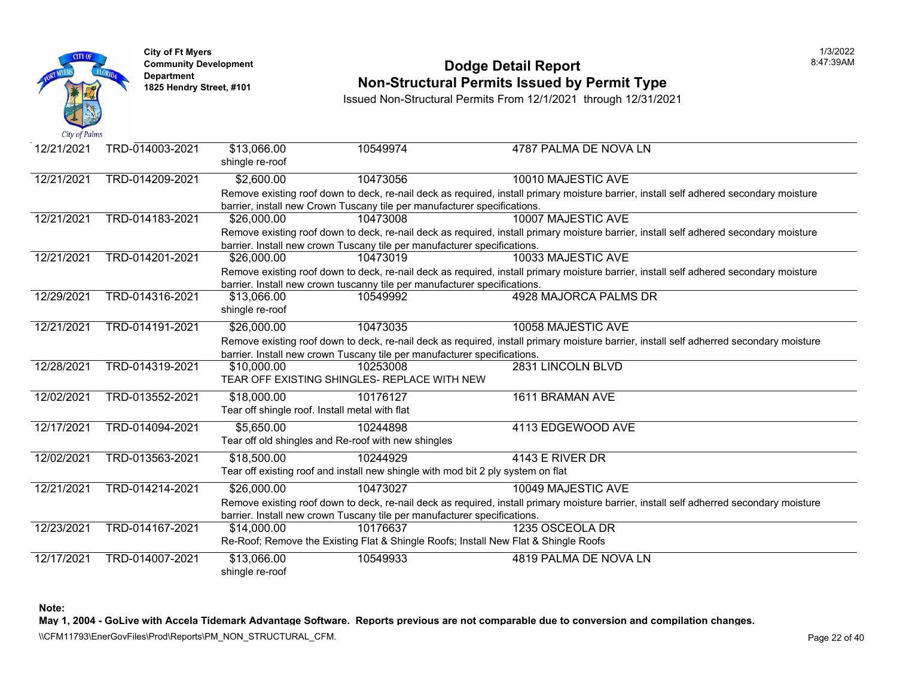City of Ft Myers
Community Development Department
1825 Hendry Street, #101

# Dodge Detail Report
## Non-Structural Permits Issued by Permit Type

Issued Non-Structural Permits From 12/1/2021 through 12/31/2021

1/3/2022
8:47:39AM

| Date | Permit # | Valuation | Parcel | Address |
|---|---|---|---|---|
| 12/21/2021 | TRD-014003-2021 | $13,066.00 | 10549974 | 4787 PALMA DE NOVA LN |
| | | shingle re-roof | | |
| 12/21/2021 | TRD-014209-2021 | $2,600.00 | 10473056 | 10010 MAJESTIC AVE |
| | | Remove existing roof down to deck, re-nail deck as required, install primary moisture barrier, install self adhered secondary moisture barrier, install new Crown Tuscany tile per manufacturer specifications. | | |
| 12/21/2021 | TRD-014183-2021 | $26,000.00 | 10473008 | 10007 MAJESTIC AVE |
| | | Remove existing roof down to deck, re-nail deck as required, install primary moisture barrier, install self adhered secondary moisture barrier. Install new crown Tuscany tile per manufacturer specifications. | | |
| 12/21/2021 | TRD-014201-2021 | $26,000.00 | 10473019 | 10033 MAJESTIC AVE |
| | | Remove existing roof down to deck, re-nail deck as required, install primary moisture barrier, install self adhered secondary moisture barrier. Install new crown tuscanny tile per manufacturer specifications. | | |
| 12/29/2021 | TRD-014316-2021 | $13,066.00 | 10549992 | 4928 MAJORCA PALMS DR |
| | | shingle re-roof | | |
| 12/21/2021 | TRD-014191-2021 | $26,000.00 | 10473035 | 10058 MAJESTIC AVE |
| | | Remove existing roof down to deck, re-nail deck as required, install primary moisture barrier, install self adherred secondary moisture barrier. Install new crown Tuscany tile per manufacturer specifications. | | |
| 12/28/2021 | TRD-014319-2021 | $10,000.00 | 10253008 | 2831 LINCOLN BLVD |
| | | TEAR OFF EXISTING SHINGLES- REPLACE WITH NEW | | |
| 12/02/2021 | TRD-013552-2021 | $18,000.00 | 10176127 | 1611 BRAMAN AVE |
| | | Tear off shingle roof. Install metal with flat | | |
| 12/17/2021 | TRD-014094-2021 | $5,650.00 | 10244898 | 4113 EDGEWOOD AVE |
| | | Tear off old shingles and Re-roof with new shingles | | |
| 12/02/2021 | TRD-013563-2021 | $18,500.00 | 10244929 | 4143 E RIVER DR |
| | | Tear off existing roof and install new shingle with mod bit 2 ply system on flat | | |
| 12/21/2021 | TRD-014214-2021 | $26,000.00 | 10473027 | 10049 MAJESTIC AVE |
| | | Remove existing roof down to deck, re-nail deck as required, install primary moisture barrier, install self adherred secondary moisture barrier. Install new crown Tuscany tile per manufacturer specifications. | | |
| 12/23/2021 | TRD-014167-2021 | $14,000.00 | 10176637 | 1235 OSCEOLA DR |
| | | Re-Roof; Remove the Existing Flat & Shingle Roofs; Install New Flat & Shingle Roofs | | |
| 12/17/2021 | TRD-014007-2021 | $13,066.00 | 10549933 | 4819 PALMA DE NOVA LN |
| | | shingle re-roof | | |

**Note:**
**May 1, 2004 - GoLive with Accela Tidemark Advantage Software. Reports previous are not comparable due to conversion and compilation changes.**

\\CFM11793\EnerGovFiles\Prod\Reports\PM_NON_STRUCTURAL_CFM.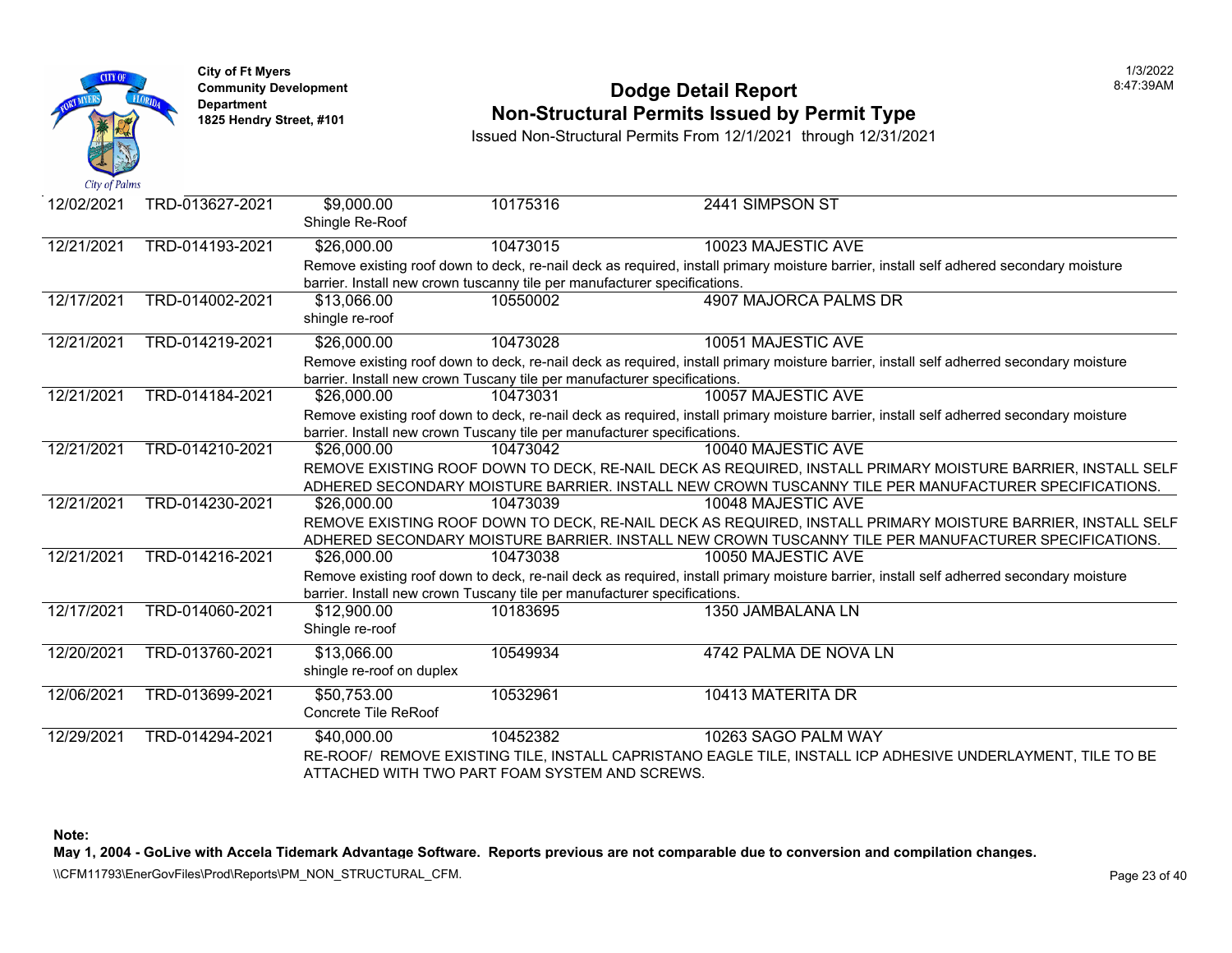City of Ft Myers
Community Development Department
1825 Hendry Street, #101

# Dodge Detail Report
## Non-Structural Permits Issued by Permit Type

Issued Non-Structural Permits From 12/1/2021 through 12/31/2021

| Date | Permit | Valuation / Description | Parcel | Address |
|---|---|---|---|---|
| 12/02/2021 | TRD-013627-2021 | $9,000.00<br>Shingle Re-Roof | 10175316 | 2441 SIMPSON ST |
| 12/21/2021 | TRD-014193-2021 | $26,000.00<br>Remove existing roof down to deck, re-nail deck as required, install primary moisture barrier, install self adhered secondary moisture barrier. Install new crown tuscanny tile per manufacturer specifications. | 10473015 | 10023 MAJESTIC AVE |
| 12/17/2021 | TRD-014002-2021 | $13,066.00<br>shingle re-roof | 10550002 | 4907 MAJORCA PALMS DR |
| 12/21/2021 | TRD-014219-2021 | $26,000.00<br>Remove existing roof down to deck, re-nail deck as required, install primary moisture barrier, install self adherred secondary moisture barrier. Install new crown Tuscany tile per manufacturer specifications. | 10473028 | 10051 MAJESTIC AVE |
| 12/21/2021 | TRD-014184-2021 | $26,000.00<br>Remove existing roof down to deck, re-nail deck as required, install primary moisture barrier, install self adherred secondary moisture barrier. Install new crown Tuscany tile per manufacturer specifications. | 10473031 | 10057 MAJESTIC AVE |
| 12/21/2021 | TRD-014210-2021 | $26,000.00<br>REMOVE EXISTING ROOF DOWN TO DECK, RE-NAIL DECK AS REQUIRED, INSTALL PRIMARY MOISTURE BARRIER, INSTALL SELF ADHERED SECONDARY MOISTURE BARRIER. INSTALL NEW CROWN TUSCANNY TILE PER MANUFACTURER SPECIFICATIONS. | 10473042 | 10040 MAJESTIC AVE |
| 12/21/2021 | TRD-014230-2021 | $26,000.00<br>REMOVE EXISTING ROOF DOWN TO DECK, RE-NAIL DECK AS REQUIRED, INSTALL PRIMARY MOISTURE BARRIER, INSTALL SELF ADHERED SECONDARY MOISTURE BARRIER. INSTALL NEW CROWN TUSCANNY TILE PER MANUFACTURER SPECIFICATIONS. | 10473039 | 10048 MAJESTIC AVE |
| 12/21/2021 | TRD-014216-2021 | $26,000.00<br>Remove existing roof down to deck, re-nail deck as required, install primary moisture barrier, install self adherred secondary moisture barrier. Install new crown Tuscany tile per manufacturer specifications. | 10473038 | 10050 MAJESTIC AVE |
| 12/17/2021 | TRD-014060-2021 | $12,900.00<br>Shingle re-roof | 10183695 | 1350 JAMBALANA LN |
| 12/20/2021 | TRD-013760-2021 | $13,066.00<br>shingle re-roof on duplex | 10549934 | 4742 PALMA DE NOVA LN |
| 12/06/2021 | TRD-013699-2021 | $50,753.00<br>Concrete Tile ReRoof | 10532961 | 10413 MATERITA DR |
| 12/29/2021 | TRD-014294-2021 | $40,000.00<br>RE-ROOF/ REMOVE EXISTING TILE, INSTALL CAPRISTANO EAGLE TILE, INSTALL ICP ADHESIVE UNDERLAYMENT, TILE TO BE ATTACHED WITH TWO PART FOAM SYSTEM AND SCREWS. | 10452382 | 10263 SAGO PALM WAY |

**Note:**
**May 1, 2004 - GoLive with Accela Tidemark Advantage Software. Reports previous are not comparable due to conversion and compilation changes.**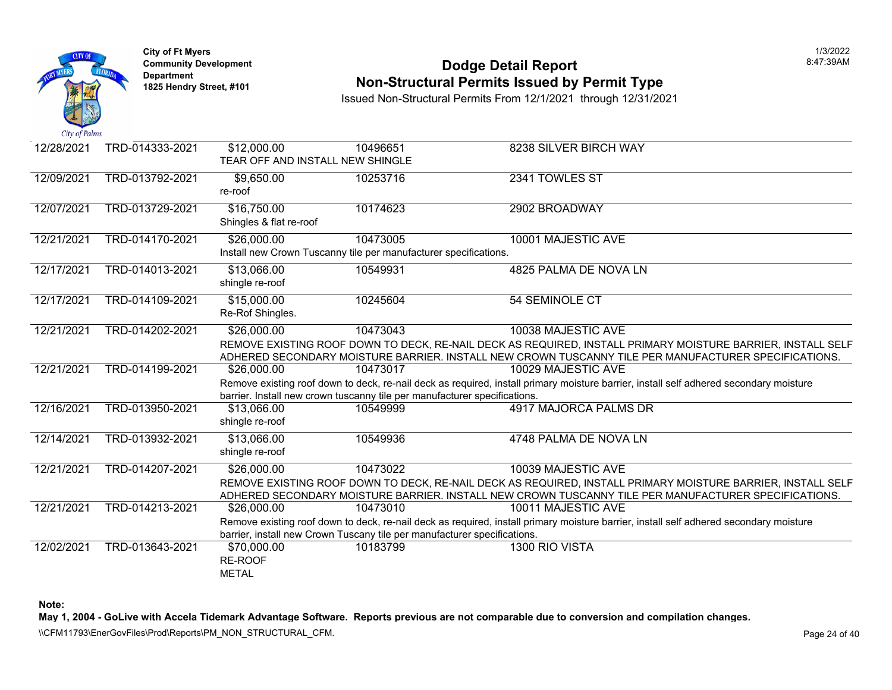City of Ft Myers
Community Development Department
1825 Hendry Street, #101

# Dodge Detail Report
## Non-Structural Permits Issued by Permit Type

Issued Non-Structural Permits From 12/1/2021 through 12/31/2021

| Date | Permit No. | Value / Description | Parcel | Address |
|---|---|---|---|---|
| 12/28/2021 | TRD-014333-2021 | $12,000.00<br>TEAR OFF AND INSTALL NEW SHINGLE | 10496651 | 8238 SILVER BIRCH WAY |
| 12/09/2021 | TRD-013792-2021 | $9,650.00<br>re-roof | 10253716 | 2341 TOWLES ST |
| 12/07/2021 | TRD-013729-2021 | $16,750.00<br>Shingles & flat re-roof | 10174623 | 2902 BROADWAY |
| 12/21/2021 | TRD-014170-2021 | $26,000.00<br>Install new Crown Tuscanny tile per manufacturer specifications. | 10473005 | 10001 MAJESTIC AVE |
| 12/17/2021 | TRD-014013-2021 | $13,066.00<br>shingle re-roof | 10549931 | 4825 PALMA DE NOVA LN |
| 12/17/2021 | TRD-014109-2021 | $15,000.00<br>Re-Rof Shingles. | 10245604 | 54 SEMINOLE CT |
| 12/21/2021 | TRD-014202-2021 | $26,000.00<br>REMOVE EXISTING ROOF DOWN TO DECK, RE-NAIL DECK AS REQUIRED, INSTALL PRIMARY MOISTURE BARRIER, INSTALL SELF ADHERED SECONDARY MOISTURE BARRIER. INSTALL NEW CROWN TUSCANNY TILE PER MANUFACTURER SPECIFICATIONS. | 10473043 | 10038 MAJESTIC AVE |
| 12/21/2021 | TRD-014199-2021 | $26,000.00<br>Remove existing roof down to deck, re-nail deck as required, install primary moisture barrier, install self adhered secondary moisture barrier. Install new crown tuscanny tile per manufacturer specifications. | 10473017 | 10029 MAJESTIC AVE |
| 12/16/2021 | TRD-013950-2021 | $13,066.00<br>shingle re-roof | 10549999 | 4917 MAJORCA PALMS DR |
| 12/14/2021 | TRD-013932-2021 | $13,066.00<br>shingle re-roof | 10549936 | 4748 PALMA DE NOVA LN |
| 12/21/2021 | TRD-014207-2021 | $26,000.00<br>REMOVE EXISTING ROOF DOWN TO DECK, RE-NAIL DECK AS REQUIRED, INSTALL PRIMARY MOISTURE BARRIER, INSTALL SELF ADHERED SECONDARY MOISTURE BARRIER. INSTALL NEW CROWN TUSCANNY TILE PER MANUFACTURER SPECIFICATIONS. | 10473022 | 10039 MAJESTIC AVE |
| 12/21/2021 | TRD-014213-2021 | $26,000.00<br>Remove existing roof down to deck, re-nail deck as required, install primary moisture barrier, install self adhered secondary moisture barrier, install new Crown Tuscany tile per manufacturer specifications. | 10473010 | 10011 MAJESTIC AVE |
| 12/02/2021 | TRD-013643-2021 | $70,000.00<br>RE-ROOF<br>METAL | 10183799 | 1300 RIO VISTA |

**Note:**

**May 1, 2004 - GoLive with Accela Tidemark Advantage Software. Reports previous are not comparable due to conversion and compilation changes.**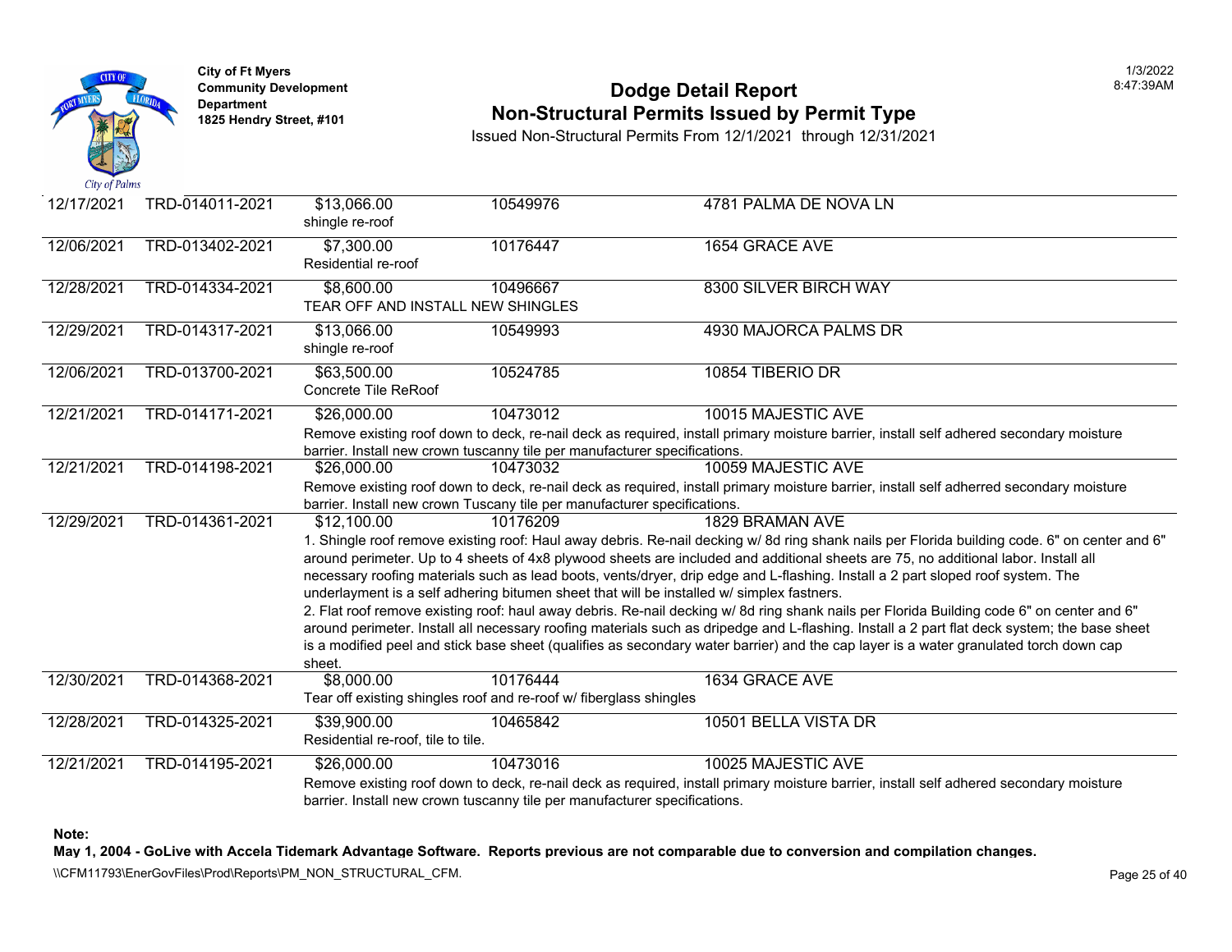City of Ft Myers
Community Development Department
1825 Hendry Street, #101

# Dodge Detail Report
## Non-Structural Permits Issued by Permit Type

Issued Non-Structural Permits From 12/1/2021 through 12/31/2021

1/3/2022
8:47:39AM

| Date | Permit | Value / Description | Parcel | Address |
|---|---|---|---|---|
| 12/17/2021 | TRD-014011-2021 | $13,066.00<br>shingle re-roof | 10549976 | 4781 PALMA DE NOVA LN |
| 12/06/2021 | TRD-013402-2021 | $7,300.00<br>Residential re-roof | 10176447 | 1654 GRACE AVE |
| 12/28/2021 | TRD-014334-2021 | $8,600.00<br>TEAR OFF AND INSTALL NEW SHINGLES | 10496667 | 8300 SILVER BIRCH WAY |
| 12/29/2021 | TRD-014317-2021 | $13,066.00<br>shingle re-roof | 10549993 | 4930 MAJORCA PALMS DR |
| 12/06/2021 | TRD-013700-2021 | $63,500.00<br>Concrete Tile ReRoof | 10524785 | 10854 TIBERIO DR |
| 12/21/2021 | TRD-014171-2021 | $26,000.00<br>Remove existing roof down to deck, re-nail deck as required, install primary moisture barrier, install self adhered secondary moisture barrier. Install new crown tuscanny tile per manufacturer specifications. | 10473012 | 10015 MAJESTIC AVE |
| 12/21/2021 | TRD-014198-2021 | $26,000.00<br>Remove existing roof down to deck, re-nail deck as required, install primary moisture barrier, install self adherred secondary moisture barrier. Install new crown Tuscany tile per manufacturer specifications. | 10473032 | 10059 MAJESTIC AVE |
| 12/29/2021 | TRD-014361-2021 | $12,100.00<br>1. Shingle roof remove existing roof: Haul away debris. Re-nail decking w/ 8d ring shank nails per Florida building code. 6" on center and 6" around perimeter. Up to 4 sheets of 4x8 plywood sheets are included and additional sheets are 75, no additional labor. Install all necessary roofing materials such as lead boots, vents/dryer, drip edge and L-flashing. Install a 2 part sloped roof system. The underlayment is a self adhering bitumen sheet that will be installed w/ simplex fastners.<br>2. Flat roof remove existing roof: haul away debris. Re-nail decking w/ 8d ring shank nails per Florida Building code 6" on center and 6" around perimeter. Install all necessary roofing materials such as dripedge and L-flashing. Install a 2 part flat deck system; the base sheet is a modified peel and stick base sheet (qualifies as secondary water barrier) and the cap layer is a water granulated torch down cap sheet. | 10176209 | 1829 BRAMAN AVE |
| 12/30/2021 | TRD-014368-2021 | $8,000.00<br>Tear off existing shingles roof and re-roof w/ fiberglass shingles | 10176444 | 1634 GRACE AVE |
| 12/28/2021 | TRD-014325-2021 | $39,900.00<br>Residential re-roof, tile to tile. | 10465842 | 10501 BELLA VISTA DR |
| 12/21/2021 | TRD-014195-2021 | $26,000.00<br>Remove existing roof down to deck, re-nail deck as required, install primary moisture barrier, install self adhered secondary moisture barrier. Install new crown tuscanny tile per manufacturer specifications. | 10473016 | 10025 MAJESTIC AVE |

**Note:**
**May 1, 2004 - GoLive with Accela Tidemark Advantage Software. Reports previous are not comparable due to conversion and compilation changes.**

\\CFM11793\EnerGovFiles\Prod\Reports\PM_NON_STRUCTURAL_CFM.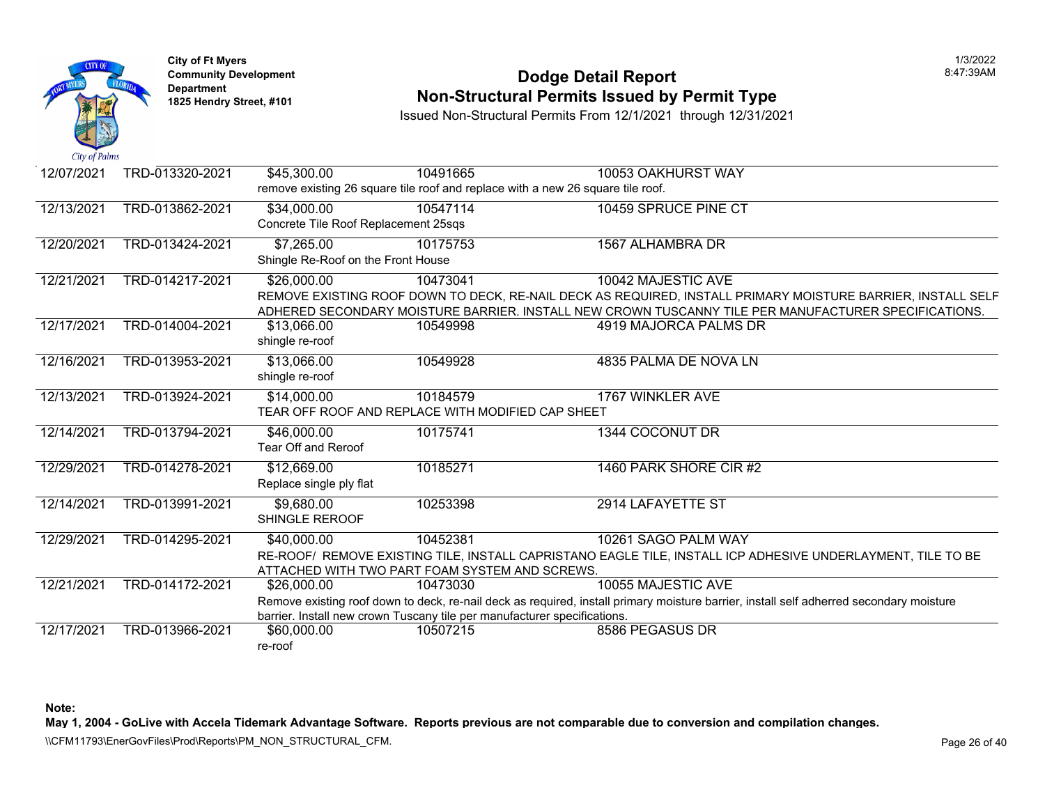City of Ft Myers
Community Development Department
1825 Hendry Street, #101

# Dodge Detail Report
## Non-Structural Permits Issued by Permit Type

Issued Non-Structural Permits From 12/1/2021 through 12/31/2021

1/3/2022
8:47:39AM

| Date | Permit # | Valuation | Parcel | Address |
|---|---|---|---|---|
| 12/07/2021 | TRD-013320-2021 | $45,300.00 | 10491665 | 10053 OAKHURST WAY |
| | | remove existing 26 square tile roof and replace with a new 26 square tile roof. | | |
| 12/13/2021 | TRD-013862-2021 | $34,000.00 | 10547114 | 10459 SPRUCE PINE CT |
| | | Concrete Tile Roof Replacement 25sqs | | |
| 12/20/2021 | TRD-013424-2021 | $7,265.00 | 10175753 | 1567 ALHAMBRA DR |
| | | Shingle Re-Roof on the Front House | | |
| 12/21/2021 | TRD-014217-2021 | $26,000.00 | 10473041 | 10042 MAJESTIC AVE |
| | | REMOVE EXISTING ROOF DOWN TO DECK, RE-NAIL DECK AS REQUIRED, INSTALL PRIMARY MOISTURE BARRIER, INSTALL SELF ADHERED SECONDARY MOISTURE BARRIER. INSTALL NEW CROWN TUSCANNY TILE PER MANUFACTURER SPECIFICATIONS. | | |
| 12/17/2021 | TRD-014004-2021 | $13,066.00 | 10549998 | 4919 MAJORCA PALMS DR |
| | | shingle re-roof | | |
| 12/16/2021 | TRD-013953-2021 | $13,066.00 | 10549928 | 4835 PALMA DE NOVA LN |
| | | shingle re-roof | | |
| 12/13/2021 | TRD-013924-2021 | $14,000.00 | 10184579 | 1767 WINKLER AVE |
| | | TEAR OFF ROOF AND REPLACE WITH MODIFIED CAP SHEET | | |
| 12/14/2021 | TRD-013794-2021 | $46,000.00 | 10175741 | 1344 COCONUT DR |
| | | Tear Off and Reroof | | |
| 12/29/2021 | TRD-014278-2021 | $12,669.00 | 10185271 | 1460 PARK SHORE CIR #2 |
| | | Replace single ply flat | | |
| 12/14/2021 | TRD-013991-2021 | $9,680.00 | 10253398 | 2914 LAFAYETTE ST |
| | | SHINGLE REROOF | | |
| 12/29/2021 | TRD-014295-2021 | $40,000.00 | 10452381 | 10261 SAGO PALM WAY |
| | | RE-ROOF/ REMOVE EXISTING TILE, INSTALL CAPRISTANO EAGLE TILE, INSTALL ICP ADHESIVE UNDERLAYMENT, TILE TO BE ATTACHED WITH TWO PART FOAM SYSTEM AND SCREWS. | | |
| 12/21/2021 | TRD-014172-2021 | $26,000.00 | 10473030 | 10055 MAJESTIC AVE |
| | | Remove existing roof down to deck, re-nail deck as required, install primary moisture barrier, install self adherred secondary moisture barrier. Install new crown Tuscany tile per manufacturer specifications. | | |
| 12/17/2021 | TRD-013966-2021 | $60,000.00 | 10507215 | 8586 PEGASUS DR |
| | | re-roof | | |

**Note:**
**May 1, 2004 - GoLive with Accela Tidemark Advantage Software. Reports previous are not comparable due to conversion and compilation changes.**

\\CFM11793\EnerGovFiles\Prod\Reports\PM_NON_STRUCTURAL_CFM.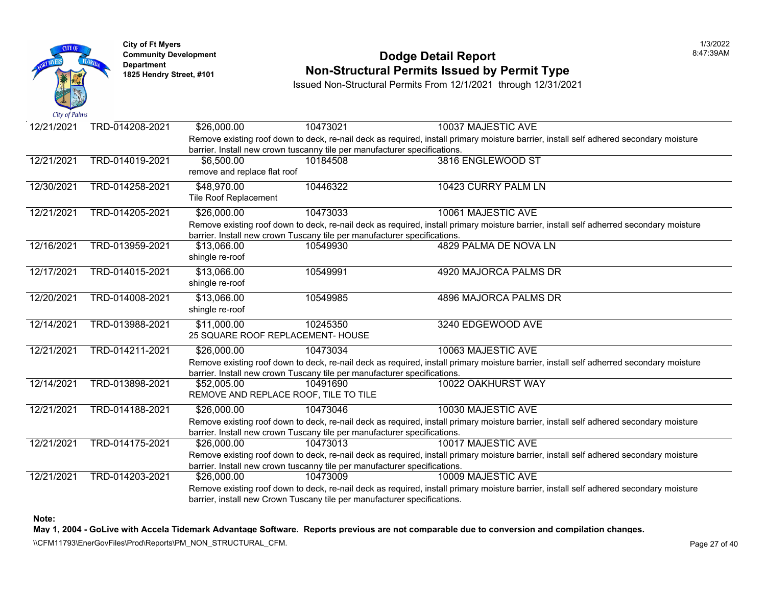City of Ft Myers
Community Development Department
1825 Hendry Street, #101

# Dodge Detail Report
## Non-Structural Permits Issued by Permit Type

Issued Non-Structural Permits From 12/1/2021 through 12/31/2021

| Date | Permit | Valuation | Parcel | Address |
|---|---|---|---|---|
| 12/21/2021 | TRD-014208-2021 | $26,000.00 | 10473021 | 10037 MAJESTIC AVE |
| | | Remove existing roof down to deck, re-nail deck as required, install primary moisture barrier, install self adhered secondary moisture barrier. Install new crown tuscanny tile per manufacturer specifications. | | |
| 12/21/2021 | TRD-014019-2021 | $6,500.00 | 10184508 | 3816 ENGLEWOOD ST |
| | | remove and replace flat roof | | |
| 12/30/2021 | TRD-014258-2021 | $48,970.00 | 10446322 | 10423 CURRY PALM LN |
| | | Tile Roof Replacement | | |
| 12/21/2021 | TRD-014205-2021 | $26,000.00 | 10473033 | 10061 MAJESTIC AVE |
| | | Remove existing roof down to deck, re-nail deck as required, install primary moisture barrier, install self adherred secondary moisture barrier. Install new crown Tuscany tile per manufacturer specifications. | | |
| 12/16/2021 | TRD-013959-2021 | $13,066.00 | 10549930 | 4829 PALMA DE NOVA LN |
| | | shingle re-roof | | |
| 12/17/2021 | TRD-014015-2021 | $13,066.00 | 10549991 | 4920 MAJORCA PALMS DR |
| | | shingle re-roof | | |
| 12/20/2021 | TRD-014008-2021 | $13,066.00 | 10549985 | 4896 MAJORCA PALMS DR |
| | | shingle re-roof | | |
| 12/14/2021 | TRD-013988-2021 | $11,000.00 | 10245350 | 3240 EDGEWOOD AVE |
| | | 25 SQUARE ROOF REPLACEMENT- HOUSE | | |
| 12/21/2021 | TRD-014211-2021 | $26,000.00 | 10473034 | 10063 MAJESTIC AVE |
| | | Remove existing roof down to deck, re-nail deck as required, install primary moisture barrier, install self adherred secondary moisture barrier. Install new crown Tuscany tile per manufacturer specifications. | | |
| 12/14/2021 | TRD-013898-2021 | $52,005.00 | 10491690 | 10022 OAKHURST WAY |
| | | REMOVE AND REPLACE ROOF, TILE TO TILE | | |
| 12/21/2021 | TRD-014188-2021 | $26,000.00 | 10473046 | 10030 MAJESTIC AVE |
| | | Remove existing roof down to deck, re-nail deck as required, install primary moisture barrier, install self adhered secondary moisture barrier. Install new crown Tuscany tile per manufacturer specifications. | | |
| 12/21/2021 | TRD-014175-2021 | $26,000.00 | 10473013 | 10017 MAJESTIC AVE |
| | | Remove existing roof down to deck, re-nail deck as required, install primary moisture barrier, install self adhered secondary moisture barrier. Install new crown tuscanny tile per manufacturer specifications. | | |
| 12/21/2021 | TRD-014203-2021 | $26,000.00 | 10473009 | 10009 MAJESTIC AVE |
| | | Remove existing roof down to deck, re-nail deck as required, install primary moisture barrier, install self adhered secondary moisture barrier, install new Crown Tuscany tile per manufacturer specifications. | | |

**Note:**

**May 1, 2004 - GoLive with Accela Tidemark Advantage Software. Reports previous are not comparable due to conversion and compilation changes.**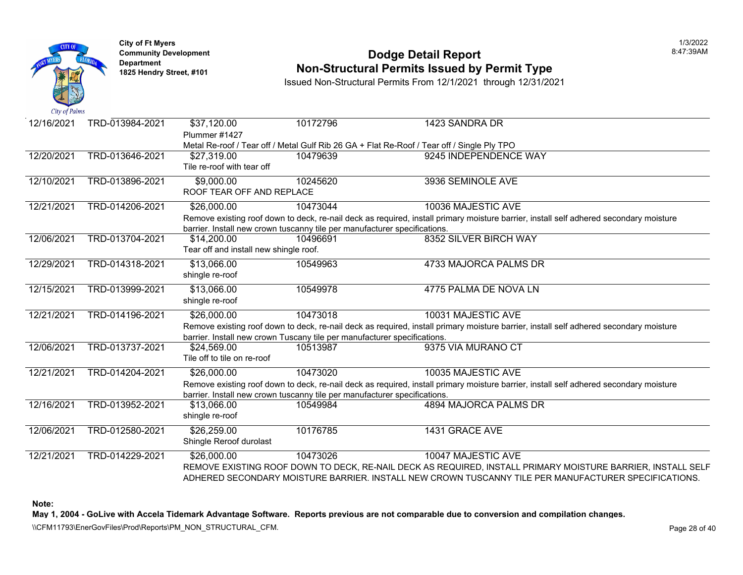City of Ft Myers
Community Development Department
1825 Hendry Street, #101

# Dodge Detail Report
## Non-Structural Permits Issued by Permit Type

Issued Non-Structural Permits From 12/1/2021 through 12/31/2021

| Date | Permit Number | Valuation | Parcel | Address |
|---|---|---|---|---|
| 12/16/2021 | TRD-013984-2021 | $37,120.00<br>Plummer #1427<br>Metal Re-roof / Tear off / Metal Gulf Rib 26 GA + Flat Re-Roof / Tear off / Single Ply TPO | 10172796 | 1423 SANDRA DR |
| 12/20/2021 | TRD-013646-2021 | $27,319.00<br>Tile re-roof with tear off | 10479639 | 9245 INDEPENDENCE WAY |
| 12/10/2021 | TRD-013896-2021 | $9,000.00<br>ROOF TEAR OFF AND REPLACE | 10245620 | 3936 SEMINOLE AVE |
| 12/21/2021 | TRD-014206-2021 | $26,000.00<br>Remove existing roof down to deck, re-nail deck as required, install primary moisture barrier, install self adhered secondary moisture barrier. Install new crown tuscanny tile per manufacturer specifications. | 10473044 | 10036 MAJESTIC AVE |
| 12/06/2021 | TRD-013704-2021 | $14,200.00<br>Tear off and install new shingle roof. | 10496691 | 8352 SILVER BIRCH WAY |
| 12/29/2021 | TRD-014318-2021 | $13,066.00<br>shingle re-roof | 10549963 | 4733 MAJORCA PALMS DR |
| 12/15/2021 | TRD-013999-2021 | $13,066.00<br>shingle re-roof | 10549978 | 4775 PALMA DE NOVA LN |
| 12/21/2021 | TRD-014196-2021 | $26,000.00<br>Remove existing roof down to deck, re-nail deck as required, install primary moisture barrier, install self adhered secondary moisture barrier. Install new crown Tuscany tile per manufacturer specifications. | 10473018 | 10031 MAJESTIC AVE |
| 12/06/2021 | TRD-013737-2021 | $24,569.00<br>Tile off to tile on re-roof | 10513987 | 9375 VIA MURANO CT |
| 12/21/2021 | TRD-014204-2021 | $26,000.00<br>Remove existing roof down to deck, re-nail deck as required, install primary moisture barrier, install self adhered secondary moisture barrier. Install new crown tuscanny tile per manufacturer specifications. | 10473020 | 10035 MAJESTIC AVE |
| 12/16/2021 | TRD-013952-2021 | $13,066.00<br>shingle re-roof | 10549984 | 4894 MAJORCA PALMS DR |
| 12/06/2021 | TRD-012580-2021 | $26,259.00<br>Shingle Reroof durolast | 10176785 | 1431 GRACE AVE |
| 12/21/2021 | TRD-014229-2021 | $26,000.00<br>REMOVE EXISTING ROOF DOWN TO DECK, RE-NAIL DECK AS REQUIRED, INSTALL PRIMARY MOISTURE BARRIER, INSTALL SELF ADHERED SECONDARY MOISTURE BARRIER. INSTALL NEW CROWN TUSCANNY TILE PER MANUFACTURER SPECIFICATIONS. | 10473026 | 10047 MAJESTIC AVE |

**Note:**

**May 1, 2004 - GoLive with Accela Tidemark Advantage Software. Reports previous are not comparable due to conversion and compilation changes.**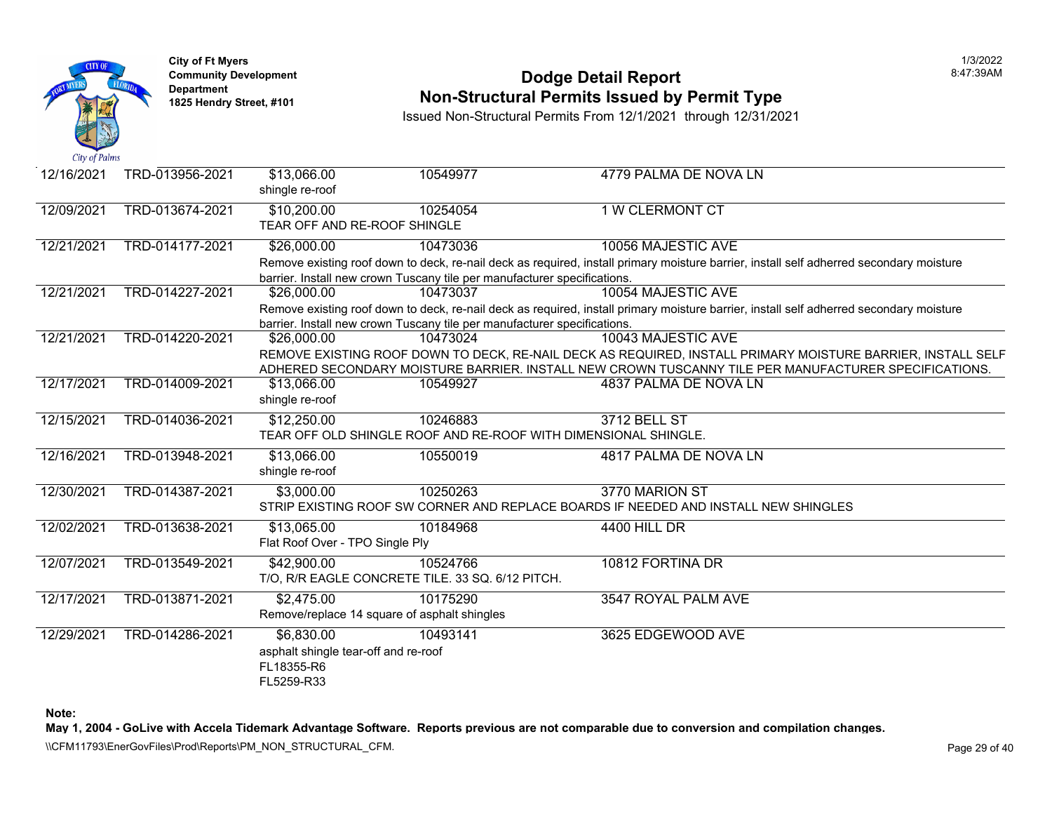City of Ft Myers
Community Development Department
1825 Hendry Street, #101

# Dodge Detail Report
## Non-Structural Permits Issued by Permit Type

Issued Non-Structural Permits From 12/1/2021 through 12/31/2021

| Date | Permit # | Value / Description | Parcel | Address |
|---|---|---|---|---|
| 12/16/2021 | TRD-013956-2021 | $13,066.00<br>shingle re-roof | 10549977 | 4779 PALMA DE NOVA LN |
| 12/09/2021 | TRD-013674-2021 | $10,200.00<br>TEAR OFF AND RE-ROOF SHINGLE | 10254054 | 1 W CLERMONT CT |
| 12/21/2021 | TRD-014177-2021 | $26,000.00<br>Remove existing roof down to deck, re-nail deck as required, install primary moisture barrier, install self adherred secondary moisture barrier. Install new crown Tuscany tile per manufacturer specifications. | 10473036 | 10056 MAJESTIC AVE |
| 12/21/2021 | TRD-014227-2021 | $26,000.00<br>Remove existing roof down to deck, re-nail deck as required, install primary moisture barrier, install self adherred secondary moisture barrier. Install new crown Tuscany tile per manufacturer specifications. | 10473037 | 10054 MAJESTIC AVE |
| 12/21/2021 | TRD-014220-2021 | $26,000.00<br>REMOVE EXISTING ROOF DOWN TO DECK, RE-NAIL DECK AS REQUIRED, INSTALL PRIMARY MOISTURE BARRIER, INSTALL SELF ADHERED SECONDARY MOISTURE BARRIER. INSTALL NEW CROWN TUSCANNY TILE PER MANUFACTURER SPECIFICATIONS. | 10473024 | 10043 MAJESTIC AVE |
| 12/17/2021 | TRD-014009-2021 | $13,066.00<br>shingle re-roof | 10549927 | 4837 PALMA DE NOVA LN |
| 12/15/2021 | TRD-014036-2021 | $12,250.00<br>TEAR OFF OLD SHINGLE ROOF AND RE-ROOF WITH DIMENSIONAL SHINGLE. | 10246883 | 3712 BELL ST |
| 12/16/2021 | TRD-013948-2021 | $13,066.00<br>shingle re-roof | 10550019 | 4817 PALMA DE NOVA LN |
| 12/30/2021 | TRD-014387-2021 | $3,000.00<br>STRIP EXISTING ROOF SW CORNER AND REPLACE BOARDS IF NEEDED AND INSTALL NEW SHINGLES | 10250263 | 3770 MARION ST |
| 12/02/2021 | TRD-013638-2021 | $13,065.00<br>Flat Roof Over - TPO Single Ply | 10184968 | 4400 HILL DR |
| 12/07/2021 | TRD-013549-2021 | $42,900.00<br>T/O, R/R EAGLE CONCRETE TILE. 33 SQ. 6/12 PITCH. | 10524766 | 10812 FORTINA DR |
| 12/17/2021 | TRD-013871-2021 | $2,475.00<br>Remove/replace 14 square of asphalt shingles | 10175290 | 3547 ROYAL PALM AVE |
| 12/29/2021 | TRD-014286-2021 | $6,830.00<br>asphalt shingle tear-off and re-roof<br>FL18355-R6<br>FL5259-R33 | 10493141 | 3625 EDGEWOOD AVE |

**Note:**
**May 1, 2004 - GoLive with Accela Tidemark Advantage Software. Reports previous are not comparable due to conversion and compilation changes.**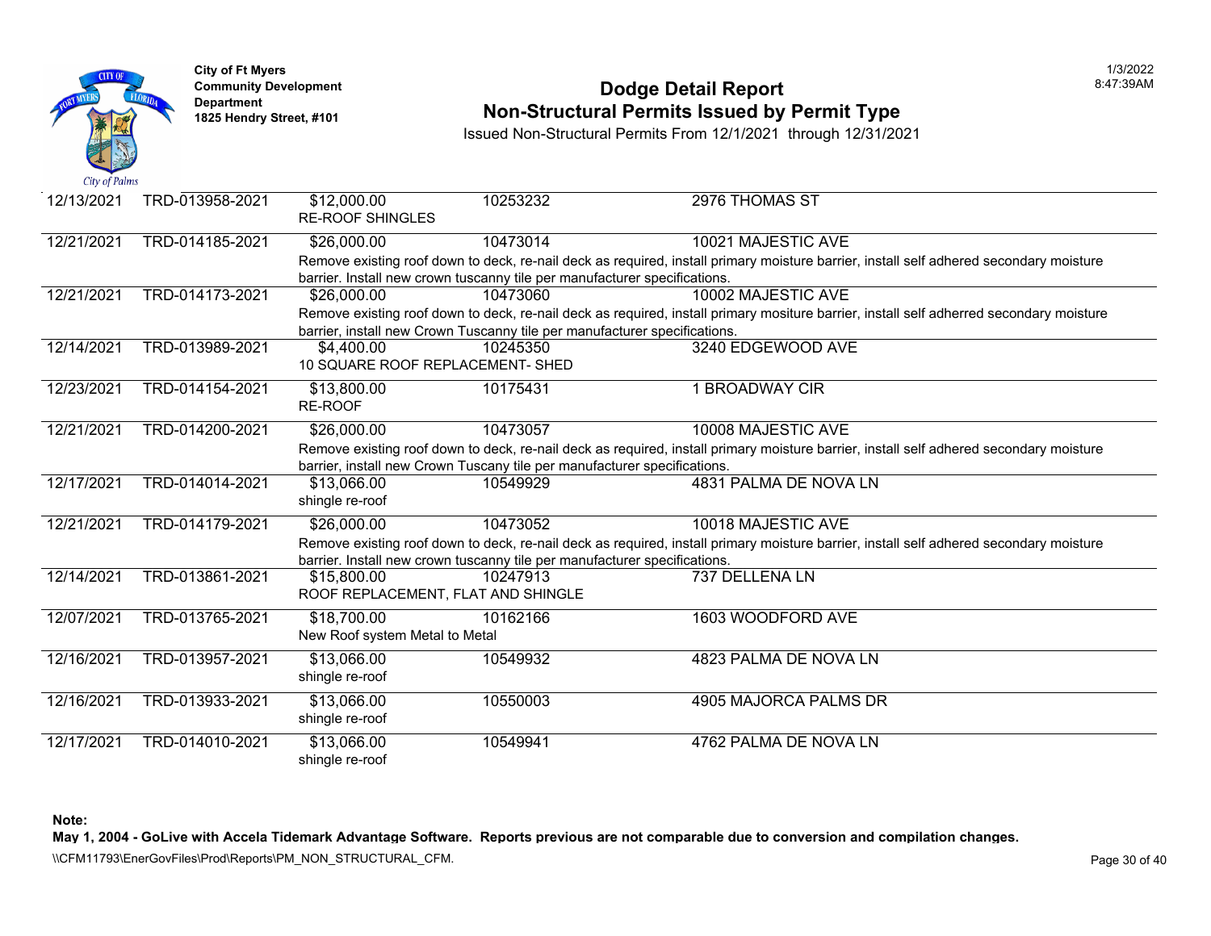City of Ft Myers
Community Development Department
1825 Hendry Street, #101

# Dodge Detail Report
## Non-Structural Permits Issued by Permit Type

Issued Non-Structural Permits From 12/1/2021 through 12/31/2021

| Date | Permit # | Valuation / Description | Parcel | Address |
|---|---|---|---|---|
| 12/13/2021 | TRD-013958-2021 | $12,000.00<br>RE-ROOF SHINGLES | 10253232 | 2976 THOMAS ST |
| 12/21/2021 | TRD-014185-2021 | $26,000.00<br>Remove existing roof down to deck, re-nail deck as required, install primary moisture barrier, install self adhered secondary moisture barrier. Install new crown tuscanny tile per manufacturer specifications. | 10473014 | 10021 MAJESTIC AVE |
| 12/21/2021 | TRD-014173-2021 | $26,000.00<br>Remove existing roof down to deck, re-nail deck as required, install primary mositure barrier, install self adherred secondary moisture barrier, install new Crown Tuscanny tile per manufacturer specifications. | 10473060 | 10002 MAJESTIC AVE |
| 12/14/2021 | TRD-013989-2021 | $4,400.00<br>10 SQUARE ROOF REPLACEMENT- SHED | 10245350 | 3240 EDGEWOOD AVE |
| 12/23/2021 | TRD-014154-2021 | $13,800.00<br>RE-ROOF | 10175431 | 1 BROADWAY CIR |
| 12/21/2021 | TRD-014200-2021 | $26,000.00<br>Remove existing roof down to deck, re-nail deck as required, install primary moisture barrier, install self adhered secondary moisture barrier, install new Crown Tuscany tile per manufacturer specifications. | 10473057 | 10008 MAJESTIC AVE |
| 12/17/2021 | TRD-014014-2021 | $13,066.00<br>shingle re-roof | 10549929 | 4831 PALMA DE NOVA LN |
| 12/21/2021 | TRD-014179-2021 | $26,000.00<br>Remove existing roof down to deck, re-nail deck as required, install primary moisture barrier, install self adhered secondary moisture barrier. Install new crown tuscanny tile per manufacturer specifications. | 10473052 | 10018 MAJESTIC AVE |
| 12/14/2021 | TRD-013861-2021 | $15,800.00<br>ROOF REPLACEMENT, FLAT AND SHINGLE | 10247913 | 737 DELLENA LN |
| 12/07/2021 | TRD-013765-2021 | $18,700.00<br>New Roof system Metal to Metal | 10162166 | 1603 WOODFORD AVE |
| 12/16/2021 | TRD-013957-2021 | $13,066.00<br>shingle re-roof | 10549932 | 4823 PALMA DE NOVA LN |
| 12/16/2021 | TRD-013933-2021 | $13,066.00<br>shingle re-roof | 10550003 | 4905 MAJORCA PALMS DR |
| 12/17/2021 | TRD-014010-2021 | $13,066.00<br>shingle re-roof | 10549941 | 4762 PALMA DE NOVA LN |

**Note:**
**May 1, 2004 - GoLive with Accela Tidemark Advantage Software. Reports previous are not comparable due to conversion and compilation changes.**

\\CFM11793\EnerGovFiles\Prod\Reports\PM_NON_STRUCTURAL_CFM.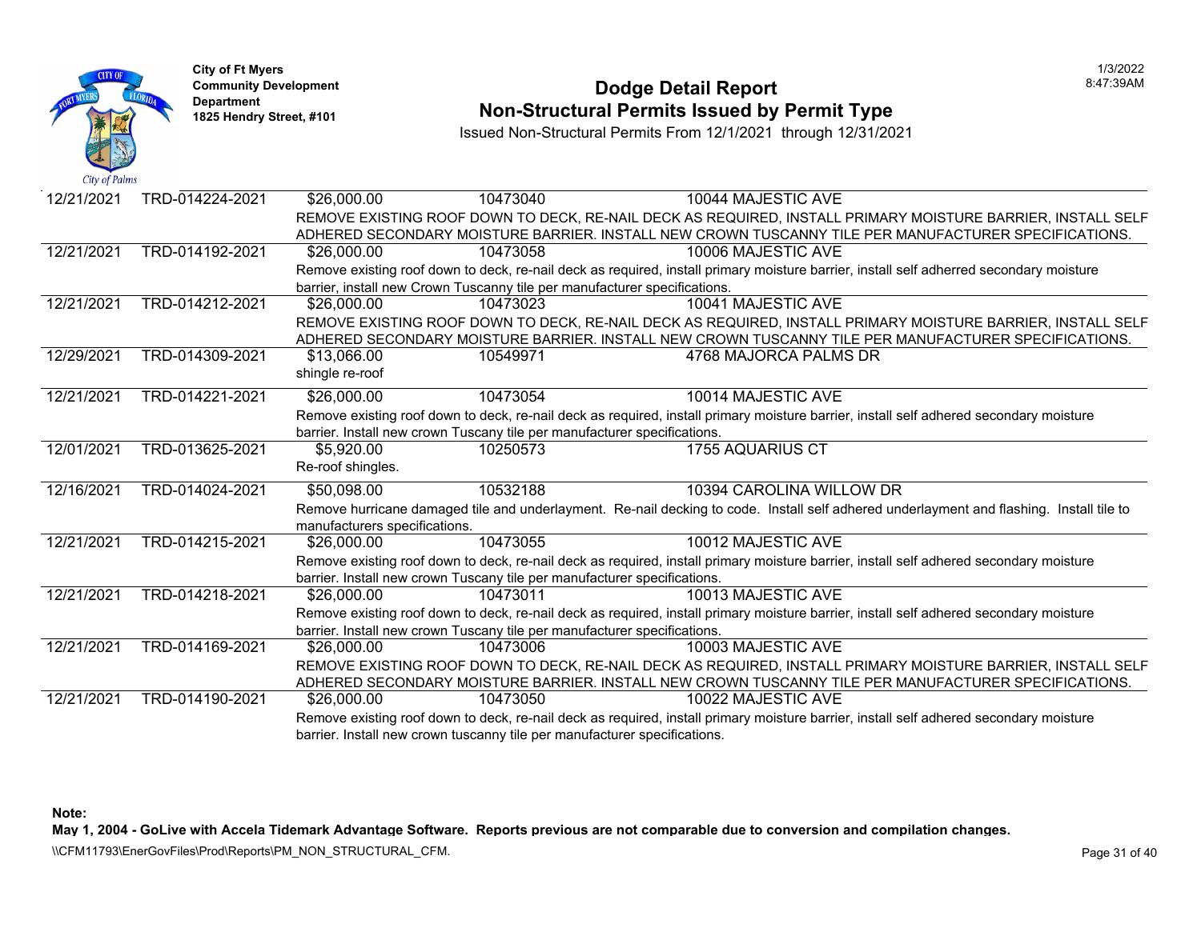**City of Ft Myers**
**Community Development Department**
**1825 Hendry Street, #101**

# Dodge Detail Report
## Non-Structural Permits Issued by Permit Type

Issued Non-Structural Permits From 12/1/2021 through 12/31/2021

| Date | Permit | Value | Parcel | Address |
|---|---|---|---|---|
| 12/21/2021 | TRD-014224-2021 | $26,000.00 | 10473040 | 10044 MAJESTIC AVE |
| | | REMOVE EXISTING ROOF DOWN TO DECK, RE-NAIL DECK AS REQUIRED, INSTALL PRIMARY MOISTURE BARRIER, INSTALL SELF ADHERED SECONDARY MOISTURE BARRIER. INSTALL NEW CROWN TUSCANNY TILE PER MANUFACTURER SPECIFICATIONS. | | |
| 12/21/2021 | TRD-014192-2021 | $26,000.00 | 10473058 | 10006 MAJESTIC AVE |
| | | Remove existing roof down to deck, re-nail deck as required, install primary moisture barrier, install self adherred secondary moisture barrier, install new Crown Tuscanny tile per manufacturer specifications. | | |
| 12/21/2021 | TRD-014212-2021 | $26,000.00 | 10473023 | 10041 MAJESTIC AVE |
| | | REMOVE EXISTING ROOF DOWN TO DECK, RE-NAIL DECK AS REQUIRED, INSTALL PRIMARY MOISTURE BARRIER, INSTALL SELF ADHERED SECONDARY MOISTURE BARRIER. INSTALL NEW CROWN TUSCANNY TILE PER MANUFACTURER SPECIFICATIONS. | | |
| 12/29/2021 | TRD-014309-2021 | $13,066.00 | 10549971 | 4768 MAJORCA PALMS DR |
| | | shingle re-roof | | |
| 12/21/2021 | TRD-014221-2021 | $26,000.00 | 10473054 | 10014 MAJESTIC AVE |
| | | Remove existing roof down to deck, re-nail deck as required, install primary moisture barrier, install self adhered secondary moisture barrier. Install new crown Tuscany tile per manufacturer specifications. | | |
| 12/01/2021 | TRD-013625-2021 | $5,920.00 | 10250573 | 1755 AQUARIUS CT |
| | | Re-roof shingles. | | |
| 12/16/2021 | TRD-014024-2021 | $50,098.00 | 10532188 | 10394 CAROLINA WILLOW DR |
| | | Remove hurricane damaged tile and underlayment. Re-nail decking to code. Install self adhered underlayment and flashing. Install tile to manufacturers specifications. | | |
| 12/21/2021 | TRD-014215-2021 | $26,000.00 | 10473055 | 10012 MAJESTIC AVE |
| | | Remove existing roof down to deck, re-nail deck as required, install primary moisture barrier, install self adhered secondary moisture barrier. Install new crown Tuscany tile per manufacturer specifications. | | |
| 12/21/2021 | TRD-014218-2021 | $26,000.00 | 10473011 | 10013 MAJESTIC AVE |
| | | Remove existing roof down to deck, re-nail deck as required, install primary moisture barrier, install self adhered secondary moisture barrier. Install new crown Tuscany tile per manufacturer specifications. | | |
| 12/21/2021 | TRD-014169-2021 | $26,000.00 | 10473006 | 10003 MAJESTIC AVE |
| | | REMOVE EXISTING ROOF DOWN TO DECK, RE-NAIL DECK AS REQUIRED, INSTALL PRIMARY MOISTURE BARRIER, INSTALL SELF ADHERED SECONDARY MOISTURE BARRIER. INSTALL NEW CROWN TUSCANNY TILE PER MANUFACTURER SPECIFICATIONS. | | |
| 12/21/2021 | TRD-014190-2021 | $26,000.00 | 10473050 | 10022 MAJESTIC AVE |
| | | Remove existing roof down to deck, re-nail deck as required, install primary moisture barrier, install self adhered secondary moisture barrier. Install new crown tuscany tile per manufacturer specifications. | | |

**Note:**
**May 1, 2004 - GoLive with Accela Tidemark Advantage Software. Reports previous are not comparable due to conversion and compilation changes.**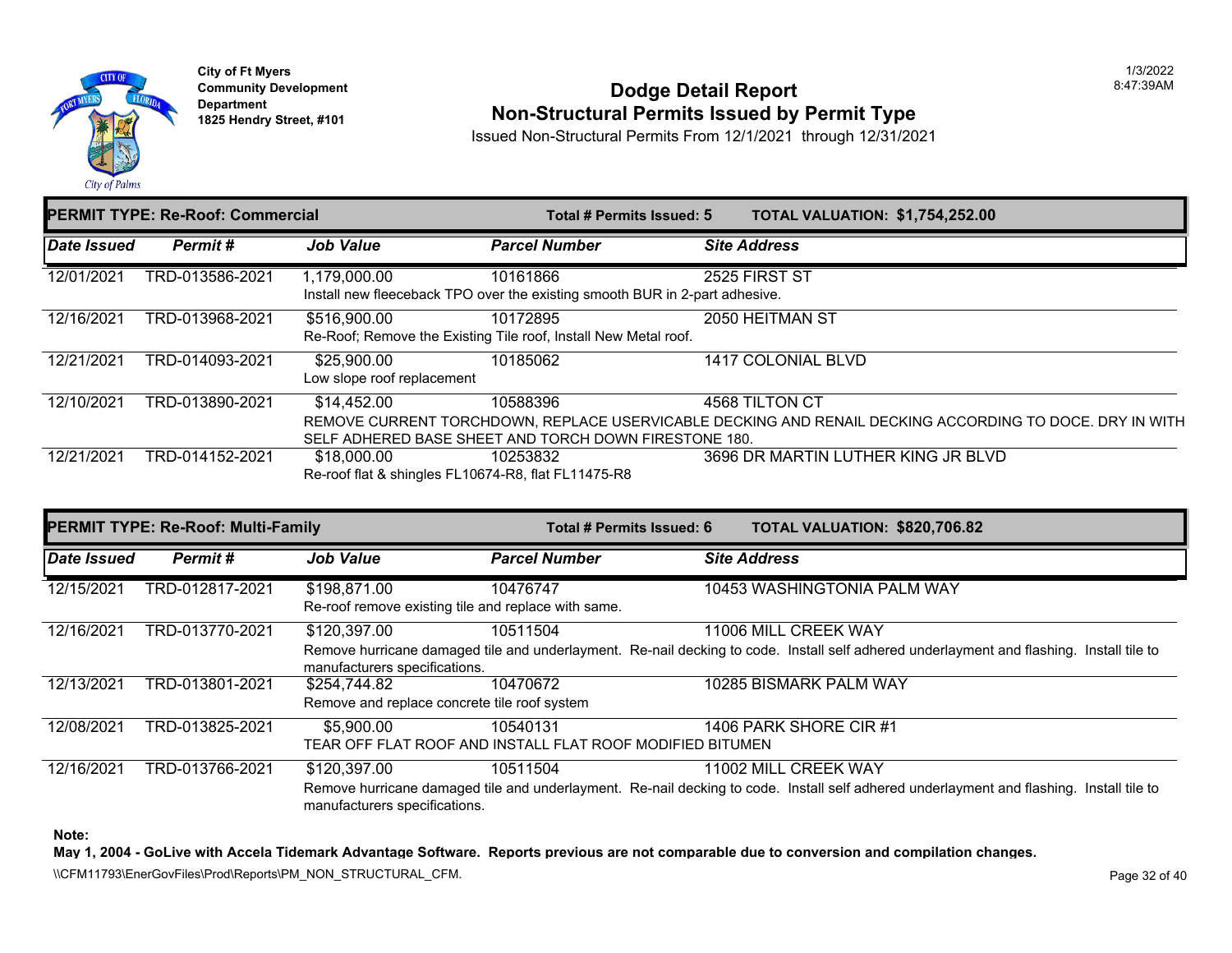City of Ft Myers
Community Development Department
1825 Hendry Street, #101

# Dodge Detail Report
## Non-Structural Permits Issued by Permit Type

Issued Non-Structural Permits From 12/1/2021 through 12/31/2021

1/3/2022
8:47:39AM

**PERMIT TYPE: Re-Roof: Commercial** — **Total # Permits Issued: 5** — **TOTAL VALUATION: $1,754,252.00**

| Date Issued | Permit # | Job Value | Parcel Number | Site Address |
|---|---|---|---|---|
| 12/01/2021 | TRD-013586-2021 | 1,179,000.00 | 10161866 | 2525 FIRST ST |
| | | Install new fleeceback TPO over the existing smooth BUR in 2-part adhesive. | | |
| 12/16/2021 | TRD-013968-2021 | $516,900.00 | 10172895 | 2050 HEITMAN ST |
| | | Re-Roof; Remove the Existing Tile roof, Install New Metal roof. | | |
| 12/21/2021 | TRD-014093-2021 | $25,900.00 | 10185062 | 1417 COLONIAL BLVD |
| | | Low slope roof replacement | | |
| 12/10/2021 | TRD-013890-2021 | $14,452.00 | 10588396 | 4568 TILTON CT |
| | | REMOVE CURRENT TORCHDOWN, REPLACE USERVICABLE DECKING AND RENAIL DECKING ACCORDING TO DOCE. DRY IN WITH SELF ADHERED BASE SHEET AND TORCH DOWN FIRESTONE 180. | | |
| 12/21/2021 | TRD-014152-2021 | $18,000.00 | 10253832 | 3696 DR MARTIN LUTHER KING JR BLVD |
| | | Re-roof flat & shingles FL10674-R8, flat FL11475-R8 | | |

**PERMIT TYPE: Re-Roof: Multi-Family** — **Total # Permits Issued: 6** — **TOTAL VALUATION: $820,706.82**

| Date Issued | Permit # | Job Value | Parcel Number | Site Address |
|---|---|---|---|---|
| 12/15/2021 | TRD-012817-2021 | $198,871.00 | 10476747 | 10453 WASHINGTONIA PALM WAY |
| | | Re-roof remove existing tile and replace with same. | | |
| 12/16/2021 | TRD-013770-2021 | $120,397.00 | 10511504 | 11006 MILL CREEK WAY |
| | | Remove hurricane damaged tile and underlayment. Re-nail decking to code. Install self adhered underlayment and flashing. Install tile to manufacturers specifications. | | |
| 12/13/2021 | TRD-013801-2021 | $254,744.82 | 10470672 | 10285 BISMARK PALM WAY |
| | | Remove and replace concrete tile roof system | | |
| 12/08/2021 | TRD-013825-2021 | $5,900.00 | 10540131 | 1406 PARK SHORE CIR #1 |
| | | TEAR OFF FLAT ROOF AND INSTALL FLAT ROOF MODIFIED BITUMEN | | |
| 12/16/2021 | TRD-013766-2021 | $120,397.00 | 10511504 | 11002 MILL CREEK WAY |
| | | Remove hurricane damaged tile and underlayment. Re-nail decking to code. Install self adhered underlayment and flashing. Install tile to manufacturers specifications. | | |

**Note:**
**May 1, 2004 - GoLive with Accela Tidemark Advantage Software. Reports previous are not comparable due to conversion and compilation changes.**

\\CFM11793\EnerGovFiles\Prod\Reports\PM_NON_STRUCTURAL_CFM.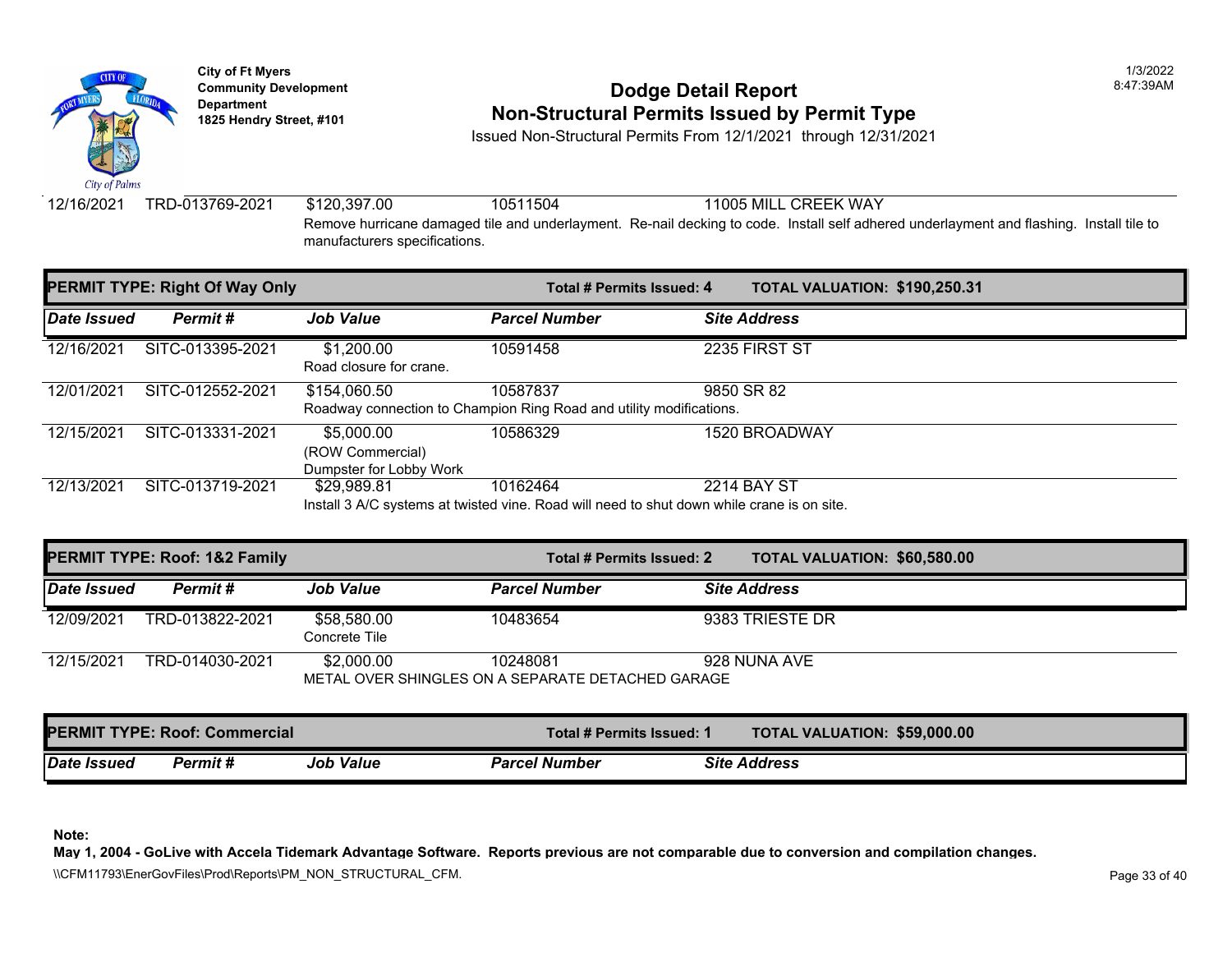| Date Issued | Permit # | Job Value | Parcel Number | Site Address |
|---|---|---|---|---|
| 12/16/2021 | TRD-013769-2021 | $120,397.00 | 10511504 | 11005 MILL CREEK WAY |
| | | Remove hurricane damaged tile and underlayment. Re-nail decking to code. Install self adhered underlayment and flashing. Install tile to manufacturers specifications. | | |

**PERMIT TYPE: Right Of Way Only** — **Total # Permits Issued: 4** — **TOTAL VALUATION: $190,250.31**

| Date Issued | Permit # | Job Value | Parcel Number | Site Address |
|---|---|---|---|---|
| 12/16/2021 | SITC-013395-2021 | $1,200.00 | 10591458 | 2235 FIRST ST |
| | | Road closure for crane. | | |
| 12/01/2021 | SITC-012552-2021 | $154,060.50 | 10587837 | 9850 SR 82 |
| | | Roadway connection to Champion Ring Road and utility modifications. | | |
| 12/15/2021 | SITC-013331-2021 | $5,000.00 | 10586329 | 1520 BROADWAY |
| | | (ROW Commercial) Dumpster for Lobby Work | | |
| 12/13/2021 | SITC-013719-2021 | $29,989.81 | 10162464 | 2214 BAY ST |
| | | Install 3 A/C systems at twisted vine. Road will need to shut down while crane is on site. | | |

**PERMIT TYPE: Roof: 1&2 Family** — **Total # Permits Issued: 2** — **TOTAL VALUATION: $60,580.00**

| Date Issued | Permit # | Job Value | Parcel Number | Site Address |
|---|---|---|---|---|
| 12/09/2021 | TRD-013822-2021 | $58,580.00 | 10483654 | 9383 TRIESTE DR |
| | | Concrete Tile | | |
| 12/15/2021 | TRD-014030-2021 | $2,000.00 | 10248081 | 928 NUNA AVE |
| | | METAL OVER SHINGLES ON A SEPARATE DETACHED GARAGE | | |

**PERMIT TYPE: Roof: Commercial** — **Total # Permits Issued: 1** — **TOTAL VALUATION: $59,000.00**

| Date Issued | Permit # | Job Value | Parcel Number | Site Address |
|---|---|---|---|---|

**Note:**
**May 1, 2004 - GoLive with Accela Tidemark Advantage Software. Reports previous are not comparable due to conversion and compilation changes.**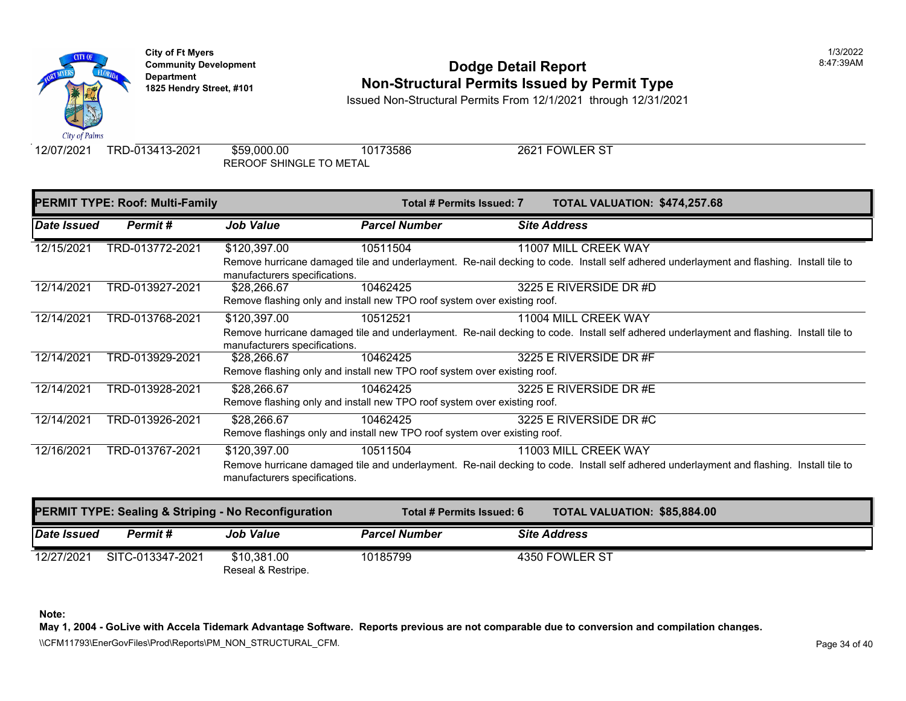City of Ft Myers
Community Development Department
1825 Hendry Street, #101

# Dodge Detail Report
## Non-Structural Permits Issued by Permit Type

Issued Non-Structural Permits From 12/1/2021 through 12/31/2021

| Date Issued | Permit # | Job Value | Parcel Number | Site Address |
|---|---|---|---|---|
| 12/07/2021 | TRD-013413-2021 | $59,000.00 | 10173586 | 2621 FOWLER ST |
| | | REROOF SHINGLE TO METAL | | |

**PERMIT TYPE: Roof: Multi-Family** — **Total # Permits Issued: 7** — **TOTAL VALUATION: $474,257.68**

| Date Issued | Permit # | Job Value | Parcel Number | Site Address |
|---|---|---|---|---|
| 12/15/2021 | TRD-013772-2021 | $120,397.00 | 10511504 | 11007 MILL CREEK WAY |
| | | Remove hurricane damaged tile and underlayment. Re-nail decking to code. Install self adhered underlayment and flashing. Install tile to manufacturers specifications. | | |
| 12/14/2021 | TRD-013927-2021 | $28,266.67 | 10462425 | 3225 E RIVERSIDE DR #D |
| | | Remove flashing only and install new TPO roof system over existing roof. | | |
| 12/14/2021 | TRD-013768-2021 | $120,397.00 | 10512521 | 11004 MILL CREEK WAY |
| | | Remove hurricane damaged tile and underlayment. Re-nail decking to code. Install self adhered underlayment and flashing. Install tile to manufacturers specifications. | | |
| 12/14/2021 | TRD-013929-2021 | $28,266.67 | 10462425 | 3225 E RIVERSIDE DR #F |
| | | Remove flashing only and install new TPO roof system over existing roof. | | |
| 12/14/2021 | TRD-013928-2021 | $28,266.67 | 10462425 | 3225 E RIVERSIDE DR #E |
| | | Remove flashing only and install new TPO roof system over existing roof. | | |
| 12/14/2021 | TRD-013926-2021 | $28,266.67 | 10462425 | 3225 E RIVERSIDE DR #C |
| | | Remove flashings only and install new TPO roof system over existing roof. | | |
| 12/16/2021 | TRD-013767-2021 | $120,397.00 | 10511504 | 11003 MILL CREEK WAY |
| | | Remove hurricane damaged tile and underlayment. Re-nail decking to code. Install self adhered underlayment and flashing. Install tile to manufacturers specifications. | | |

**PERMIT TYPE: Sealing & Striping - No Reconfiguration** — **Total # Permits Issued: 6** — **TOTAL VALUATION: $85,884.00**

| Date Issued | Permit # | Job Value | Parcel Number | Site Address |
|---|---|---|---|---|
| 12/27/2021 | SITC-013347-2021 | $10,381.00 | 10185799 | 4350 FOWLER ST |
| | | Reseal & Restripe. | | |

**Note:**
**May 1, 2004 - GoLive with Accela Tidemark Advantage Software. Reports previous are not comparable due to conversion and compilation changes.**

\\CFM11793\EnerGovFiles\Prod\Reports\PM_NON_STRUCTURAL_CFM.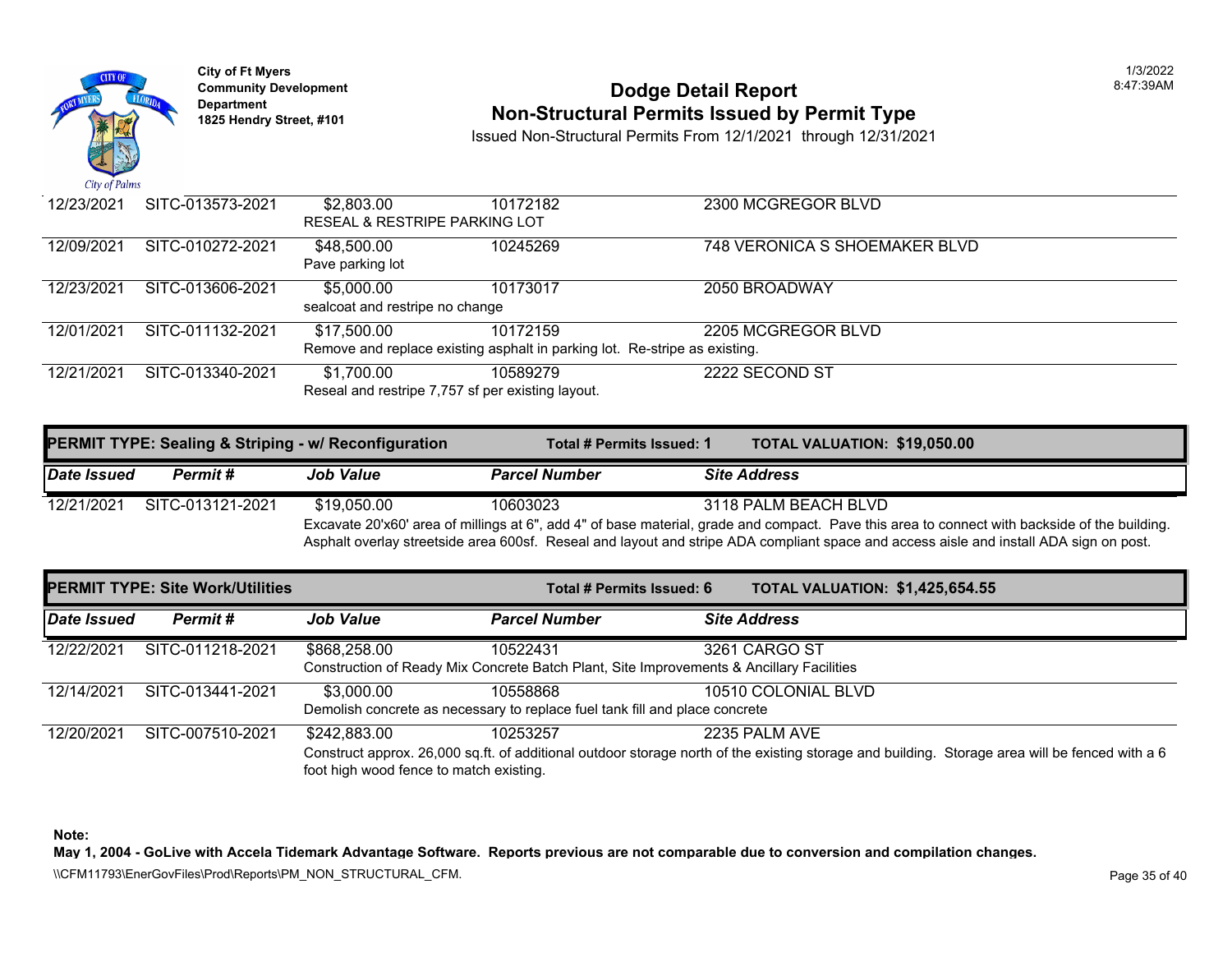City of Ft Myers
Community Development Department
1825 Hendry Street, #101

# Dodge Detail Report
## Non-Structural Permits Issued by Permit Type

Issued Non-Structural Permits From 12/1/2021 through 12/31/2021

| Date Issued | Permit # | Job Value | Parcel Number | Site Address |
|---|---|---|---|---|
| 12/23/2021 | SITC-013573-2021 | $2,803.00 | 10172182 | 2300 MCGREGOR BLVD |
| | | RESEAL & RESTRIPE PARKING LOT | | |
| 12/09/2021 | SITC-010272-2021 | $48,500.00 | 10245269 | 748 VERONICA S SHOEMAKER BLVD |
| | | Pave parking lot | | |
| 12/23/2021 | SITC-013606-2021 | $5,000.00 | 10173017 | 2050 BROADWAY |
| | | sealcoat and restripe no change | | |
| 12/01/2021 | SITC-011132-2021 | $17,500.00 | 10172159 | 2205 MCGREGOR BLVD |
| | | Remove and replace existing asphalt in parking lot. Re-stripe as existing. | | |
| 12/21/2021 | SITC-013340-2021 | $1,700.00 | 10589279 | 2222 SECOND ST |
| | | Reseal and restripe 7,757 sf per existing layout. | | |

**PERMIT TYPE: Sealing & Striping - w/ Reconfiguration** — **Total # Permits Issued: 1** — **TOTAL VALUATION: $19,050.00**

| Date Issued | Permit # | Job Value | Parcel Number | Site Address |
|---|---|---|---|---|
| 12/21/2021 | SITC-013121-2021 | $19,050.00 | 10603023 | 3118 PALM BEACH BLVD |
| | | Excavate 20'x60' area of millings at 6", add 4" of base material, grade and compact. Pave this area to connect with backside of the building. Asphalt overlay streetside area 600sf. Reseal and layout and stripe ADA compliant space and access aisle and install ADA sign on post. | | |

**PERMIT TYPE: Site Work/Utilities** — **Total # Permits Issued: 6** — **TOTAL VALUATION: $1,425,654.55**

| Date Issued | Permit # | Job Value | Parcel Number | Site Address |
|---|---|---|---|---|
| 12/22/2021 | SITC-011218-2021 | $868,258.00 | 10522431 | 3261 CARGO ST |
| | | Construction of Ready Mix Concrete Batch Plant, Site Improvements & Ancillary Facilities | | |
| 12/14/2021 | SITC-013441-2021 | $3,000.00 | 10558868 | 10510 COLONIAL BLVD |
| | | Demolish concrete as necessary to replace fuel tank fill and place concrete | | |
| 12/20/2021 | SITC-007510-2021 | $242,883.00 | 10253257 | 2235 PALM AVE |
| | | Construct approx. 26,000 sq.ft. of additional outdoor storage north of the existing storage and building. Storage area will be fenced with a 6 foot high wood fence to match existing. | | |

**Note:**
**May 1, 2004 - GoLive with Accela Tidemark Advantage Software. Reports previous are not comparable due to conversion and compilation changes.**

\\CFM11793\EnerGovFiles\Prod\Reports\PM_NON_STRUCTURAL_CFM.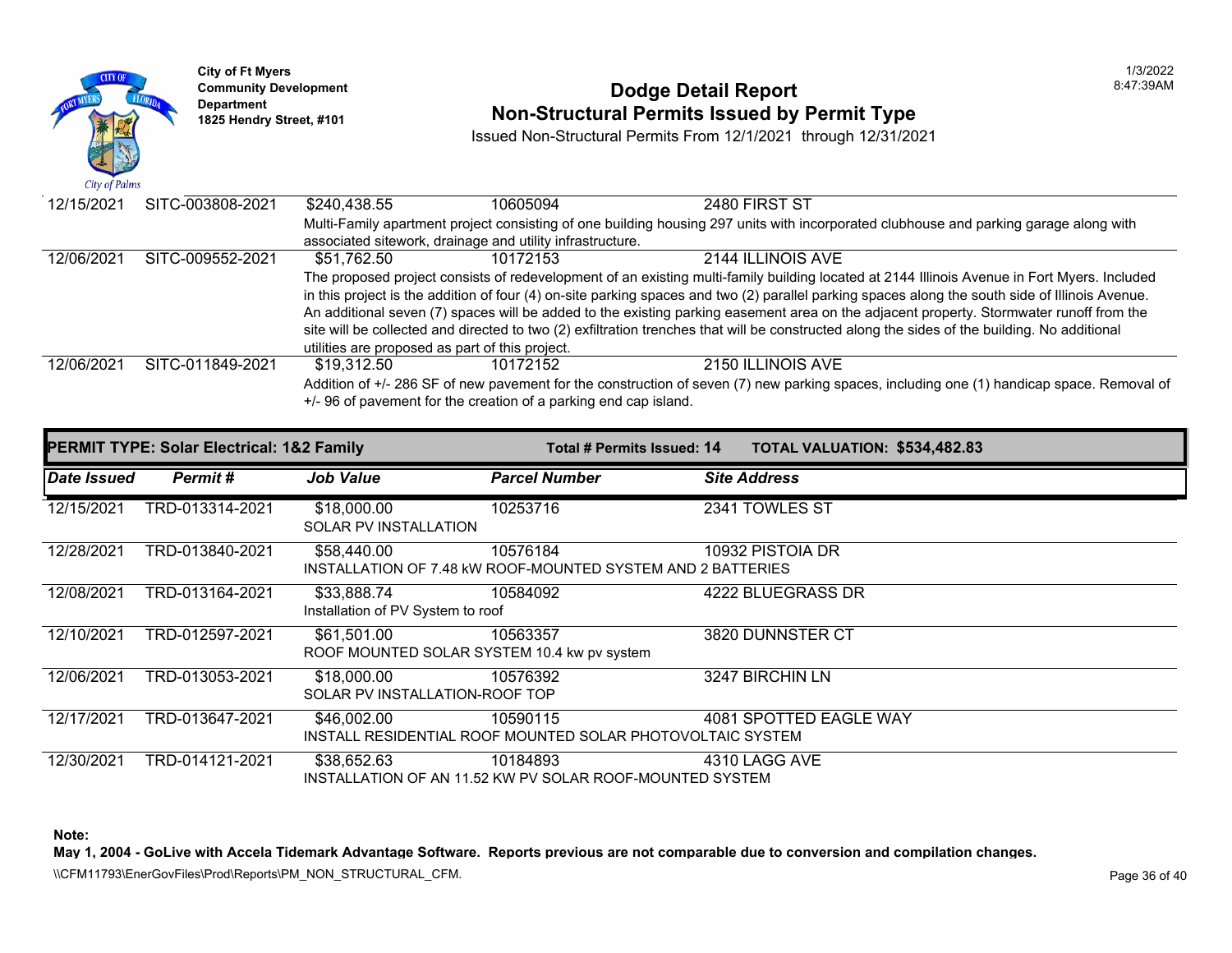| Date Issued | Permit # | Job Value | Parcel Number | Site Address |
|---|---|---|---|---|
| 12/15/2021 | SITC-003808-2021 | $240,438.55 | 10605094 | 2480 FIRST ST |
| | | Multi-Family apartment project consisting of one building housing 297 units with incorporated clubhouse and parking garage along with associated sitework, drainage and utility infrastructure. | | |
| 12/06/2021 | SITC-009552-2021 | $51,762.50 | 10172153 | 2144 ILLINOIS AVE |
| | | The proposed project consists of redevelopment of an existing multi-family building located at 2144 Illinois Avenue in Fort Myers. Included in this project is the addition of four (4) on-site parking spaces and two (2) parallel parking spaces along the south side of Illinois Avenue. An additional seven (7) spaces will be added to the existing parking easement area on the adjacent property. Stormwater runoff from the site will be collected and directed to two (2) exfiltration trenches that will be constructed along the sides of the building. No additional utilities are proposed as part of this project. | | |
| 12/06/2021 | SITC-011849-2021 | $19,312.50 | 10172152 | 2150 ILLINOIS AVE |
| | | Addition of +/- 286 SF of new pavement for the construction of seven (7) new parking spaces, including one (1) handicap space. Removal of +/- 96 of pavement for the creation of a parking end cap island. | | |

## PERMIT TYPE: Solar Electrical: 1&2 Family

**Total # Permits Issued: 14** **TOTAL VALUATION: $534,482.83**

| Date Issued | Permit # | Job Value | Parcel Number | Site Address |
|---|---|---|---|---|
| 12/15/2021 | TRD-013314-2021 | $18,000.00 | 10253716 | 2341 TOWLES ST |
| | | SOLAR PV INSTALLATION | | |
| 12/28/2021 | TRD-013840-2021 | $58,440.00 | 10576184 | 10932 PISTOIA DR |
| | | INSTALLATION OF 7.48 kW ROOF-MOUNTED SYSTEM AND 2 BATTERIES | | |
| 12/08/2021 | TRD-013164-2021 | $33,888.74 | 10584092 | 4222 BLUEGRASS DR |
| | | Installation of PV System to roof | | |
| 12/10/2021 | TRD-012597-2021 | $61,501.00 | 10563357 | 3820 DUNNSTER CT |
| | | ROOF MOUNTED SOLAR SYSTEM 10.4 kw pv system | | |
| 12/06/2021 | TRD-013053-2021 | $18,000.00 | 10576392 | 3247 BIRCHIN LN |
| | | SOLAR PV INSTALLATION-ROOF TOP | | |
| 12/17/2021 | TRD-013647-2021 | $46,002.00 | 10590115 | 4081 SPOTTED EAGLE WAY |
| | | INSTALL RESIDENTIAL ROOF MOUNTED SOLAR PHOTOVOLTAIC SYSTEM | | |
| 12/30/2021 | TRD-014121-2021 | $38,652.63 | 10184893 | 4310 LAGG AVE |
| | | INSTALLATION OF AN 11.52 KW PV SOLAR ROOF-MOUNTED SYSTEM | | |

**Note:**
**May 1, 2004 - GoLive with Accela Tidemark Advantage Software. Reports previous are not comparable due to conversion and compilation changes.**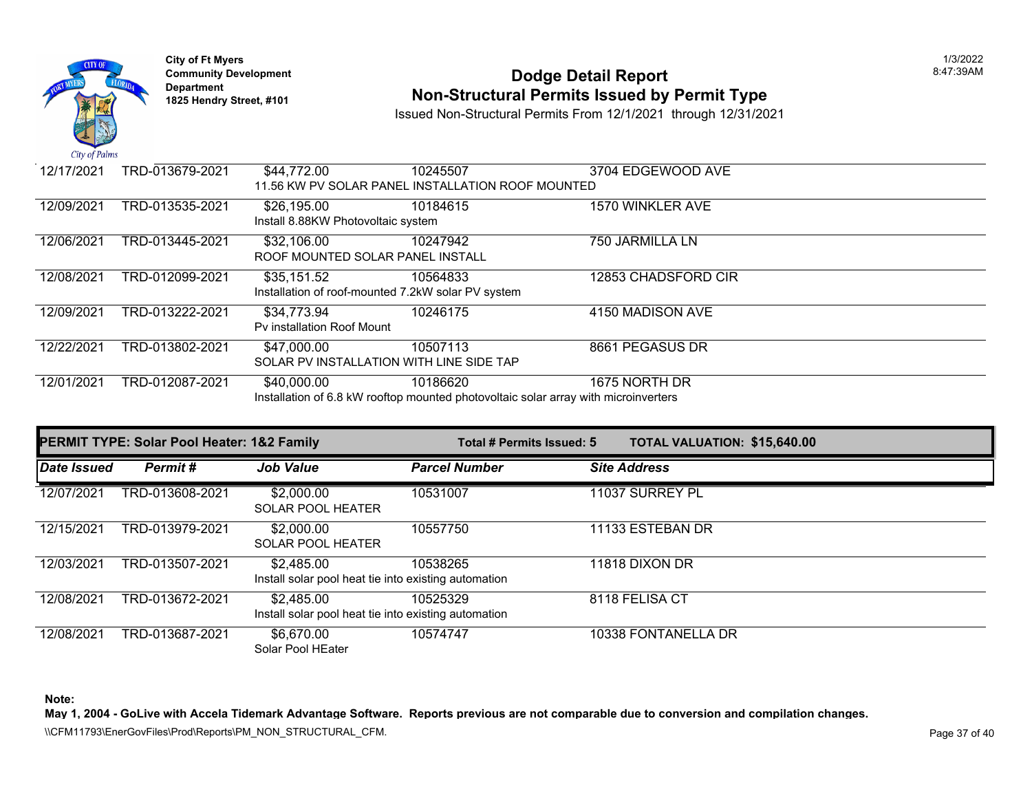**City of Ft Myers**
**Community Development Department**
**1825 Hendry Street, #101**

# Dodge Detail Report
## Non-Structural Permits Issued by Permit Type

Issued Non-Structural Permits From 12/1/2021 through 12/31/2021

1/3/2022
8:47:39AM

| Date Issued | Permit # | Job Value | Parcel Number | Site Address |
|---|---|---|---|---|
| 12/17/2021 | TRD-013679-2021 | $44,772.00 | 10245507 | 3704 EDGEWOOD AVE |
| | | 11.56 KW PV SOLAR PANEL INSTALLATION ROOF MOUNTED | | |
| 12/09/2021 | TRD-013535-2021 | $26,195.00 | 10184615 | 1570 WINKLER AVE |
| | | Install 8.88KW Photovoltaic system | | |
| 12/06/2021 | TRD-013445-2021 | $32,106.00 | 10247942 | 750 JARMILLA LN |
| | | ROOF MOUNTED SOLAR PANEL INSTALL | | |
| 12/08/2021 | TRD-012099-2021 | $35,151.52 | 10564833 | 12853 CHADSFORD CIR |
| | | Installation of roof-mounted 7.2kW solar PV system | | |
| 12/09/2021 | TRD-013222-2021 | $34,773.94 | 10246175 | 4150 MADISON AVE |
| | | Pv installation Roof Mount | | |
| 12/22/2021 | TRD-013802-2021 | $47,000.00 | 10507113 | 8661 PEGASUS DR |
| | | SOLAR PV INSTALLATION WITH LINE SIDE TAP | | |
| 12/01/2021 | TRD-012087-2021 | $40,000.00 | 10186620 | 1675 NORTH DR |
| | | Installation of 6.8 kW rooftop mounted photovoltaic solar array with microinverters | | |

**PERMIT TYPE: Solar Pool Heater: 1&2 Family** — **Total # Permits Issued: 5** — **TOTAL VALUATION: $15,640.00**

| *Date Issued* | *Permit #* | *Job Value* | *Parcel Number* | *Site Address* |
|---|---|---|---|---|
| 12/07/2021 | TRD-013608-2021 | $2,000.00 | 10531007 | 11037 SURREY PL |
| | | SOLAR POOL HEATER | | |
| 12/15/2021 | TRD-013979-2021 | $2,000.00 | 10557750 | 11133 ESTEBAN DR |
| | | SOLAR POOL HEATER | | |
| 12/03/2021 | TRD-013507-2021 | $2,485.00 | 10538265 | 11818 DIXON DR |
| | | Install solar pool heat tie into existing automation | | |
| 12/08/2021 | TRD-013672-2021 | $2,485.00 | 10525329 | 8118 FELISA CT |
| | | Install solar pool heat tie into existing automation | | |
| 12/08/2021 | TRD-013687-2021 | $6,670.00 | 10574747 | 10338 FONTANELLA DR |
| | | Solar Pool HEater | | |

**Note:**
**May 1, 2004 - GoLive with Accela Tidemark Advantage Software. Reports previous are not comparable due to conversion and compilation changes.**

\\CFM11793\EnerGovFiles\Prod\Reports\PM_NON_STRUCTURAL_CFM.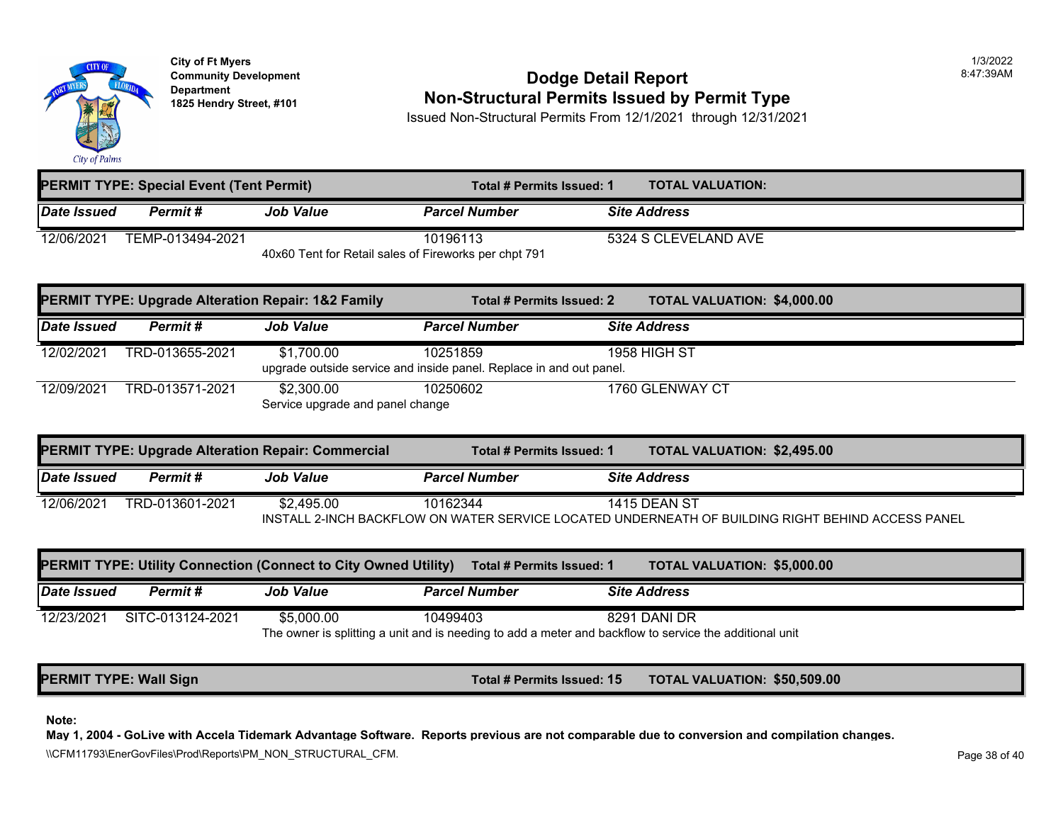City of Ft Myers
Community Development Department
1825 Hendry Street, #101

# Dodge Detail Report
## Non-Structural Permits Issued by Permit Type

Issued Non-Structural Permits From 12/1/2021 through 12/31/2021

1/3/2022
8:47:39AM

### PERMIT TYPE: Special Event (Tent Permit) — Total # Permits Issued: 1 — TOTAL VALUATION:

| Date Issued | Permit # | Job Value | Parcel Number | Site Address |
|---|---|---|---|---|
| 12/06/2021 | TEMP-013494-2021 | | 10196113 | 5324 S CLEVELAND AVE |
| | | 40x60 Tent for Retail sales of Fireworks per chpt 791 | | |

### PERMIT TYPE: Upgrade Alteration Repair: 1&2 Family — Total # Permits Issued: 2 — TOTAL VALUATION: $4,000.00

| Date Issued | Permit # | Job Value | Parcel Number | Site Address |
|---|---|---|---|---|
| 12/02/2021 | TRD-013655-2021 | $1,700.00 | 10251859 | 1958 HIGH ST |
| | | upgrade outside service and inside panel. Replace in and out panel. | | |
| 12/09/2021 | TRD-013571-2021 | $2,300.00 | 10250602 | 1760 GLENWAY CT |
| | | Service upgrade and panel change | | |

### PERMIT TYPE: Upgrade Alteration Repair: Commercial — Total # Permits Issued: 1 — TOTAL VALUATION: $2,495.00

| Date Issued | Permit # | Job Value | Parcel Number | Site Address |
|---|---|---|---|---|
| 12/06/2021 | TRD-013601-2021 | $2,495.00 | 10162344 | 1415 DEAN ST |
| | | INSTALL 2-INCH BACKFLOW ON WATER SERVICE LOCATED UNDERNEATH OF BUILDING RIGHT BEHIND ACCESS PANEL | | |

### PERMIT TYPE: Utility Connection (Connect to City Owned Utility) — Total # Permits Issued: 1 — TOTAL VALUATION: $5,000.00

| Date Issued | Permit # | Job Value | Parcel Number | Site Address |
|---|---|---|---|---|
| 12/23/2021 | SITC-013124-2021 | $5,000.00 | 10499403 | 8291 DANI DR |
| | | The owner is splitting a unit and is needing to add a meter and backflow to service the additional unit | | |

### PERMIT TYPE: Wall Sign — Total # Permits Issued: 15 — TOTAL VALUATION: $50,509.00

**Note:**
**May 1, 2004 - GoLive with Accela Tidemark Advantage Software. Reports previous are not comparable due to conversion and compilation changes.**

\\CFM11793\EnerGovFiles\Prod\Reports\PM_NON_STRUCTURAL_CFM.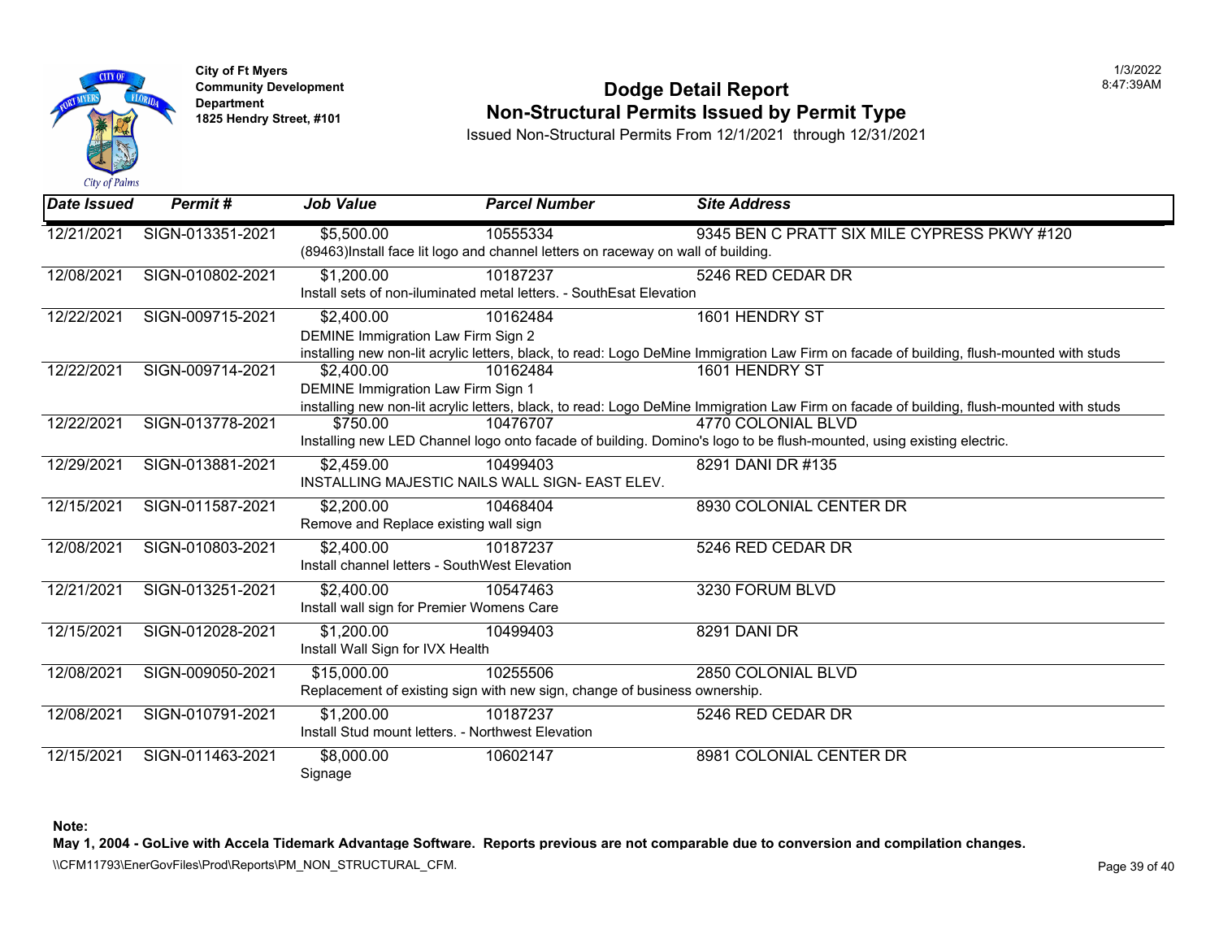City of Ft Myers
Community Development Department
1825 Hendry Street, #101

# Dodge Detail Report
## Non-Structural Permits Issued by Permit Type

Issued Non-Structural Permits From 12/1/2021 through 12/31/2021

| Date Issued | Permit # | Job Value | Parcel Number | Site Address |
|---|---|---|---|---|
| 12/21/2021 | SIGN-013351-2021 | $5,500.00 | 10555334 | 9345 BEN C PRATT SIX MILE CYPRESS PKWY #120 |
| | | (89463)Install face lit logo and channel letters on raceway on wall of building. | | |
| 12/08/2021 | SIGN-010802-2021 | $1,200.00 | 10187237 | 5246 RED CEDAR DR |
| | | Install sets of non-iluminated metal letters. - SouthEsat Elevation | | |
| 12/22/2021 | SIGN-009715-2021 | $2,400.00 | 10162484 | 1601 HENDRY ST |
| | | DEMINE Immigration Law Firm Sign 2<br>installing new non-lit acrylic letters, black, to read: Logo DeMine Immigration Law Firm on facade of building, flush-mounted with studs | | |
| 12/22/2021 | SIGN-009714-2021 | $2,400.00 | 10162484 | 1601 HENDRY ST |
| | | DEMINE Immigration Law Firm Sign 1<br>installing new non-lit acrylic letters, black, to read: Logo DeMine Immigration Law Firm on facade of building, flush-mounted with studs | | |
| 12/22/2021 | SIGN-013778-2021 | $750.00 | 10476707 | 4770 COLONIAL BLVD |
| | | Installing new LED Channel logo onto facade of building. Domino's logo to be flush-mounted, using existing electric. | | |
| 12/29/2021 | SIGN-013881-2021 | $2,459.00 | 10499403 | 8291 DANI DR #135 |
| | | INSTALLING MAJESTIC NAILS WALL SIGN- EAST ELEV. | | |
| 12/15/2021 | SIGN-011587-2021 | $2,200.00 | 10468404 | 8930 COLONIAL CENTER DR |
| | | Remove and Replace existing wall sign | | |
| 12/08/2021 | SIGN-010803-2021 | $2,400.00 | 10187237 | 5246 RED CEDAR DR |
| | | Install channel letters - SouthWest Elevation | | |
| 12/21/2021 | SIGN-013251-2021 | $2,400.00 | 10547463 | 3230 FORUM BLVD |
| | | Install wall sign for Premier Womens Care | | |
| 12/15/2021 | SIGN-012028-2021 | $1,200.00 | 10499403 | 8291 DANI DR |
| | | Install Wall Sign for IVX Health | | |
| 12/08/2021 | SIGN-009050-2021 | $15,000.00 | 10255506 | 2850 COLONIAL BLVD |
| | | Replacement of existing sign with new sign, change of business ownership. | | |
| 12/08/2021 | SIGN-010791-2021 | $1,200.00 | 10187237 | 5246 RED CEDAR DR |
| | | Install Stud mount letters. - Northwest Elevation | | |
| 12/15/2021 | SIGN-011463-2021 | $8,000.00 | 10602147 | 8981 COLONIAL CENTER DR |
| | | Signage | | |

**Note:**
**May 1, 2004 - GoLive with Accela Tidemark Advantage Software. Reports previous are not comparable due to conversion and compilation changes.**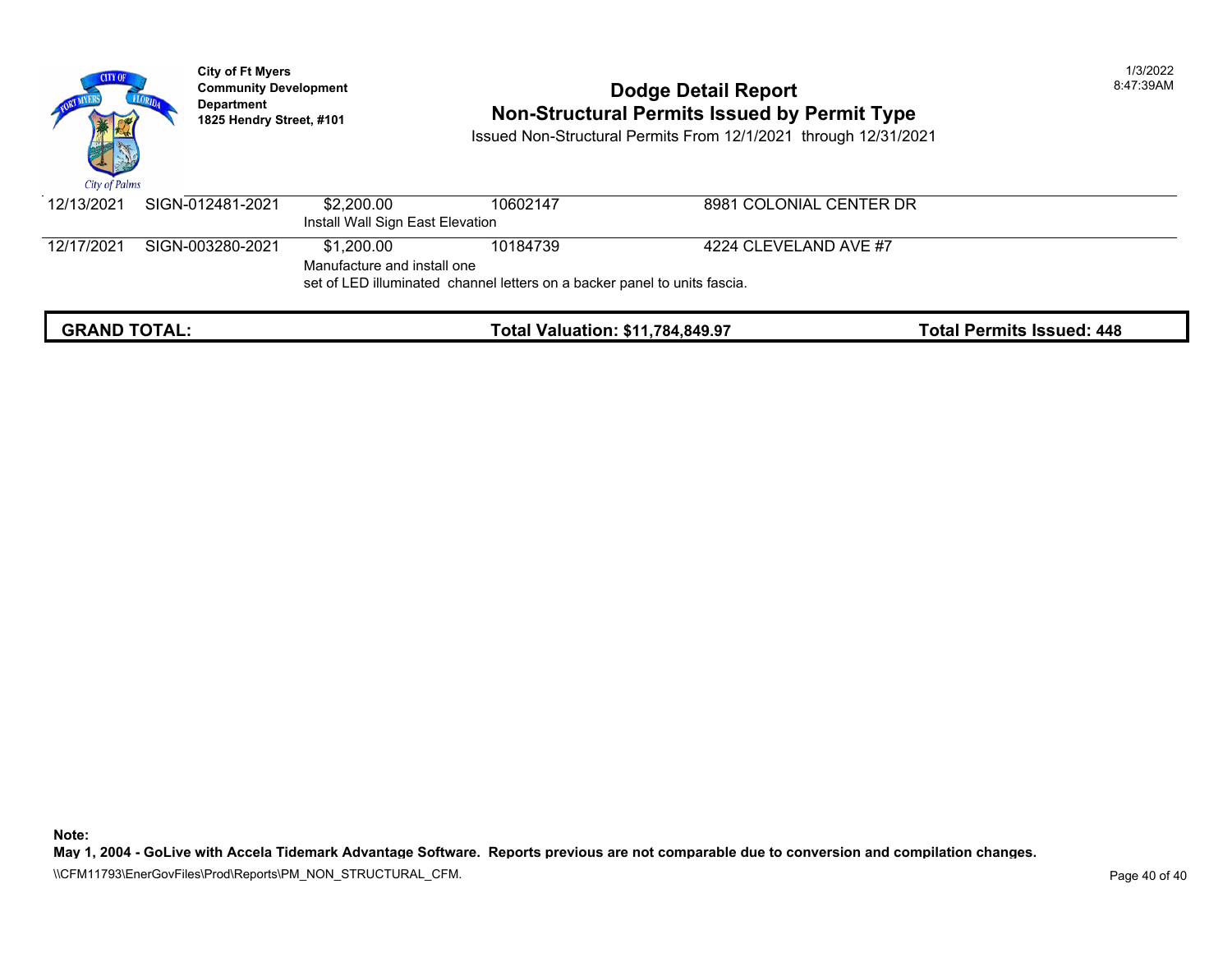City of Ft Myers
Community Development Department
1825 Hendry Street, #101

# Dodge Detail Report

## Non-Structural Permits Issued by Permit Type

Issued Non-Structural Permits From 12/1/2021 through 12/31/2021

1/3/2022
8:47:39AM

| | | | | |
|---|---|---|---|---|
| 12/13/2021 | SIGN-012481-2021 | $2,200.00<br>Install Wall Sign East Elevation | 10602147 | 8981 COLONIAL CENTER DR |
| 12/17/2021 | SIGN-003280-2021 | $1,200.00<br>Manufacture and install one set of LED illuminated channel letters on a backer panel to units fascia. | 10184739 | 4224 CLEVELAND AVE #7 |

**GRAND TOTAL:** **Total Valuation: $11,784,849.97** **Total Permits Issued: 448**

**Note:**
**May 1, 2004 - GoLive with Accela Tidemark Advantage Software. Reports previous are not comparable due to conversion and compilation changes.**

\\CFM11793\EnerGovFiles\Prod\Reports\PM_NON_STRUCTURAL_CFM.